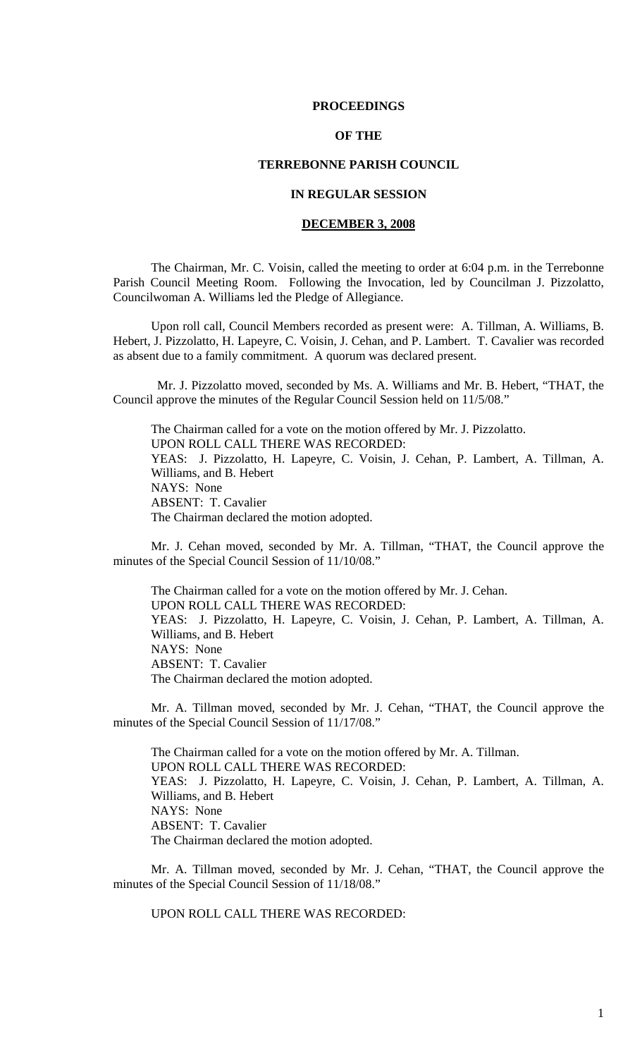**PROCEEDINGS**

**OF THE**

**TERREBONNE PARISH COUNCIL**

**IN REGULAR SESSION**

**DECEMBER 3, 2008**

The Chairman, Mr. C. Voisin, called the meeting to order at 6:04 p.m. in the Terrebonne Parish Council Meeting Room. Following the Invocation, led by Councilman J. Pizzolatto, Councilwoman A. Williams led the Pledge of Allegiance.

Upon roll call, Council Members recorded as present were: A. Tillman, A. Williams, B. Hebert, J. Pizzolatto, H. Lapeyre, C. Voisin, J. Cehan, and P. Lambert. T. Cavalier was recorded as absent due to a family commitment. A quorum was declared present.

Mr. J. Pizzolatto moved, seconded by Ms. A. Williams and Mr. B. Hebert, "THAT, the Council approve the minutes of the Regular Council Session held on 11/5/08."

The Chairman called for a vote on the motion offered by Mr. J. Pizzolatto.
UPON ROLL CALL THERE WAS RECORDED:
YEAS: J. Pizzolatto, H. Lapeyre, C. Voisin, J. Cehan, P. Lambert, A. Tillman, A. Williams, and B. Hebert
NAYS: None
ABSENT: T. Cavalier
The Chairman declared the motion adopted.

Mr. J. Cehan moved, seconded by Mr. A. Tillman, "THAT, the Council approve the minutes of the Special Council Session of 11/10/08."

The Chairman called for a vote on the motion offered by Mr. J. Cehan.
UPON ROLL CALL THERE WAS RECORDED:
YEAS: J. Pizzolatto, H. Lapeyre, C. Voisin, J. Cehan, P. Lambert, A. Tillman, A. Williams, and B. Hebert
NAYS: None
ABSENT: T. Cavalier
The Chairman declared the motion adopted.

Mr. A. Tillman moved, seconded by Mr. J. Cehan, "THAT, the Council approve the minutes of the Special Council Session of 11/17/08."

The Chairman called for a vote on the motion offered by Mr. A. Tillman.
UPON ROLL CALL THERE WAS RECORDED:
YEAS: J. Pizzolatto, H. Lapeyre, C. Voisin, J. Cehan, P. Lambert, A. Tillman, A. Williams, and B. Hebert
NAYS: None
ABSENT: T. Cavalier
The Chairman declared the motion adopted.

Mr. A. Tillman moved, seconded by Mr. J. Cehan, "THAT, the Council approve the minutes of the Special Council Session of 11/18/08."

UPON ROLL CALL THERE WAS RECORDED: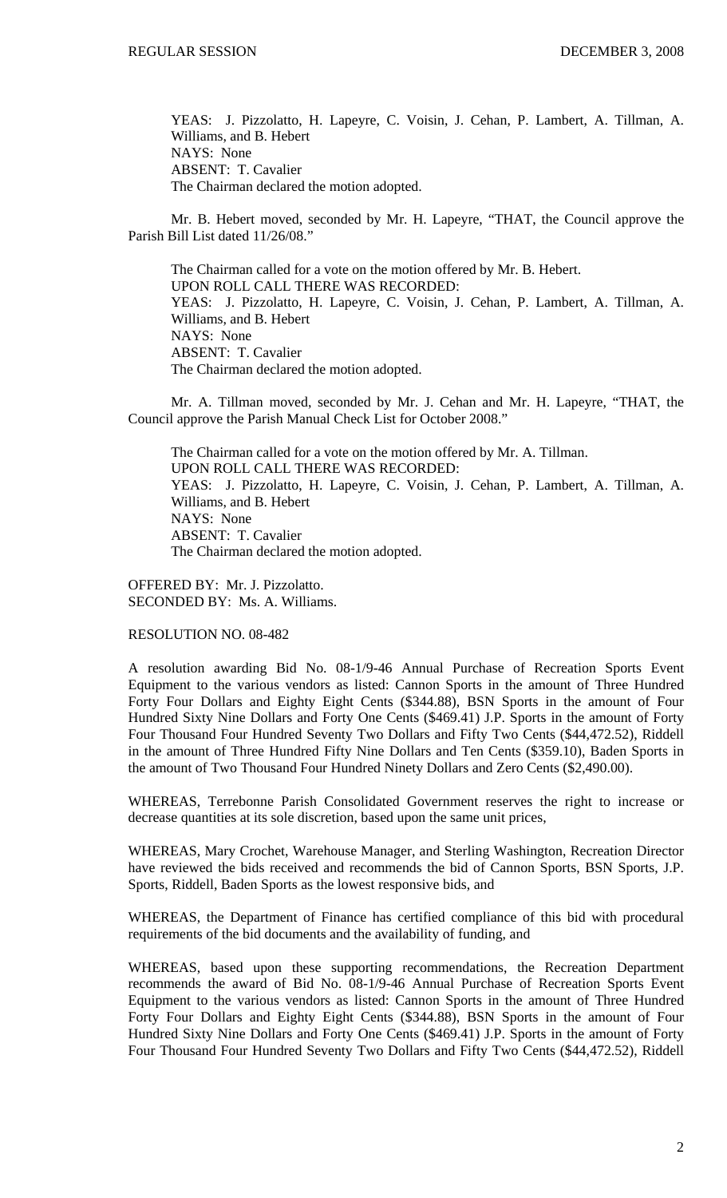YEAS: J. Pizzolatto, H. Lapeyre, C. Voisin, J. Cehan, P. Lambert, A. Tillman, A. Williams, and B. Hebert
NAYS: None
ABSENT: T. Cavalier
The Chairman declared the motion adopted.

Mr. B. Hebert moved, seconded by Mr. H. Lapeyre, "THAT, the Council approve the Parish Bill List dated 11/26/08."

The Chairman called for a vote on the motion offered by Mr. B. Hebert.
UPON ROLL CALL THERE WAS RECORDED:
YEAS: J. Pizzolatto, H. Lapeyre, C. Voisin, J. Cehan, P. Lambert, A. Tillman, A. Williams, and B. Hebert
NAYS: None
ABSENT: T. Cavalier
The Chairman declared the motion adopted.

Mr. A. Tillman moved, seconded by Mr. J. Cehan and Mr. H. Lapeyre, "THAT, the Council approve the Parish Manual Check List for October 2008."

The Chairman called for a vote on the motion offered by Mr. A. Tillman.
UPON ROLL CALL THERE WAS RECORDED:
YEAS: J. Pizzolatto, H. Lapeyre, C. Voisin, J. Cehan, P. Lambert, A. Tillman, A. Williams, and B. Hebert
NAYS: None
ABSENT: T. Cavalier
The Chairman declared the motion adopted.

OFFERED BY: Mr. J. Pizzolatto.
SECONDED BY: Ms. A. Williams.

RESOLUTION NO. 08-482

A resolution awarding Bid No. 08-1/9-46 Annual Purchase of Recreation Sports Event Equipment to the various vendors as listed: Cannon Sports in the amount of Three Hundred Forty Four Dollars and Eighty Eight Cents ($344.88), BSN Sports in the amount of Four Hundred Sixty Nine Dollars and Forty One Cents ($469.41) J.P. Sports in the amount of Forty Four Thousand Four Hundred Seventy Two Dollars and Fifty Two Cents ($44,472.52), Riddell in the amount of Three Hundred Fifty Nine Dollars and Ten Cents ($359.10), Baden Sports in the amount of Two Thousand Four Hundred Ninety Dollars and Zero Cents ($2,490.00).

WHEREAS, Terrebonne Parish Consolidated Government reserves the right to increase or decrease quantities at its sole discretion, based upon the same unit prices,

WHEREAS, Mary Crochet, Warehouse Manager, and Sterling Washington, Recreation Director have reviewed the bids received and recommends the bid of Cannon Sports, BSN Sports, J.P. Sports, Riddell, Baden Sports as the lowest responsive bids, and

WHEREAS, the Department of Finance has certified compliance of this bid with procedural requirements of the bid documents and the availability of funding, and

WHEREAS, based upon these supporting recommendations, the Recreation Department recommends the award of Bid No. 08-1/9-46 Annual Purchase of Recreation Sports Event Equipment to the various vendors as listed: Cannon Sports in the amount of Three Hundred Forty Four Dollars and Eighty Eight Cents ($344.88), BSN Sports in the amount of Four Hundred Sixty Nine Dollars and Forty One Cents ($469.41) J.P. Sports in the amount of Forty Four Thousand Four Hundred Seventy Two Dollars and Fifty Two Cents ($44,472.52), Riddell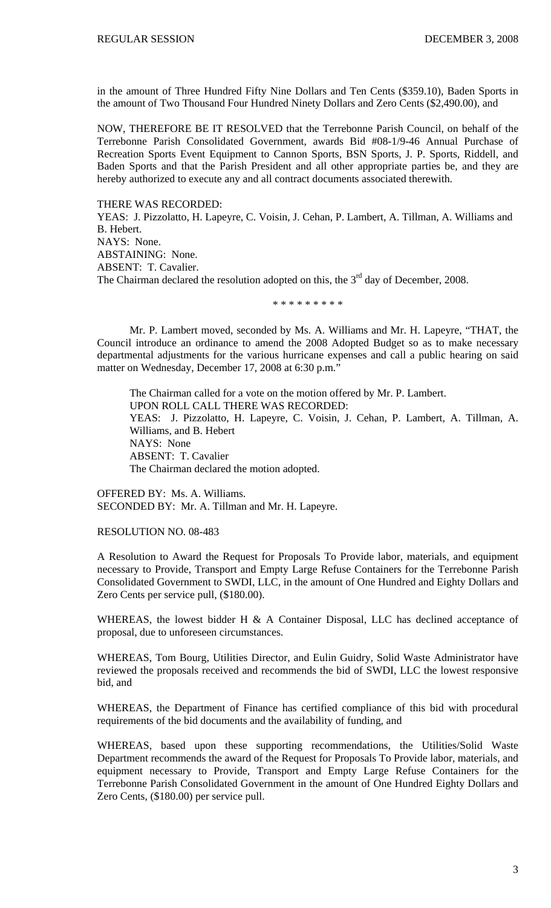in the amount of Three Hundred Fifty Nine Dollars and Ten Cents ($359.10), Baden Sports in the amount of Two Thousand Four Hundred Ninety Dollars and Zero Cents ($2,490.00), and

NOW, THEREFORE BE IT RESOLVED that the Terrebonne Parish Council, on behalf of the Terrebonne Parish Consolidated Government, awards Bid #08-1/9-46 Annual Purchase of Recreation Sports Event Equipment to Cannon Sports, BSN Sports, J. P. Sports, Riddell, and Baden Sports and that the Parish President and all other appropriate parties be, and they are hereby authorized to execute any and all contract documents associated therewith.

THERE WAS RECORDED:
YEAS: J. Pizzolatto, H. Lapeyre, C. Voisin, J. Cehan, P. Lambert, A. Tillman, A. Williams and B. Hebert.
NAYS: None.
ABSTAINING: None.
ABSENT: T. Cavalier.
The Chairman declared the resolution adopted on this, the 3rd day of December, 2008.

\* \* \* \* \* \* \* \* \*

Mr. P. Lambert moved, seconded by Ms. A. Williams and Mr. H. Lapeyre, "THAT, the Council introduce an ordinance to amend the 2008 Adopted Budget so as to make necessary departmental adjustments for the various hurricane expenses and call a public hearing on said matter on Wednesday, December 17, 2008 at 6:30 p.m."

The Chairman called for a vote on the motion offered by Mr. P. Lambert.
UPON ROLL CALL THERE WAS RECORDED:
YEAS: J. Pizzolatto, H. Lapeyre, C. Voisin, J. Cehan, P. Lambert, A. Tillman, A. Williams, and B. Hebert
NAYS: None
ABSENT: T. Cavalier
The Chairman declared the motion adopted.

OFFERED BY: Ms. A. Williams.
SECONDED BY: Mr. A. Tillman and Mr. H. Lapeyre.

RESOLUTION NO. 08-483

A Resolution to Award the Request for Proposals To Provide labor, materials, and equipment necessary to Provide, Transport and Empty Large Refuse Containers for the Terrebonne Parish Consolidated Government to SWDI, LLC, in the amount of One Hundred and Eighty Dollars and Zero Cents per service pull, ($180.00).

WHEREAS, the lowest bidder H & A Container Disposal, LLC has declined acceptance of proposal, due to unforeseen circumstances.

WHEREAS, Tom Bourg, Utilities Director, and Eulin Guidry, Solid Waste Administrator have reviewed the proposals received and recommends the bid of SWDI, LLC the lowest responsive bid, and

WHEREAS, the Department of Finance has certified compliance of this bid with procedural requirements of the bid documents and the availability of funding, and

WHEREAS, based upon these supporting recommendations, the Utilities/Solid Waste Department recommends the award of the Request for Proposals To Provide labor, materials, and equipment necessary to Provide, Transport and Empty Large Refuse Containers for the Terrebonne Parish Consolidated Government in the amount of One Hundred Eighty Dollars and Zero Cents, ($180.00) per service pull.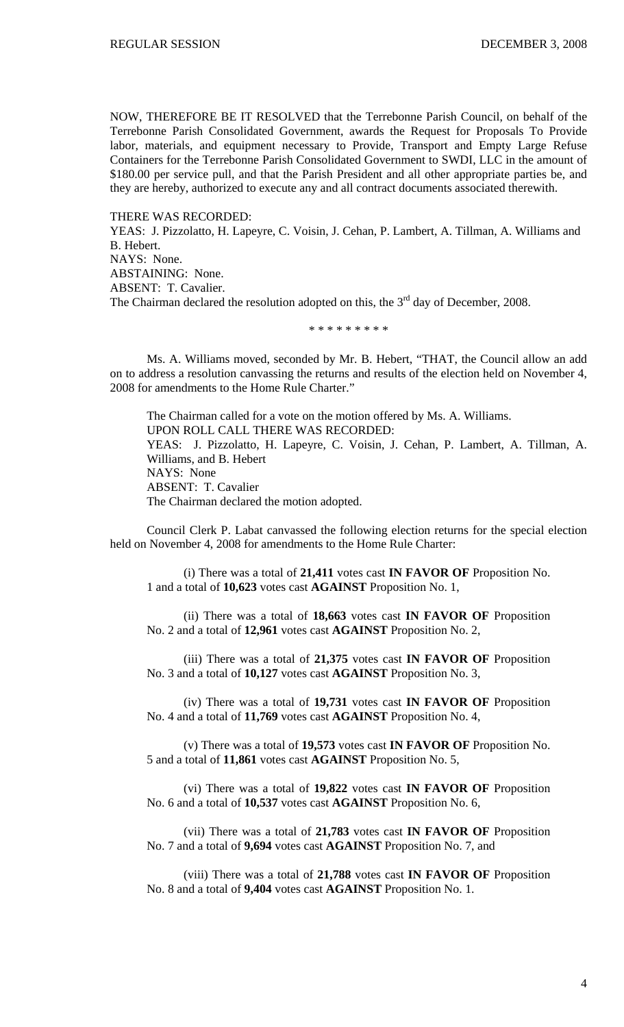NOW, THEREFORE BE IT RESOLVED that the Terrebonne Parish Council, on behalf of the Terrebonne Parish Consolidated Government, awards the Request for Proposals To Provide labor, materials, and equipment necessary to Provide, Transport and Empty Large Refuse Containers for the Terrebonne Parish Consolidated Government to SWDI, LLC in the amount of $180.00 per service pull, and that the Parish President and all other appropriate parties be, and they are hereby, authorized to execute any and all contract documents associated therewith.

THERE WAS RECORDED:
YEAS: J. Pizzolatto, H. Lapeyre, C. Voisin, J. Cehan, P. Lambert, A. Tillman, A. Williams and B. Hebert.
NAYS: None.
ABSTAINING: None.
ABSENT: T. Cavalier.
The Chairman declared the resolution adopted on this, the 3rd day of December, 2008.

\* \* \* \* \* \* \* \* \*

Ms. A. Williams moved, seconded by Mr. B. Hebert, "THAT, the Council allow an add on to address a resolution canvassing the returns and results of the election held on November 4, 2008 for amendments to the Home Rule Charter."

The Chairman called for a vote on the motion offered by Ms. A. Williams.
UPON ROLL CALL THERE WAS RECORDED:
YEAS: J. Pizzolatto, H. Lapeyre, C. Voisin, J. Cehan, P. Lambert, A. Tillman, A. Williams, and B. Hebert
NAYS: None
ABSENT: T. Cavalier
The Chairman declared the motion adopted.

Council Clerk P. Labat canvassed the following election returns for the special election held on November 4, 2008 for amendments to the Home Rule Charter:

(i) There was a total of **21,411** votes cast **IN FAVOR OF** Proposition No. 1 and a total of **10,623** votes cast **AGAINST** Proposition No. 1,

(ii) There was a total of **18,663** votes cast **IN FAVOR OF** Proposition No. 2 and a total of **12,961** votes cast **AGAINST** Proposition No. 2,

(iii) There was a total of **21,375** votes cast **IN FAVOR OF** Proposition No. 3 and a total of **10,127** votes cast **AGAINST** Proposition No. 3,

(iv) There was a total of **19,731** votes cast **IN FAVOR OF** Proposition No. 4 and a total of **11,769** votes cast **AGAINST** Proposition No. 4,

(v) There was a total of **19,573** votes cast **IN FAVOR OF** Proposition No. 5 and a total of **11,861** votes cast **AGAINST** Proposition No. 5,

(vi) There was a total of **19,822** votes cast **IN FAVOR OF** Proposition No. 6 and a total of **10,537** votes cast **AGAINST** Proposition No. 6,

(vii) There was a total of **21,783** votes cast **IN FAVOR OF** Proposition No. 7 and a total of **9,694** votes cast **AGAINST** Proposition No. 7, and

(viii) There was a total of **21,788** votes cast **IN FAVOR OF** Proposition No. 8 and a total of **9,404** votes cast **AGAINST** Proposition No. 1.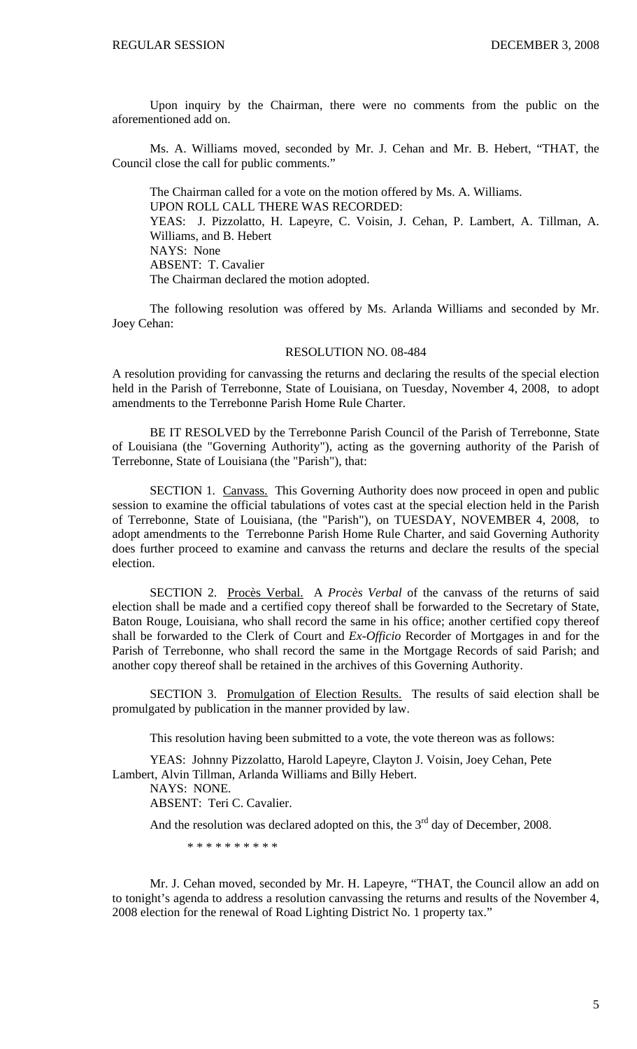Upon inquiry by the Chairman, there were no comments from the public on the aforementioned add on.

Ms. A. Williams moved, seconded by Mr. J. Cehan and Mr. B. Hebert, "THAT, the Council close the call for public comments."

The Chairman called for a vote on the motion offered by Ms. A. Williams.
UPON ROLL CALL THERE WAS RECORDED:
YEAS: J. Pizzolatto, H. Lapeyre, C. Voisin, J. Cehan, P. Lambert, A. Tillman, A. Williams, and B. Hebert
NAYS: None
ABSENT: T. Cavalier
The Chairman declared the motion adopted.

The following resolution was offered by Ms. Arlanda Williams and seconded by Mr. Joey Cehan:

RESOLUTION NO. 08-484

A resolution providing for canvassing the returns and declaring the results of the special election held in the Parish of Terrebonne, State of Louisiana, on Tuesday, November 4, 2008, to adopt amendments to the Terrebonne Parish Home Rule Charter.

BE IT RESOLVED by the Terrebonne Parish Council of the Parish of Terrebonne, State of Louisiana (the "Governing Authority"), acting as the governing authority of the Parish of Terrebonne, State of Louisiana (the "Parish"), that:

SECTION 1. Canvass. This Governing Authority does now proceed in open and public session to examine the official tabulations of votes cast at the special election held in the Parish of Terrebonne, State of Louisiana, (the "Parish"), on TUESDAY, NOVEMBER 4, 2008, to adopt amendments to the Terrebonne Parish Home Rule Charter, and said Governing Authority does further proceed to examine and canvass the returns and declare the results of the special election.

SECTION 2. Procès Verbal. A *Procès Verbal* of the canvass of the returns of said election shall be made and a certified copy thereof shall be forwarded to the Secretary of State, Baton Rouge, Louisiana, who shall record the same in his office; another certified copy thereof shall be forwarded to the Clerk of Court and *Ex-Officio* Recorder of Mortgages in and for the Parish of Terrebonne, who shall record the same in the Mortgage Records of said Parish; and another copy thereof shall be retained in the archives of this Governing Authority.

SECTION 3. Promulgation of Election Results. The results of said election shall be promulgated by publication in the manner provided by law.

This resolution having been submitted to a vote, the vote thereon was as follows:

YEAS: Johnny Pizzolatto, Harold Lapeyre, Clayton J. Voisin, Joey Cehan, Pete Lambert, Alvin Tillman, Arlanda Williams and Billy Hebert.
NAYS: NONE.
ABSENT: Teri C. Cavalier.

And the resolution was declared adopted on this, the 3rd day of December, 2008.

\* \* \* \* \* \* \* \* \* \*

Mr. J. Cehan moved, seconded by Mr. H. Lapeyre, "THAT, the Council allow an add on to tonight's agenda to address a resolution canvassing the returns and results of the November 4, 2008 election for the renewal of Road Lighting District No. 1 property tax."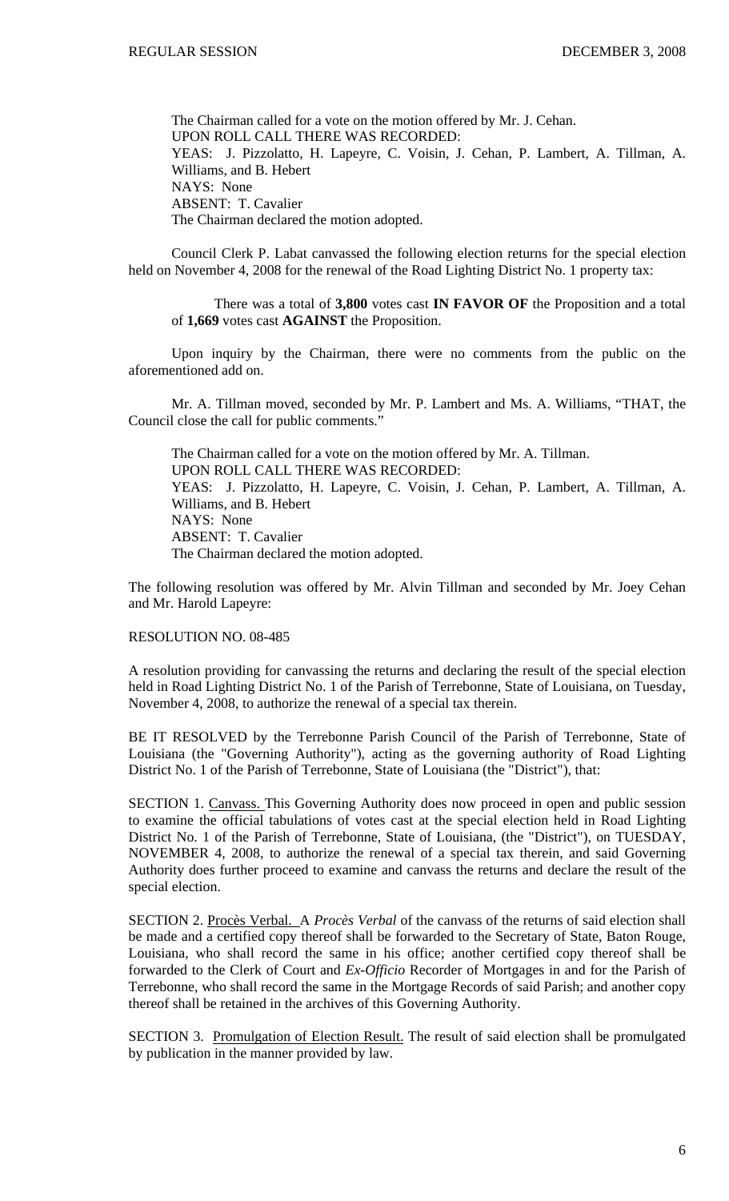The Chairman called for a vote on the motion offered by Mr. J. Cehan.
UPON ROLL CALL THERE WAS RECORDED:
YEAS: J. Pizzolatto, H. Lapeyre, C. Voisin, J. Cehan, P. Lambert, A. Tillman, A. Williams, and B. Hebert
NAYS: None
ABSENT: T. Cavalier
The Chairman declared the motion adopted.

Council Clerk P. Labat canvassed the following election returns for the special election held on November 4, 2008 for the renewal of the Road Lighting District No. 1 property tax:

There was a total of **3,800** votes cast **IN FAVOR OF** the Proposition and a total of **1,669** votes cast **AGAINST** the Proposition.

Upon inquiry by the Chairman, there were no comments from the public on the aforementioned add on.

Mr. A. Tillman moved, seconded by Mr. P. Lambert and Ms. A. Williams, "THAT, the Council close the call for public comments."

The Chairman called for a vote on the motion offered by Mr. A. Tillman.
UPON ROLL CALL THERE WAS RECORDED:
YEAS: J. Pizzolatto, H. Lapeyre, C. Voisin, J. Cehan, P. Lambert, A. Tillman, A. Williams, and B. Hebert
NAYS: None
ABSENT: T. Cavalier
The Chairman declared the motion adopted.

The following resolution was offered by Mr. Alvin Tillman and seconded by Mr. Joey Cehan and Mr. Harold Lapeyre:

RESOLUTION NO. 08-485

A resolution providing for canvassing the returns and declaring the result of the special election held in Road Lighting District No. 1 of the Parish of Terrebonne, State of Louisiana, on Tuesday, November 4, 2008, to authorize the renewal of a special tax therein.

BE IT RESOLVED by the Terrebonne Parish Council of the Parish of Terrebonne, State of Louisiana (the "Governing Authority"), acting as the governing authority of Road Lighting District No. 1 of the Parish of Terrebonne, State of Louisiana (the "District"), that:

SECTION 1. Canvass. This Governing Authority does now proceed in open and public session to examine the official tabulations of votes cast at the special election held in Road Lighting District No. 1 of the Parish of Terrebonne, State of Louisiana, (the "District"), on TUESDAY, NOVEMBER 4, 2008, to authorize the renewal of a special tax therein, and said Governing Authority does further proceed to examine and canvass the returns and declare the result of the special election.

SECTION 2. Procès Verbal. A *Procès Verbal* of the canvass of the returns of said election shall be made and a certified copy thereof shall be forwarded to the Secretary of State, Baton Rouge, Louisiana, who shall record the same in his office; another certified copy thereof shall be forwarded to the Clerk of Court and *Ex-Officio* Recorder of Mortgages in and for the Parish of Terrebonne, who shall record the same in the Mortgage Records of said Parish; and another copy thereof shall be retained in the archives of this Governing Authority.

SECTION 3. Promulgation of Election Result. The result of said election shall be promulgated by publication in the manner provided by law.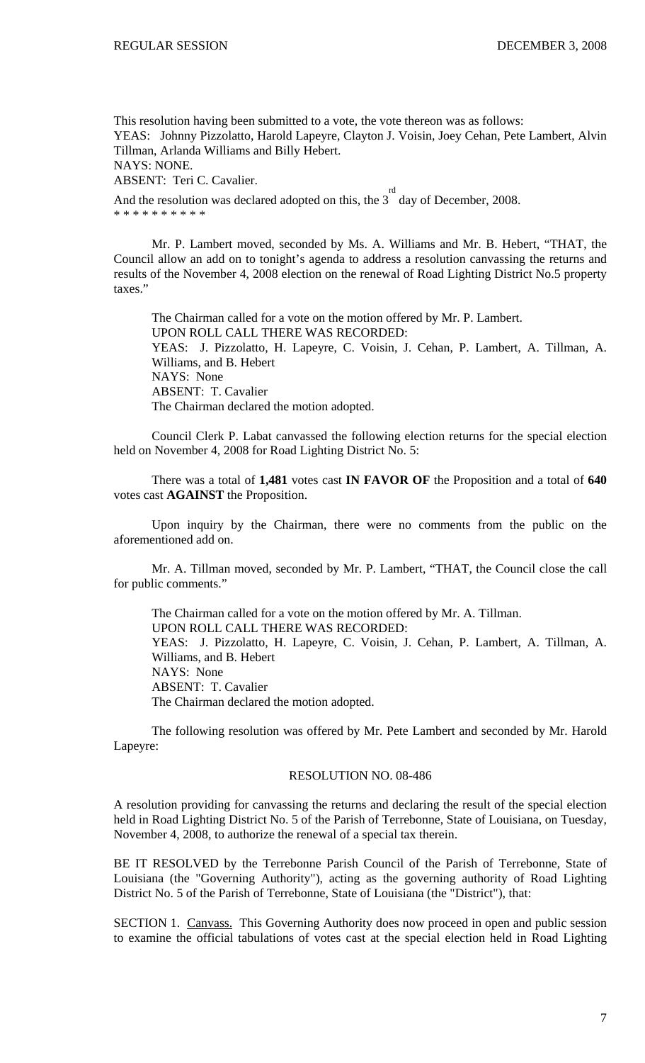This resolution having been submitted to a vote, the vote thereon was as follows:

YEAS: Johnny Pizzolatto, Harold Lapeyre, Clayton J. Voisin, Joey Cehan, Pete Lambert, Alvin Tillman, Arlanda Williams and Billy Hebert.

NAYS: NONE.

ABSENT: Teri C. Cavalier.

And the resolution was declared adopted on this, the 3rd day of December, 2008.

* * * * * * * * * *

Mr. P. Lambert moved, seconded by Ms. A. Williams and Mr. B. Hebert, "THAT, the Council allow an add on to tonight's agenda to address a resolution canvassing the returns and results of the November 4, 2008 election on the renewal of Road Lighting District No.5 property taxes."

The Chairman called for a vote on the motion offered by Mr. P. Lambert.
UPON ROLL CALL THERE WAS RECORDED:
YEAS: J. Pizzolatto, H. Lapeyre, C. Voisin, J. Cehan, P. Lambert, A. Tillman, A. Williams, and B. Hebert
NAYS: None
ABSENT: T. Cavalier
The Chairman declared the motion adopted.

Council Clerk P. Labat canvassed the following election returns for the special election held on November 4, 2008 for Road Lighting District No. 5:

There was a total of **1,481** votes cast **IN FAVOR OF** the Proposition and a total of **640** votes cast **AGAINST** the Proposition.

Upon inquiry by the Chairman, there were no comments from the public on the aforementioned add on.

Mr. A. Tillman moved, seconded by Mr. P. Lambert, "THAT, the Council close the call for public comments."

The Chairman called for a vote on the motion offered by Mr. A. Tillman.
UPON ROLL CALL THERE WAS RECORDED:
YEAS: J. Pizzolatto, H. Lapeyre, C. Voisin, J. Cehan, P. Lambert, A. Tillman, A. Williams, and B. Hebert
NAYS: None
ABSENT: T. Cavalier
The Chairman declared the motion adopted.

The following resolution was offered by Mr. Pete Lambert and seconded by Mr. Harold Lapeyre:

RESOLUTION NO. 08-486

A resolution providing for canvassing the returns and declaring the result of the special election held in Road Lighting District No. 5 of the Parish of Terrebonne, State of Louisiana, on Tuesday, November 4, 2008, to authorize the renewal of a special tax therein.

BE IT RESOLVED by the Terrebonne Parish Council of the Parish of Terrebonne, State of Louisiana (the "Governing Authority"), acting as the governing authority of Road Lighting District No. 5 of the Parish of Terrebonne, State of Louisiana (the "District"), that:

SECTION 1. Canvass. This Governing Authority does now proceed in open and public session to examine the official tabulations of votes cast at the special election held in Road Lighting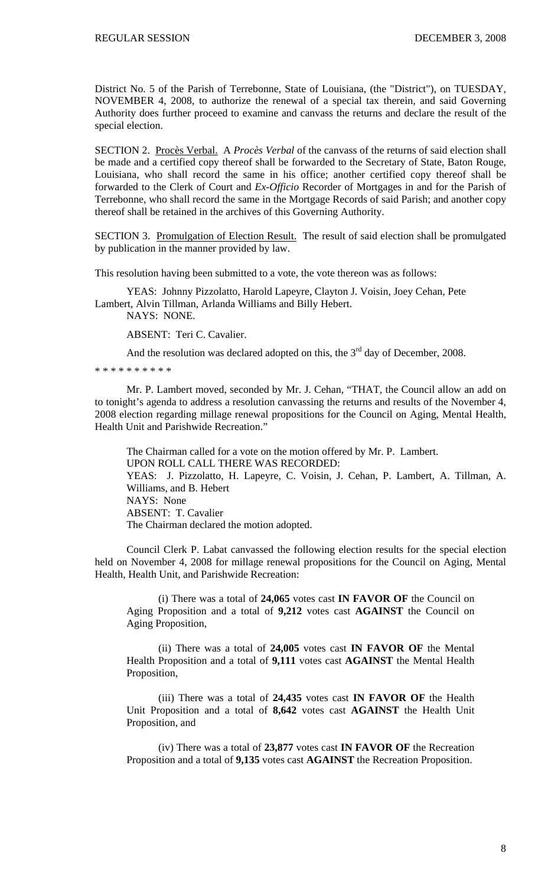District No. 5 of the Parish of Terrebonne, State of Louisiana, (the "District"), on TUESDAY, NOVEMBER 4, 2008, to authorize the renewal of a special tax therein, and said Governing Authority does further proceed to examine and canvass the returns and declare the result of the special election.

SECTION 2. Procès Verbal. A *Procès Verbal* of the canvass of the returns of said election shall be made and a certified copy thereof shall be forwarded to the Secretary of State, Baton Rouge, Louisiana, who shall record the same in his office; another certified copy thereof shall be forwarded to the Clerk of Court and *Ex-Officio* Recorder of Mortgages in and for the Parish of Terrebonne, who shall record the same in the Mortgage Records of said Parish; and another copy thereof shall be retained in the archives of this Governing Authority.

SECTION 3. Promulgation of Election Result. The result of said election shall be promulgated by publication in the manner provided by law.

This resolution having been submitted to a vote, the vote thereon was as follows:

YEAS: Johnny Pizzolatto, Harold Lapeyre, Clayton J. Voisin, Joey Cehan, Pete Lambert, Alvin Tillman, Arlanda Williams and Billy Hebert.

NAYS: NONE.

ABSENT: Teri C. Cavalier.

And the resolution was declared adopted on this, the 3rd day of December, 2008.

* * * * * * * * * *

Mr. P. Lambert moved, seconded by Mr. J. Cehan, "THAT, the Council allow an add on to tonight's agenda to address a resolution canvassing the returns and results of the November 4, 2008 election regarding millage renewal propositions for the Council on Aging, Mental Health, Health Unit and Parishwide Recreation."

The Chairman called for a vote on the motion offered by Mr. P. Lambert.
UPON ROLL CALL THERE WAS RECORDED:
YEAS: J. Pizzolatto, H. Lapeyre, C. Voisin, J. Cehan, P. Lambert, A. Tillman, A. Williams, and B. Hebert
NAYS: None
ABSENT: T. Cavalier
The Chairman declared the motion adopted.

Council Clerk P. Labat canvassed the following election results for the special election held on November 4, 2008 for millage renewal propositions for the Council on Aging, Mental Health, Health Unit, and Parishwide Recreation:

(i) There was a total of **24,065** votes cast **IN FAVOR OF** the Council on Aging Proposition and a total of **9,212** votes cast **AGAINST** the Council on Aging Proposition,

(ii) There was a total of **24,005** votes cast **IN FAVOR OF** the Mental Health Proposition and a total of **9,111** votes cast **AGAINST** the Mental Health Proposition,

(iii) There was a total of **24,435** votes cast **IN FAVOR OF** the Health Unit Proposition and a total of **8,642** votes cast **AGAINST** the Health Unit Proposition, and

(iv) There was a total of **23,877** votes cast **IN FAVOR OF** the Recreation Proposition and a total of **9,135** votes cast **AGAINST** the Recreation Proposition.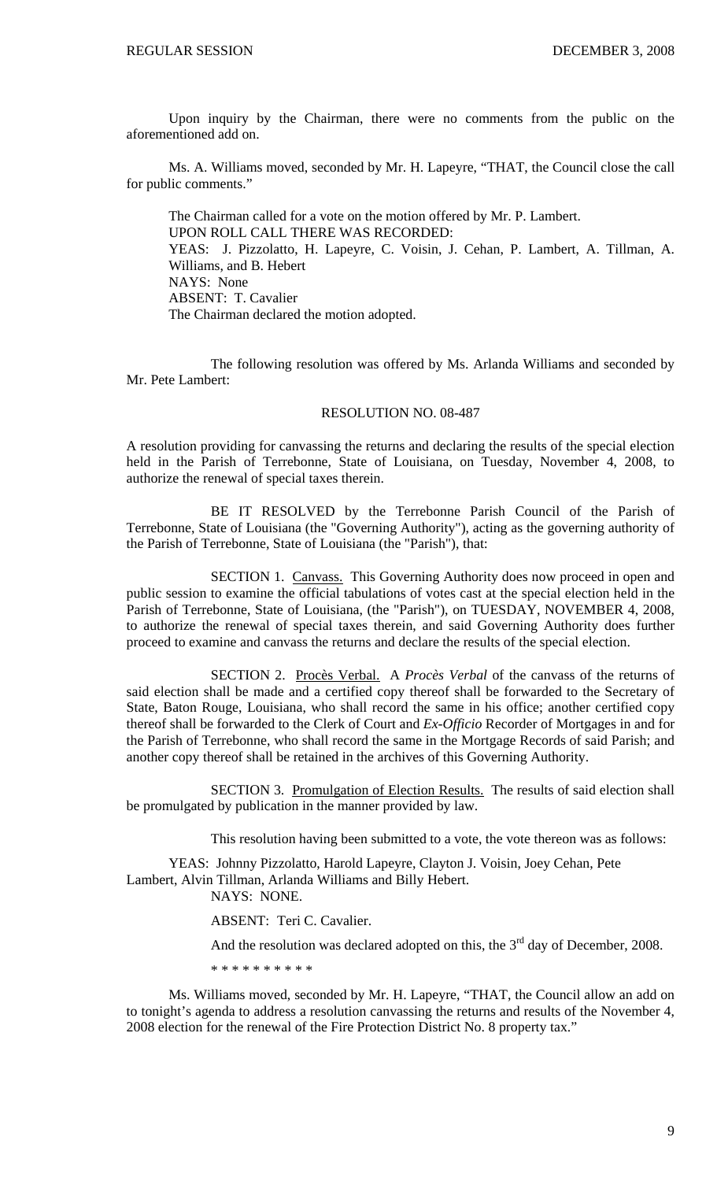Upon inquiry by the Chairman, there were no comments from the public on the aforementioned add on.

Ms. A. Williams moved, seconded by Mr. H. Lapeyre, "THAT, the Council close the call for public comments."

The Chairman called for a vote on the motion offered by Mr. P. Lambert.
UPON ROLL CALL THERE WAS RECORDED:
YEAS: J. Pizzolatto, H. Lapeyre, C. Voisin, J. Cehan, P. Lambert, A. Tillman, A. Williams, and B. Hebert
NAYS: None
ABSENT: T. Cavalier
The Chairman declared the motion adopted.

The following resolution was offered by Ms. Arlanda Williams and seconded by Mr. Pete Lambert:

RESOLUTION NO. 08-487

A resolution providing for canvassing the returns and declaring the results of the special election held in the Parish of Terrebonne, State of Louisiana, on Tuesday, November 4, 2008, to authorize the renewal of special taxes therein.

BE IT RESOLVED by the Terrebonne Parish Council of the Parish of Terrebonne, State of Louisiana (the "Governing Authority"), acting as the governing authority of the Parish of Terrebonne, State of Louisiana (the "Parish"), that:

SECTION 1. Canvass. This Governing Authority does now proceed in open and public session to examine the official tabulations of votes cast at the special election held in the Parish of Terrebonne, State of Louisiana, (the "Parish"), on TUESDAY, NOVEMBER 4, 2008, to authorize the renewal of special taxes therein, and said Governing Authority does further proceed to examine and canvass the returns and declare the results of the special election.

SECTION 2. Procès Verbal. A *Procès Verbal* of the canvass of the returns of said election shall be made and a certified copy thereof shall be forwarded to the Secretary of State, Baton Rouge, Louisiana, who shall record the same in his office; another certified copy thereof shall be forwarded to the Clerk of Court and *Ex-Officio* Recorder of Mortgages in and for the Parish of Terrebonne, who shall record the same in the Mortgage Records of said Parish; and another copy thereof shall be retained in the archives of this Governing Authority.

SECTION 3. Promulgation of Election Results. The results of said election shall be promulgated by publication in the manner provided by law.

This resolution having been submitted to a vote, the vote thereon was as follows:

YEAS: Johnny Pizzolatto, Harold Lapeyre, Clayton J. Voisin, Joey Cehan, Pete Lambert, Alvin Tillman, Arlanda Williams and Billy Hebert.
NAYS: NONE.

ABSENT: Teri C. Cavalier.

And the resolution was declared adopted on this, the 3rd day of December, 2008.

* * * * * * * * * *

Ms. Williams moved, seconded by Mr. H. Lapeyre, "THAT, the Council allow an add on to tonight's agenda to address a resolution canvassing the returns and results of the November 4, 2008 election for the renewal of the Fire Protection District No. 8 property tax."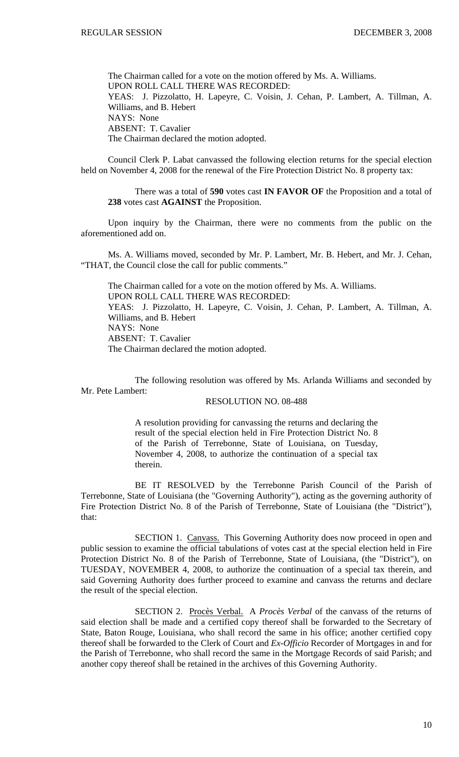The Chairman called for a vote on the motion offered by Ms. A. Williams.
UPON ROLL CALL THERE WAS RECORDED:
YEAS: J. Pizzolatto, H. Lapeyre, C. Voisin, J. Cehan, P. Lambert, A. Tillman, A. Williams, and B. Hebert
NAYS: None
ABSENT: T. Cavalier
The Chairman declared the motion adopted.

Council Clerk P. Labat canvassed the following election returns for the special election held on November 4, 2008 for the renewal of the Fire Protection District No. 8 property tax:

There was a total of **590** votes cast **IN FAVOR OF** the Proposition and a total of **238** votes cast **AGAINST** the Proposition.

Upon inquiry by the Chairman, there were no comments from the public on the aforementioned add on.

Ms. A. Williams moved, seconded by Mr. P. Lambert, Mr. B. Hebert, and Mr. J. Cehan, "THAT, the Council close the call for public comments."

The Chairman called for a vote on the motion offered by Ms. A. Williams.
UPON ROLL CALL THERE WAS RECORDED:
YEAS: J. Pizzolatto, H. Lapeyre, C. Voisin, J. Cehan, P. Lambert, A. Tillman, A. Williams, and B. Hebert
NAYS: None
ABSENT: T. Cavalier
The Chairman declared the motion adopted.

The following resolution was offered by Ms. Arlanda Williams and seconded by Mr. Pete Lambert:

RESOLUTION NO. 08-488

> A resolution providing for canvassing the returns and declaring the result of the special election held in Fire Protection District No. 8 of the Parish of Terrebonne, State of Louisiana, on Tuesday, November 4, 2008, to authorize the continuation of a special tax therein.

BE IT RESOLVED by the Terrebonne Parish Council of the Parish of Terrebonne, State of Louisiana (the "Governing Authority"), acting as the governing authority of Fire Protection District No. 8 of the Parish of Terrebonne, State of Louisiana (the "District"), that:

SECTION 1. Canvass. This Governing Authority does now proceed in open and public session to examine the official tabulations of votes cast at the special election held in Fire Protection District No. 8 of the Parish of Terrebonne, State of Louisiana, (the "District"), on TUESDAY, NOVEMBER 4, 2008, to authorize the continuation of a special tax therein, and said Governing Authority does further proceed to examine and canvass the returns and declare the result of the special election.

SECTION 2. Procès Verbal. A *Procès Verbal* of the canvass of the returns of said election shall be made and a certified copy thereof shall be forwarded to the Secretary of State, Baton Rouge, Louisiana, who shall record the same in his office; another certified copy thereof shall be forwarded to the Clerk of Court and *Ex-Officio* Recorder of Mortgages in and for the Parish of Terrebonne, who shall record the same in the Mortgage Records of said Parish; and another copy thereof shall be retained in the archives of this Governing Authority.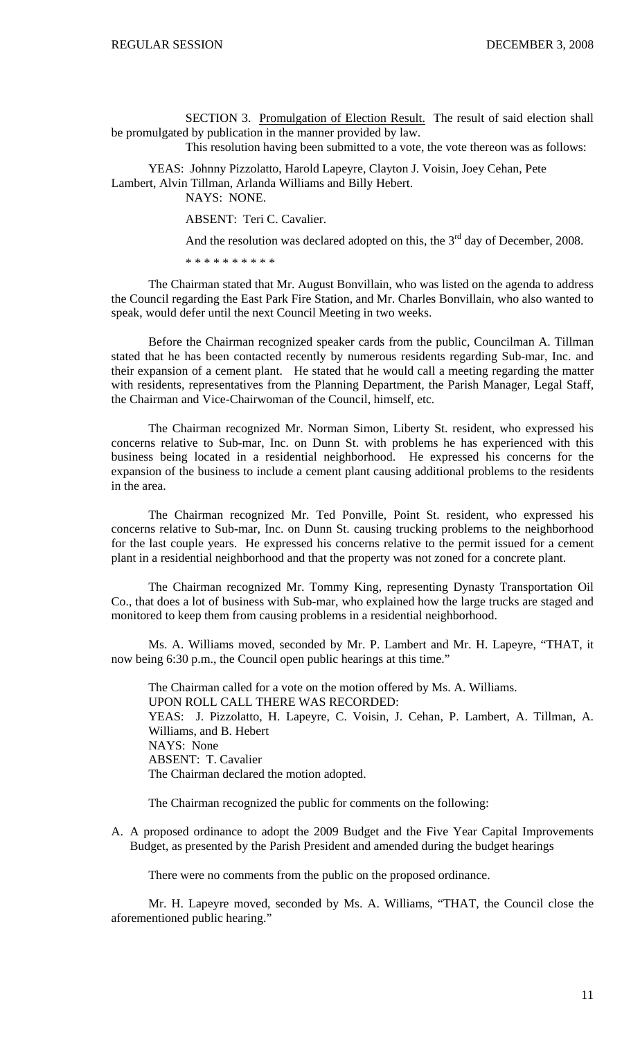SECTION 3. Promulgation of Election Result. The result of said election shall be promulgated by publication in the manner provided by law.

This resolution having been submitted to a vote, the vote thereon was as follows:

YEAS: Johnny Pizzolatto, Harold Lapeyre, Clayton J. Voisin, Joey Cehan, Pete Lambert, Alvin Tillman, Arlanda Williams and Billy Hebert.

NAYS: NONE.

ABSENT: Teri C. Cavalier.

And the resolution was declared adopted on this, the 3rd day of December, 2008.

\* \* \* \* \* \* \* \* \* \*

The Chairman stated that Mr. August Bonvillain, who was listed on the agenda to address the Council regarding the East Park Fire Station, and Mr. Charles Bonvillain, who also wanted to speak, would defer until the next Council Meeting in two weeks.

Before the Chairman recognized speaker cards from the public, Councilman A. Tillman stated that he has been contacted recently by numerous residents regarding Sub-mar, Inc. and their expansion of a cement plant. He stated that he would call a meeting regarding the matter with residents, representatives from the Planning Department, the Parish Manager, Legal Staff, the Chairman and Vice-Chairwoman of the Council, himself, etc.

The Chairman recognized Mr. Norman Simon, Liberty St. resident, who expressed his concerns relative to Sub-mar, Inc. on Dunn St. with problems he has experienced with this business being located in a residential neighborhood. He expressed his concerns for the expansion of the business to include a cement plant causing additional problems to the residents in the area.

The Chairman recognized Mr. Ted Ponville, Point St. resident, who expressed his concerns relative to Sub-mar, Inc. on Dunn St. causing trucking problems to the neighborhood for the last couple years. He expressed his concerns relative to the permit issued for a cement plant in a residential neighborhood and that the property was not zoned for a concrete plant.

The Chairman recognized Mr. Tommy King, representing Dynasty Transportation Oil Co., that does a lot of business with Sub-mar, who explained how the large trucks are staged and monitored to keep them from causing problems in a residential neighborhood.

Ms. A. Williams moved, seconded by Mr. P. Lambert and Mr. H. Lapeyre, "THAT, it now being 6:30 p.m., the Council open public hearings at this time."

The Chairman called for a vote on the motion offered by Ms. A. Williams.
UPON ROLL CALL THERE WAS RECORDED:
YEAS: J. Pizzolatto, H. Lapeyre, C. Voisin, J. Cehan, P. Lambert, A. Tillman, A. Williams, and B. Hebert
NAYS: None
ABSENT: T. Cavalier
The Chairman declared the motion adopted.

The Chairman recognized the public for comments on the following:

A. A proposed ordinance to adopt the 2009 Budget and the Five Year Capital Improvements Budget, as presented by the Parish President and amended during the budget hearings

There were no comments from the public on the proposed ordinance.

Mr. H. Lapeyre moved, seconded by Ms. A. Williams, "THAT, the Council close the aforementioned public hearing."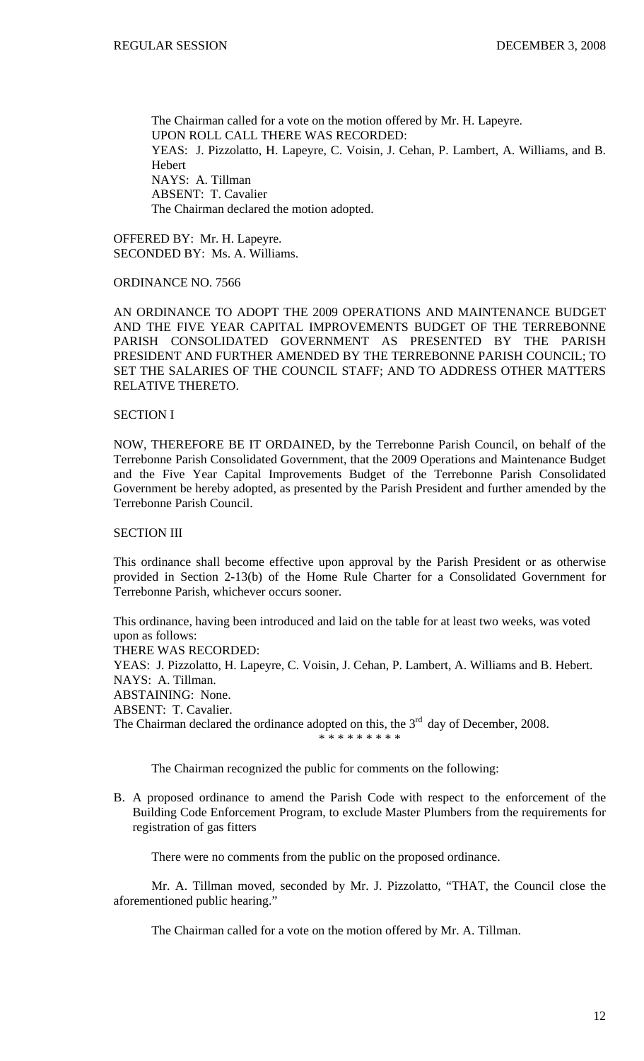The Chairman called for a vote on the motion offered by Mr. H. Lapeyre.
UPON ROLL CALL THERE WAS RECORDED:
YEAS: J. Pizzolatto, H. Lapeyre, C. Voisin, J. Cehan, P. Lambert, A. Williams, and B. Hebert
NAYS: A. Tillman
ABSENT: T. Cavalier
The Chairman declared the motion adopted.

OFFERED BY: Mr. H. Lapeyre.
SECONDED BY: Ms. A. Williams.

ORDINANCE NO. 7566

AN ORDINANCE TO ADOPT THE 2009 OPERATIONS AND MAINTENANCE BUDGET AND THE FIVE YEAR CAPITAL IMPROVEMENTS BUDGET OF THE TERREBONNE PARISH CONSOLIDATED GOVERNMENT AS PRESENTED BY THE PARISH PRESIDENT AND FURTHER AMENDED BY THE TERREBONNE PARISH COUNCIL; TO SET THE SALARIES OF THE COUNCIL STAFF; AND TO ADDRESS OTHER MATTERS RELATIVE THERETO.

SECTION I

NOW, THEREFORE BE IT ORDAINED, by the Terrebonne Parish Council, on behalf of the Terrebonne Parish Consolidated Government, that the 2009 Operations and Maintenance Budget and the Five Year Capital Improvements Budget of the Terrebonne Parish Consolidated Government be hereby adopted, as presented by the Parish President and further amended by the Terrebonne Parish Council.

SECTION III

This ordinance shall become effective upon approval by the Parish President or as otherwise provided in Section 2-13(b) of the Home Rule Charter for a Consolidated Government for Terrebonne Parish, whichever occurs sooner.

This ordinance, having been introduced and laid on the table for at least two weeks, was voted upon as follows:
THERE WAS RECORDED:
YEAS: J. Pizzolatto, H. Lapeyre, C. Voisin, J. Cehan, P. Lambert, A. Williams and B. Hebert.
NAYS: A. Tillman.
ABSTAINING: None.
ABSENT: T. Cavalier.
The Chairman declared the ordinance adopted on this, the 3rd day of December, 2008.

\* \* \* \* \* \* \* \* \*

The Chairman recognized the public for comments on the following:

B. A proposed ordinance to amend the Parish Code with respect to the enforcement of the Building Code Enforcement Program, to exclude Master Plumbers from the requirements for registration of gas fitters

There were no comments from the public on the proposed ordinance.

Mr. A. Tillman moved, seconded by Mr. J. Pizzolatto, "THAT, the Council close the aforementioned public hearing."

The Chairman called for a vote on the motion offered by Mr. A. Tillman.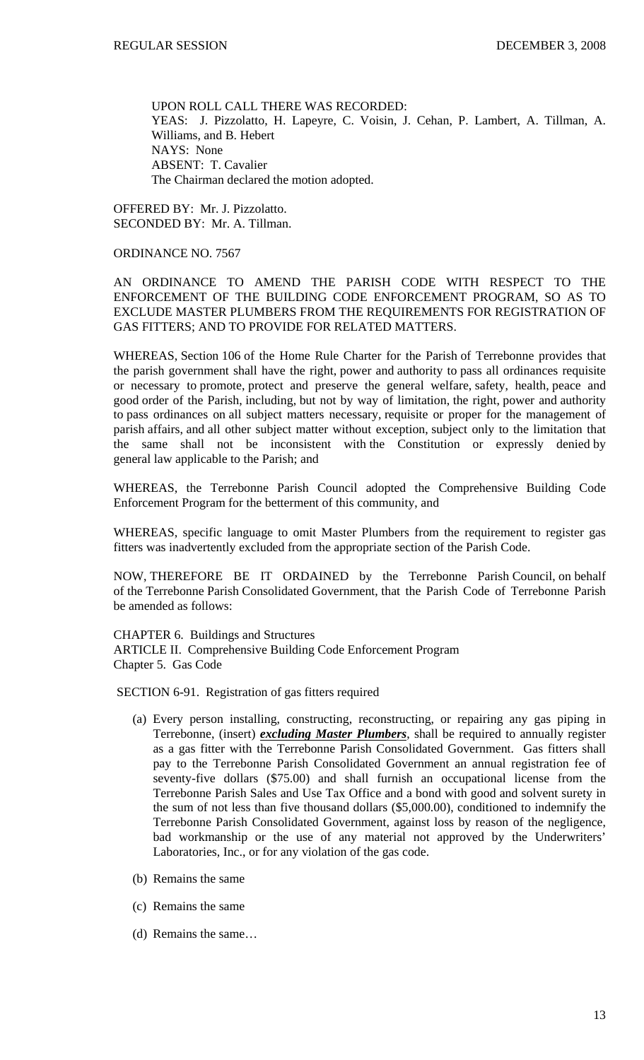UPON ROLL CALL THERE WAS RECORDED:
YEAS: J. Pizzolatto, H. Lapeyre, C. Voisin, J. Cehan, P. Lambert, A. Tillman, A. Williams, and B. Hebert
NAYS: None
ABSENT: T. Cavalier
The Chairman declared the motion adopted.

OFFERED BY: Mr. J. Pizzolatto.
SECONDED BY: Mr. A. Tillman.

ORDINANCE NO. 7567

AN ORDINANCE TO AMEND THE PARISH CODE WITH RESPECT TO THE ENFORCEMENT OF THE BUILDING CODE ENFORCEMENT PROGRAM, SO AS TO EXCLUDE MASTER PLUMBERS FROM THE REQUIREMENTS FOR REGISTRATION OF GAS FITTERS; AND TO PROVIDE FOR RELATED MATTERS.

WHEREAS, Section 106 of the Home Rule Charter for the Parish of Terrebonne provides that the parish government shall have the right, power and authority to pass all ordinances requisite or necessary to promote, protect and preserve the general welfare, safety, health, peace and good order of the Parish, including, but not by way of limitation, the right, power and authority to pass ordinances on all subject matters necessary, requisite or proper for the management of parish affairs, and all other subject matter without exception, subject only to the limitation that the same shall not be inconsistent with the Constitution or expressly denied by general law applicable to the Parish; and

WHEREAS, the Terrebonne Parish Council adopted the Comprehensive Building Code Enforcement Program for the betterment of this community, and

WHEREAS, specific language to omit Master Plumbers from the requirement to register gas fitters was inadvertently excluded from the appropriate section of the Parish Code.

NOW, THEREFORE BE IT ORDAINED by the Terrebonne Parish Council, on behalf of the Terrebonne Parish Consolidated Government, that the Parish Code of Terrebonne Parish be amended as follows:

CHAPTER 6. Buildings and Structures
ARTICLE II. Comprehensive Building Code Enforcement Program
Chapter 5. Gas Code

SECTION 6-91. Registration of gas fitters required

(a) Every person installing, constructing, reconstructing, or repairing any gas piping in Terrebonne, (insert) ***excluding Master Plumbers***, shall be required to annually register as a gas fitter with the Terrebonne Parish Consolidated Government. Gas fitters shall pay to the Terrebonne Parish Consolidated Government an annual registration fee of seventy-five dollars ($75.00) and shall furnish an occupational license from the Terrebonne Parish Sales and Use Tax Office and a bond with good and solvent surety in the sum of not less than five thousand dollars ($5,000.00), conditioned to indemnify the Terrebonne Parish Consolidated Government, against loss by reason of the negligence, bad workmanship or the use of any material not approved by the Underwriters' Laboratories, Inc., or for any violation of the gas code.

(b) Remains the same

(c) Remains the same

(d) Remains the same…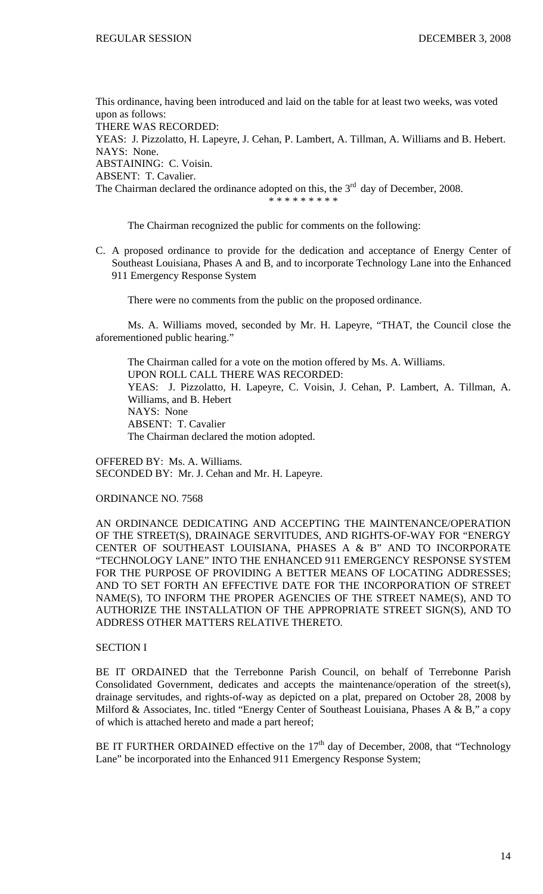This ordinance, having been introduced and laid on the table for at least two weeks, was voted upon as follows:
THERE WAS RECORDED:
YEAS: J. Pizzolatto, H. Lapeyre, J. Cehan, P. Lambert, A. Tillman, A. Williams and B. Hebert.
NAYS: None.
ABSTAINING: C. Voisin.
ABSENT: T. Cavalier.
The Chairman declared the ordinance adopted on this, the 3rd day of December, 2008.

\* \* \* \* \* \* \* \* \*

The Chairman recognized the public for comments on the following:

C. A proposed ordinance to provide for the dedication and acceptance of Energy Center of Southeast Louisiana, Phases A and B, and to incorporate Technology Lane into the Enhanced 911 Emergency Response System

There were no comments from the public on the proposed ordinance.

Ms. A. Williams moved, seconded by Mr. H. Lapeyre, "THAT, the Council close the aforementioned public hearing."

The Chairman called for a vote on the motion offered by Ms. A. Williams.
UPON ROLL CALL THERE WAS RECORDED:
YEAS: J. Pizzolatto, H. Lapeyre, C. Voisin, J. Cehan, P. Lambert, A. Tillman, A. Williams, and B. Hebert
NAYS: None
ABSENT: T. Cavalier
The Chairman declared the motion adopted.

OFFERED BY: Ms. A. Williams.
SECONDED BY: Mr. J. Cehan and Mr. H. Lapeyre.

ORDINANCE NO. 7568

AN ORDINANCE DEDICATING AND ACCEPTING THE MAINTENANCE/OPERATION OF THE STREET(S), DRAINAGE SERVITUDES, AND RIGHTS-OF-WAY FOR "ENERGY CENTER OF SOUTHEAST LOUISIANA, PHASES A & B" AND TO INCORPORATE "TECHNOLOGY LANE" INTO THE ENHANCED 911 EMERGENCY RESPONSE SYSTEM FOR THE PURPOSE OF PROVIDING A BETTER MEANS OF LOCATING ADDRESSES; AND TO SET FORTH AN EFFECTIVE DATE FOR THE INCORPORATION OF STREET NAME(S), TO INFORM THE PROPER AGENCIES OF THE STREET NAME(S), AND TO AUTHORIZE THE INSTALLATION OF THE APPROPRIATE STREET SIGN(S), AND TO ADDRESS OTHER MATTERS RELATIVE THERETO.

SECTION I

BE IT ORDAINED that the Terrebonne Parish Council, on behalf of Terrebonne Parish Consolidated Government, dedicates and accepts the maintenance/operation of the street(s), drainage servitudes, and rights-of-way as depicted on a plat, prepared on October 28, 2008 by Milford & Associates, Inc. titled "Energy Center of Southeast Louisiana, Phases A & B," a copy of which is attached hereto and made a part hereof;

BE IT FURTHER ORDAINED effective on the 17th day of December, 2008, that "Technology Lane" be incorporated into the Enhanced 911 Emergency Response System;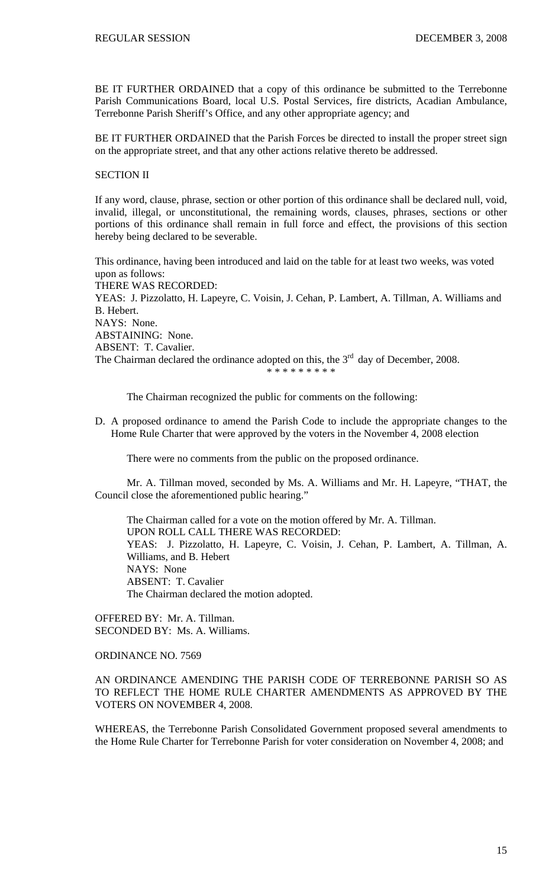BE IT FURTHER ORDAINED that a copy of this ordinance be submitted to the Terrebonne Parish Communications Board, local U.S. Postal Services, fire districts, Acadian Ambulance, Terrebonne Parish Sheriff's Office, and any other appropriate agency; and

BE IT FURTHER ORDAINED that the Parish Forces be directed to install the proper street sign on the appropriate street, and that any other actions relative thereto be addressed.

SECTION II

If any word, clause, phrase, section or other portion of this ordinance shall be declared null, void, invalid, illegal, or unconstitutional, the remaining words, clauses, phrases, sections or other portions of this ordinance shall remain in full force and effect, the provisions of this section hereby being declared to be severable.

This ordinance, having been introduced and laid on the table for at least two weeks, was voted upon as follows:
THERE WAS RECORDED:
YEAS: J. Pizzolatto, H. Lapeyre, C. Voisin, J. Cehan, P. Lambert, A. Tillman, A. Williams and B. Hebert.
NAYS: None.
ABSTAINING: None.
ABSENT: T. Cavalier.
The Chairman declared the ordinance adopted on this, the 3rd day of December, 2008.

\* \* \* \* \* \* \* \* \*

The Chairman recognized the public for comments on the following:

D. A proposed ordinance to amend the Parish Code to include the appropriate changes to the Home Rule Charter that were approved by the voters in the November 4, 2008 election

There were no comments from the public on the proposed ordinance.

Mr. A. Tillman moved, seconded by Ms. A. Williams and Mr. H. Lapeyre, "THAT, the Council close the aforementioned public hearing."

The Chairman called for a vote on the motion offered by Mr. A. Tillman.
UPON ROLL CALL THERE WAS RECORDED:
YEAS: J. Pizzolatto, H. Lapeyre, C. Voisin, J. Cehan, P. Lambert, A. Tillman, A. Williams, and B. Hebert
NAYS: None
ABSENT: T. Cavalier
The Chairman declared the motion adopted.

OFFERED BY: Mr. A. Tillman.
SECONDED BY: Ms. A. Williams.

ORDINANCE NO. 7569

AN ORDINANCE AMENDING THE PARISH CODE OF TERREBONNE PARISH SO AS TO REFLECT THE HOME RULE CHARTER AMENDMENTS AS APPROVED BY THE VOTERS ON NOVEMBER 4, 2008.

WHEREAS, the Terrebonne Parish Consolidated Government proposed several amendments to the Home Rule Charter for Terrebonne Parish for voter consideration on November 4, 2008; and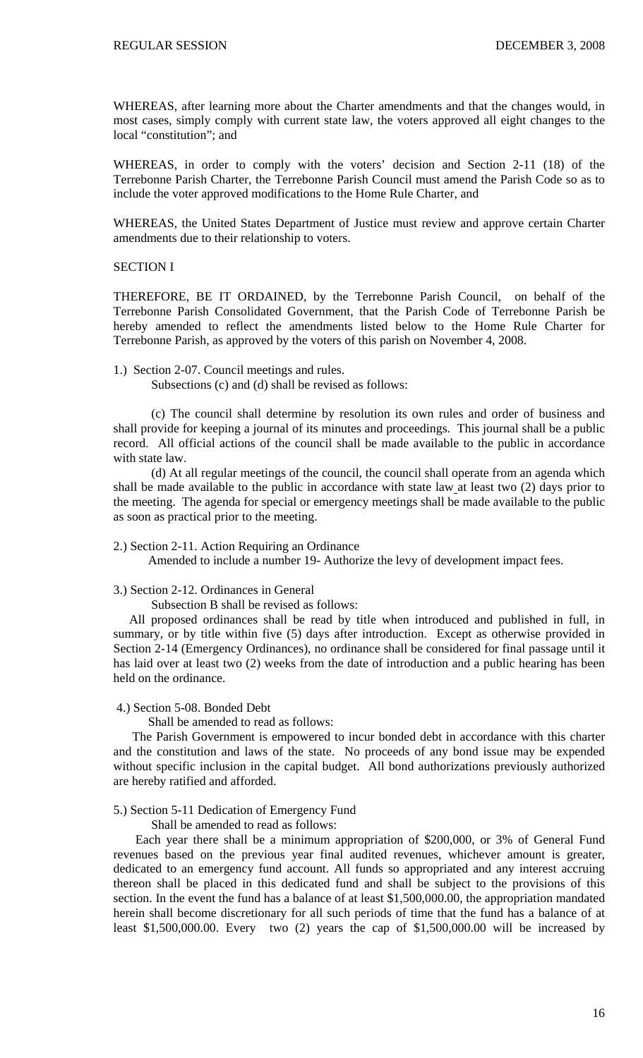WHEREAS, after learning more about the Charter amendments and that the changes would, in most cases, simply comply with current state law, the voters approved all eight changes to the local "constitution"; and

WHEREAS, in order to comply with the voters' decision and Section 2-11 (18) of the Terrebonne Parish Charter, the Terrebonne Parish Council must amend the Parish Code so as to include the voter approved modifications to the Home Rule Charter, and

WHEREAS, the United States Department of Justice must review and approve certain Charter amendments due to their relationship to voters.

SECTION I

THEREFORE, BE IT ORDAINED, by the Terrebonne Parish Council, on behalf of the Terrebonne Parish Consolidated Government, that the Parish Code of Terrebonne Parish be hereby amended to reflect the amendments listed below to the Home Rule Charter for Terrebonne Parish, as approved by the voters of this parish on November 4, 2008.

1.) Section 2-07. Council meetings and rules.

Subsections (c) and (d) shall be revised as follows:

(c) The council shall determine by resolution its own rules and order of business and shall provide for keeping a journal of its minutes and proceedings. This journal shall be a public record. All official actions of the council shall be made available to the public in accordance with state law.

(d) At all regular meetings of the council, the council shall operate from an agenda which shall be made available to the public in accordance with state law at least two (2) days prior to the meeting. The agenda for special or emergency meetings shall be made available to the public as soon as practical prior to the meeting.

2.) Section 2-11. Action Requiring an Ordinance

Amended to include a number 19- Authorize the levy of development impact fees.

3.) Section 2-12. Ordinances in General

Subsection B shall be revised as follows:

All proposed ordinances shall be read by title when introduced and published in full, in summary, or by title within five (5) days after introduction. Except as otherwise provided in Section 2-14 (Emergency Ordinances), no ordinance shall be considered for final passage until it has laid over at least two (2) weeks from the date of introduction and a public hearing has been held on the ordinance.

4.) Section 5-08. Bonded Debt

Shall be amended to read as follows:

The Parish Government is empowered to incur bonded debt in accordance with this charter and the constitution and laws of the state. No proceeds of any bond issue may be expended without specific inclusion in the capital budget. All bond authorizations previously authorized are hereby ratified and afforded.

5.) Section 5-11 Dedication of Emergency Fund

Shall be amended to read as follows:

Each year there shall be a minimum appropriation of $200,000, or 3% of General Fund revenues based on the previous year final audited revenues, whichever amount is greater, dedicated to an emergency fund account. All funds so appropriated and any interest accruing thereon shall be placed in this dedicated fund and shall be subject to the provisions of this section. In the event the fund has a balance of at least $1,500,000.00, the appropriation mandated herein shall become discretionary for all such periods of time that the fund has a balance of at least $1,500,000.00. Every two (2) years the cap of $1,500,000.00 will be increased by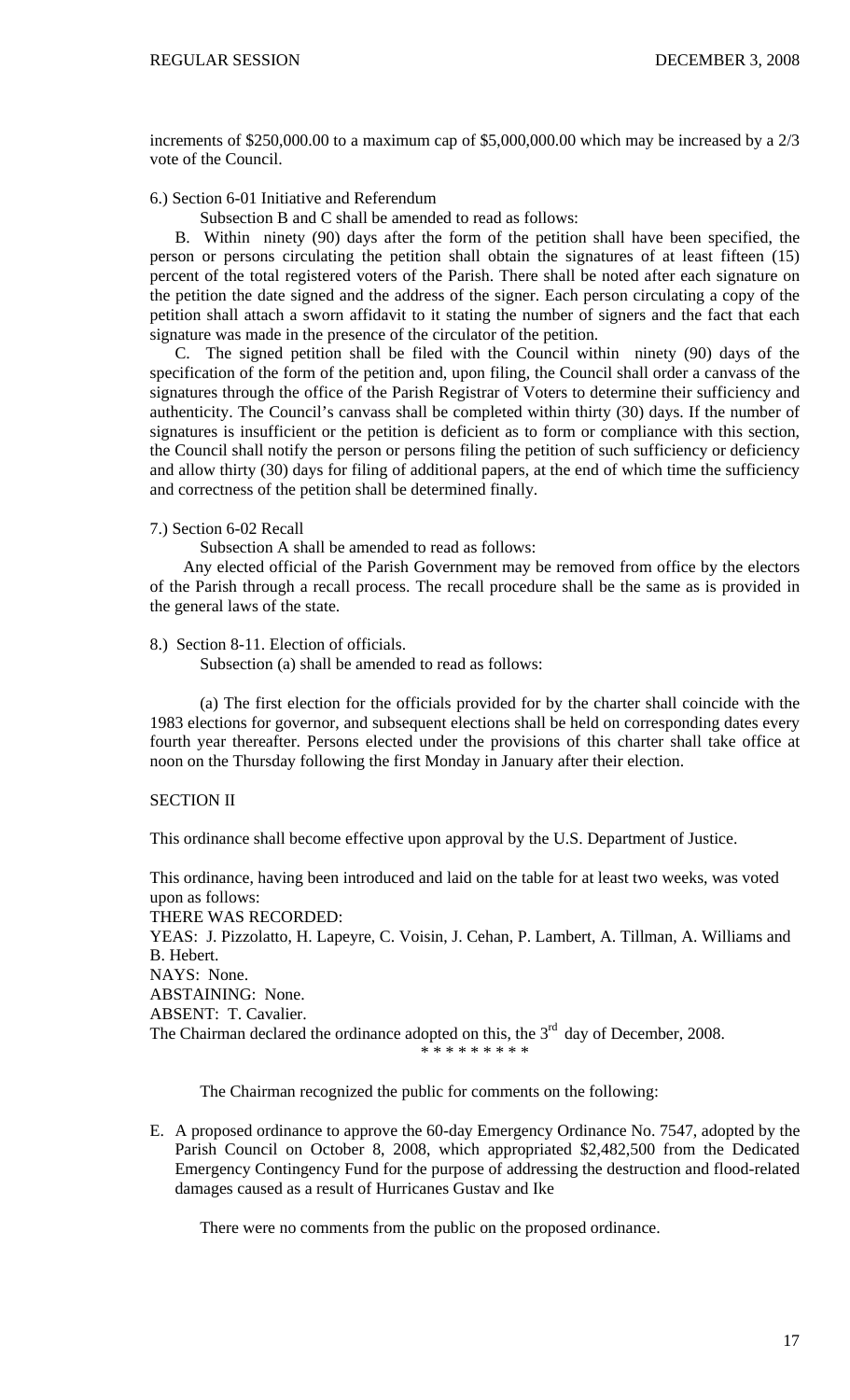increments of $250,000.00 to a maximum cap of $5,000,000.00 which may be increased by a 2/3 vote of the Council.

6.) Section 6-01 Initiative and Referendum

Subsection B and C shall be amended to read as follows:

B. Within ninety (90) days after the form of the petition shall have been specified, the person or persons circulating the petition shall obtain the signatures of at least fifteen (15) percent of the total registered voters of the Parish. There shall be noted after each signature on the petition the date signed and the address of the signer. Each person circulating a copy of the petition shall attach a sworn affidavit to it stating the number of signers and the fact that each signature was made in the presence of the circulator of the petition.

C. The signed petition shall be filed with the Council within ninety (90) days of the specification of the form of the petition and, upon filing, the Council shall order a canvass of the signatures through the office of the Parish Registrar of Voters to determine their sufficiency and authenticity. The Council's canvass shall be completed within thirty (30) days. If the number of signatures is insufficient or the petition is deficient as to form or compliance with this section, the Council shall notify the person or persons filing the petition of such sufficiency or deficiency and allow thirty (30) days for filing of additional papers, at the end of which time the sufficiency and correctness of the petition shall be determined finally.

7.) Section 6-02 Recall

Subsection A shall be amended to read as follows:

Any elected official of the Parish Government may be removed from office by the electors of the Parish through a recall process. The recall procedure shall be the same as is provided in the general laws of the state.

8.) Section 8-11. Election of officials.

Subsection (a) shall be amended to read as follows:

(a) The first election for the officials provided for by the charter shall coincide with the 1983 elections for governor, and subsequent elections shall be held on corresponding dates every fourth year thereafter. Persons elected under the provisions of this charter shall take office at noon on the Thursday following the first Monday in January after their election.

SECTION II

This ordinance shall become effective upon approval by the U.S. Department of Justice.

This ordinance, having been introduced and laid on the table for at least two weeks, was voted upon as follows:
THERE WAS RECORDED:
YEAS: J. Pizzolatto, H. Lapeyre, C. Voisin, J. Cehan, P. Lambert, A. Tillman, A. Williams and B. Hebert.
NAYS: None.
ABSTAINING: None.
ABSENT: T. Cavalier.
The Chairman declared the ordinance adopted on this, the 3rd day of December, 2008.

\* \* \* \* \* \* \* \* \*

The Chairman recognized the public for comments on the following:

E. A proposed ordinance to approve the 60-day Emergency Ordinance No. 7547, adopted by the Parish Council on October 8, 2008, which appropriated $2,482,500 from the Dedicated Emergency Contingency Fund for the purpose of addressing the destruction and flood-related damages caused as a result of Hurricanes Gustav and Ike

There were no comments from the public on the proposed ordinance.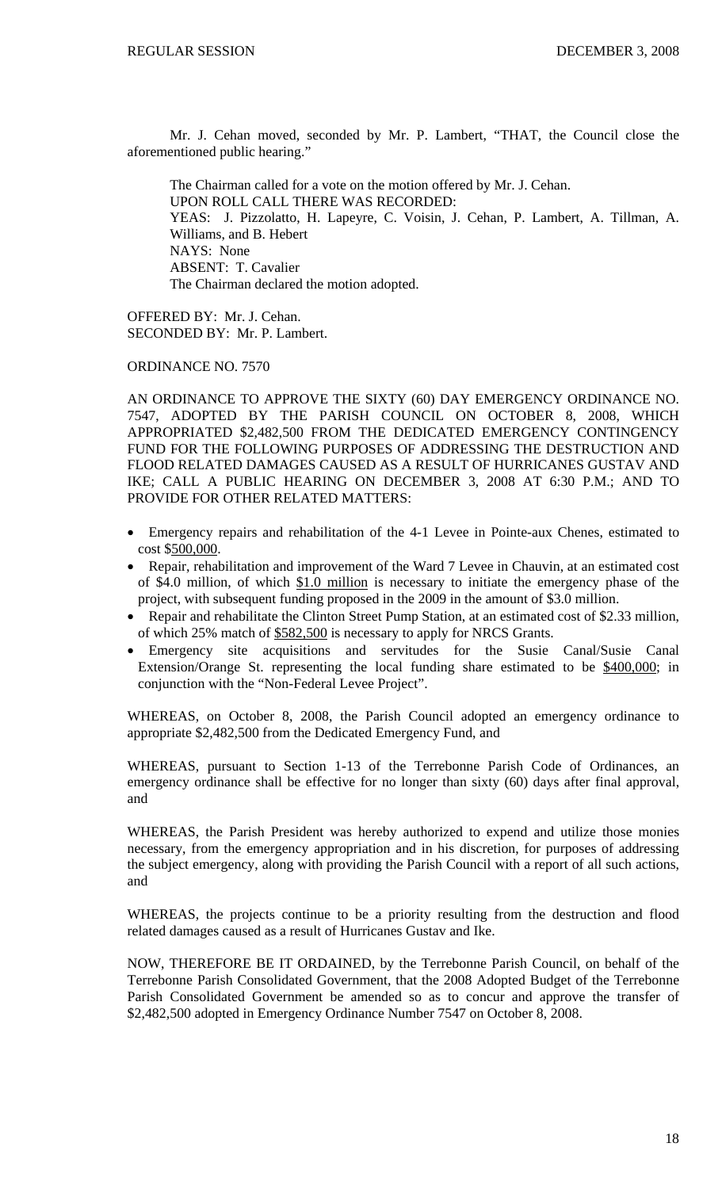Mr. J. Cehan moved, seconded by Mr. P. Lambert, "THAT, the Council close the aforementioned public hearing."

The Chairman called for a vote on the motion offered by Mr. J. Cehan.
UPON ROLL CALL THERE WAS RECORDED:
YEAS: J. Pizzolatto, H. Lapeyre, C. Voisin, J. Cehan, P. Lambert, A. Tillman, A. Williams, and B. Hebert
NAYS: None
ABSENT: T. Cavalier
The Chairman declared the motion adopted.

OFFERED BY: Mr. J. Cehan.
SECONDED BY: Mr. P. Lambert.

ORDINANCE NO. 7570

AN ORDINANCE TO APPROVE THE SIXTY (60) DAY EMERGENCY ORDINANCE NO. 7547, ADOPTED BY THE PARISH COUNCIL ON OCTOBER 8, 2008, WHICH APPROPRIATED $2,482,500 FROM THE DEDICATED EMERGENCY CONTINGENCY FUND FOR THE FOLLOWING PURPOSES OF ADDRESSING THE DESTRUCTION AND FLOOD RELATED DAMAGES CAUSED AS A RESULT OF HURRICANES GUSTAV AND IKE; CALL A PUBLIC HEARING ON DECEMBER 3, 2008 AT 6:30 P.M.; AND TO PROVIDE FOR OTHER RELATED MATTERS:

- Emergency repairs and rehabilitation of the 4-1 Levee in Pointe-aux Chenes, estimated to cost $500,000.
- Repair, rehabilitation and improvement of the Ward 7 Levee in Chauvin, at an estimated cost of $4.0 million, of which $1.0 million is necessary to initiate the emergency phase of the project, with subsequent funding proposed in the 2009 in the amount of $3.0 million.
- Repair and rehabilitate the Clinton Street Pump Station, at an estimated cost of $2.33 million, of which 25% match of $582,500 is necessary to apply for NRCS Grants.
- Emergency site acquisitions and servitudes for the Susie Canal/Susie Canal Extension/Orange St. representing the local funding share estimated to be $400,000; in conjunction with the "Non-Federal Levee Project".

WHEREAS, on October 8, 2008, the Parish Council adopted an emergency ordinance to appropriate $2,482,500 from the Dedicated Emergency Fund, and

WHEREAS, pursuant to Section 1-13 of the Terrebonne Parish Code of Ordinances, an emergency ordinance shall be effective for no longer than sixty (60) days after final approval, and

WHEREAS, the Parish President was hereby authorized to expend and utilize those monies necessary, from the emergency appropriation and in his discretion, for purposes of addressing the subject emergency, along with providing the Parish Council with a report of all such actions, and

WHEREAS, the projects continue to be a priority resulting from the destruction and flood related damages caused as a result of Hurricanes Gustav and Ike.

NOW, THEREFORE BE IT ORDAINED, by the Terrebonne Parish Council, on behalf of the Terrebonne Parish Consolidated Government, that the 2008 Adopted Budget of the Terrebonne Parish Consolidated Government be amended so as to concur and approve the transfer of $2,482,500 adopted in Emergency Ordinance Number 7547 on October 8, 2008.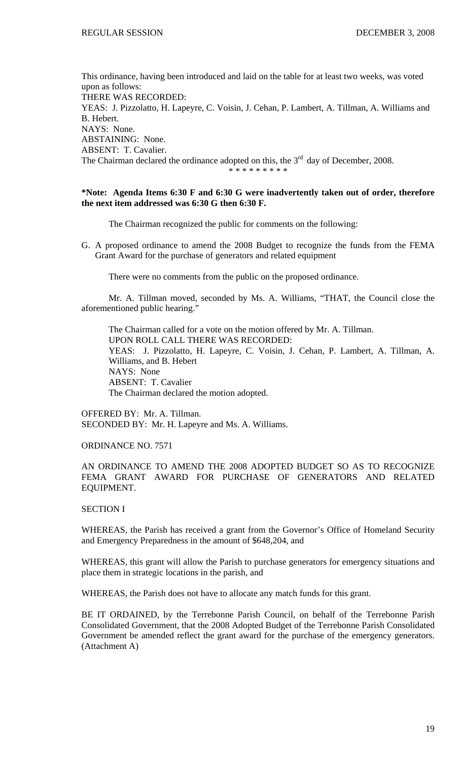This ordinance, having been introduced and laid on the table for at least two weeks, was voted upon as follows:
THERE WAS RECORDED:
YEAS: J. Pizzolatto, H. Lapeyre, C. Voisin, J. Cehan, P. Lambert, A. Tillman, A. Williams and B. Hebert.
NAYS: None.
ABSTAINING: None.
ABSENT: T. Cavalier.
The Chairman declared the ordinance adopted on this, the 3rd day of December, 2008.

\* \* \* \* \* \* \* \* \*

**\*Note: Agenda Items 6:30 F and 6:30 G were inadvertently taken out of order, therefore the next item addressed was 6:30 G then 6:30 F.**

The Chairman recognized the public for comments on the following:

G. A proposed ordinance to amend the 2008 Budget to recognize the funds from the FEMA Grant Award for the purchase of generators and related equipment

There were no comments from the public on the proposed ordinance.

Mr. A. Tillman moved, seconded by Ms. A. Williams, "THAT, the Council close the aforementioned public hearing."

The Chairman called for a vote on the motion offered by Mr. A. Tillman.
UPON ROLL CALL THERE WAS RECORDED:
YEAS: J. Pizzolatto, H. Lapeyre, C. Voisin, J. Cehan, P. Lambert, A. Tillman, A. Williams, and B. Hebert
NAYS: None
ABSENT: T. Cavalier
The Chairman declared the motion adopted.

OFFERED BY: Mr. A. Tillman.
SECONDED BY: Mr. H. Lapeyre and Ms. A. Williams.

ORDINANCE NO. 7571

AN ORDINANCE TO AMEND THE 2008 ADOPTED BUDGET SO AS TO RECOGNIZE FEMA GRANT AWARD FOR PURCHASE OF GENERATORS AND RELATED EQUIPMENT.

SECTION I

WHEREAS, the Parish has received a grant from the Governor's Office of Homeland Security and Emergency Preparedness in the amount of \$648,204, and

WHEREAS, this grant will allow the Parish to purchase generators for emergency situations and place them in strategic locations in the parish, and

WHEREAS, the Parish does not have to allocate any match funds for this grant.

BE IT ORDAINED, by the Terrebonne Parish Council, on behalf of the Terrebonne Parish Consolidated Government, that the 2008 Adopted Budget of the Terrebonne Parish Consolidated Government be amended reflect the grant award for the purchase of the emergency generators. (Attachment A)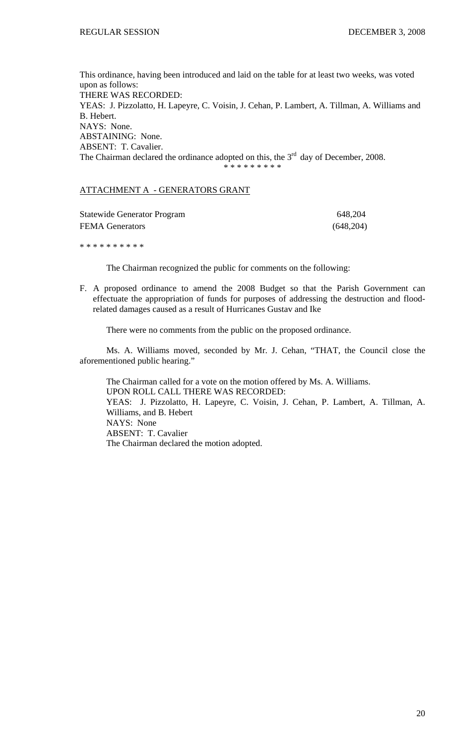This ordinance, having been introduced and laid on the table for at least two weeks, was voted upon as follows:
THERE WAS RECORDED:
YEAS: J. Pizzolatto, H. Lapeyre, C. Voisin, J. Cehan, P. Lambert, A. Tillman, A. Williams and B. Hebert.
NAYS: None.
ABSTAINING: None.
ABSENT: T. Cavalier.
The Chairman declared the ordinance adopted on this, the 3rd day of December, 2008.

\* \* \* \* \* \* \* \* \*

ATTACHMENT A - GENERATORS GRANT

| | |
|---|---|
| Statewide Generator Program | 648,204 |
| FEMA Generators | (648,204) |

\* \* \* \* \* \* \* \* \* \*

The Chairman recognized the public for comments on the following:

F. A proposed ordinance to amend the 2008 Budget so that the Parish Government can effectuate the appropriation of funds for purposes of addressing the destruction and flood-related damages caused as a result of Hurricanes Gustav and Ike

There were no comments from the public on the proposed ordinance.

Ms. A. Williams moved, seconded by Mr. J. Cehan, "THAT, the Council close the aforementioned public hearing."

The Chairman called for a vote on the motion offered by Ms. A. Williams.
UPON ROLL CALL THERE WAS RECORDED:
YEAS: J. Pizzolatto, H. Lapeyre, C. Voisin, J. Cehan, P. Lambert, A. Tillman, A. Williams, and B. Hebert
NAYS: None
ABSENT: T. Cavalier
The Chairman declared the motion adopted.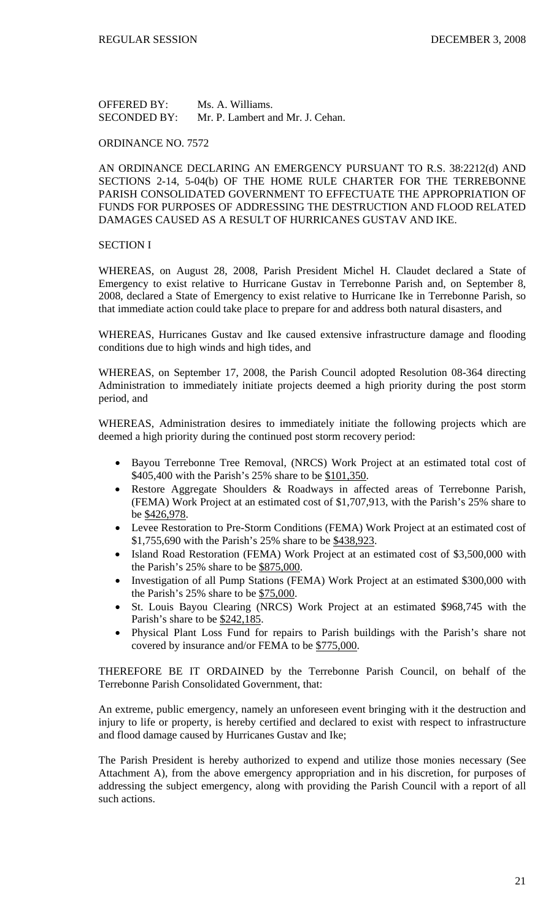OFFERED BY: Ms. A. Williams.
SECONDED BY: Mr. P. Lambert and Mr. J. Cehan.

ORDINANCE NO. 7572

AN ORDINANCE DECLARING AN EMERGENCY PURSUANT TO R.S. 38:2212(d) AND SECTIONS 2-14, 5-04(b) OF THE HOME RULE CHARTER FOR THE TERREBONNE PARISH CONSOLIDATED GOVERNMENT TO EFFECTUATE THE APPROPRIATION OF FUNDS FOR PURPOSES OF ADDRESSING THE DESTRUCTION AND FLOOD RELATED DAMAGES CAUSED AS A RESULT OF HURRICANES GUSTAV AND IKE.

SECTION I

WHEREAS, on August 28, 2008, Parish President Michel H. Claudet declared a State of Emergency to exist relative to Hurricane Gustav in Terrebonne Parish and, on September 8, 2008, declared a State of Emergency to exist relative to Hurricane Ike in Terrebonne Parish, so that immediate action could take place to prepare for and address both natural disasters, and

WHEREAS, Hurricanes Gustav and Ike caused extensive infrastructure damage and flooding conditions due to high winds and high tides, and

WHEREAS, on September 17, 2008, the Parish Council adopted Resolution 08-364 directing Administration to immediately initiate projects deemed a high priority during the post storm period, and

WHEREAS, Administration desires to immediately initiate the following projects which are deemed a high priority during the continued post storm recovery period:

- Bayou Terrebonne Tree Removal, (NRCS) Work Project at an estimated total cost of $405,400 with the Parish's 25% share to be $101,350.
- Restore Aggregate Shoulders & Roadways in affected areas of Terrebonne Parish, (FEMA) Work Project at an estimated cost of $1,707,913, with the Parish's 25% share to be $426,978.
- Levee Restoration to Pre-Storm Conditions (FEMA) Work Project at an estimated cost of $1,755,690 with the Parish's 25% share to be $438,923.
- Island Road Restoration (FEMA) Work Project at an estimated cost of $3,500,000 with the Parish's 25% share to be $875,000.
- Investigation of all Pump Stations (FEMA) Work Project at an estimated $300,000 with the Parish's 25% share to be $75,000.
- St. Louis Bayou Clearing (NRCS) Work Project at an estimated $968,745 with the Parish's share to be $242,185.
- Physical Plant Loss Fund for repairs to Parish buildings with the Parish's share not covered by insurance and/or FEMA to be $775,000.

THEREFORE BE IT ORDAINED by the Terrebonne Parish Council, on behalf of the Terrebonne Parish Consolidated Government, that:

An extreme, public emergency, namely an unforeseen event bringing with it the destruction and injury to life or property, is hereby certified and declared to exist with respect to infrastructure and flood damage caused by Hurricanes Gustav and Ike;

The Parish President is hereby authorized to expend and utilize those monies necessary (See Attachment A), from the above emergency appropriation and in his discretion, for purposes of addressing the subject emergency, along with providing the Parish Council with a report of all such actions.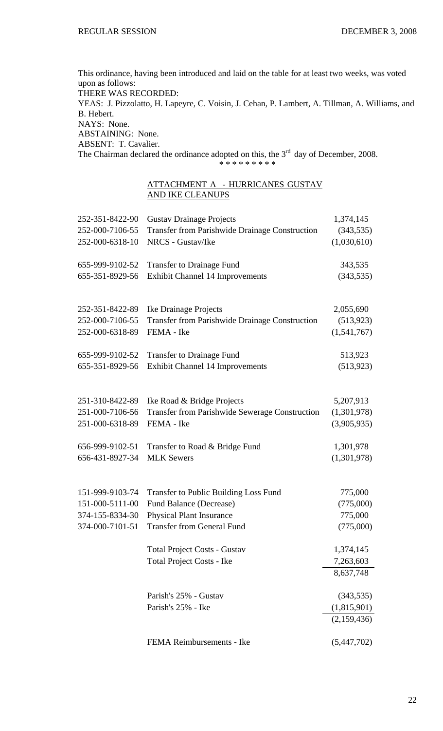This ordinance, having been introduced and laid on the table for at least two weeks, was voted upon as follows:

THERE WAS RECORDED:

YEAS: J. Pizzolatto, H. Lapeyre, C. Voisin, J. Cehan, P. Lambert, A. Tillman, A. Williams, and B. Hebert.

NAYS: None.

ABSTAINING: None.

ABSENT: T. Cavalier.

The Chairman declared the ordinance adopted on this, the 3rd day of December, 2008.

\* \* \* \* \* \* \* \* \*

## ATTACHMENT A - HURRICANES GUSTAV AND IKE CLEANUPS

| Account | Description | Amount |
|---|---|---|
| 252-351-8422-90 | Gustav Drainage Projects | 1,374,145 |
| 252-000-7106-55 | Transfer from Parishwide Drainage Construction | (343,535) |
| 252-000-6318-10 | NRCS - Gustav/Ike | (1,030,610) |
| | | |
| 655-999-9102-52 | Transfer to Drainage Fund | 343,535 |
| 655-351-8929-56 | Exhibit Channel 14 Improvements | (343,535) |
| | | |
| 252-351-8422-89 | Ike Drainage Projects | 2,055,690 |
| 252-000-7106-55 | Transfer from Parishwide Drainage Construction | (513,923) |
| 252-000-6318-89 | FEMA - Ike | (1,541,767) |
| | | |
| 655-999-9102-52 | Transfer to Drainage Fund | 513,923 |
| 655-351-8929-56 | Exhibit Channel 14 Improvements | (513,923) |
| | | |
| 251-310-8422-89 | Ike Road & Bridge Projects | 5,207,913 |
| 251-000-7106-56 | Transfer from Parishwide Sewerage Construction | (1,301,978) |
| 251-000-6318-89 | FEMA - Ike | (3,905,935) |
| | | |
| 656-999-9102-51 | Transfer to Road & Bridge Fund | 1,301,978 |
| 656-431-8927-34 | MLK Sewers | (1,301,978) |
| | | |
| 151-999-9103-74 | Transfer to Public Building Loss Fund | 775,000 |
| 151-000-5111-00 | Fund Balance (Decrease) | (775,000) |
| 374-155-8334-30 | Physical Plant Insurance | 775,000 |
| 374-000-7101-51 | Transfer from General Fund | (775,000) |
| | | |
| | Total Project Costs - Gustav | 1,374,145 |
| | Total Project Costs - Ike | 7,263,603 |
| | | 8,637,748 |
| | | |
| | Parish's 25% - Gustav | (343,535) |
| | Parish's 25% - Ike | (1,815,901) |
| | | (2,159,436) |
| | | |
| | FEMA Reimbursements - Ike | (5,447,702) |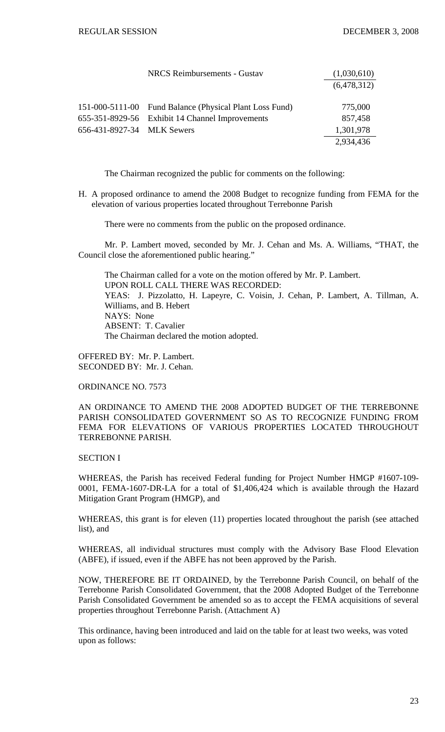| | | |
|---|---|---|
| | NRCS Reimbursements - Gustav | (1,030,610) |
| | | (6,478,312) |
| 151-000-5111-00 | Fund Balance (Physical Plant Loss Fund) | 775,000 |
| 655-351-8929-56 | Exhibit 14 Channel Improvements | 857,458 |
| 656-431-8927-34 | MLK Sewers | 1,301,978 |
| | | 2,934,436 |

The Chairman recognized the public for comments on the following:

H. A proposed ordinance to amend the 2008 Budget to recognize funding from FEMA for the elevation of various properties located throughout Terrebonne Parish

There were no comments from the public on the proposed ordinance.

Mr. P. Lambert moved, seconded by Mr. J. Cehan and Ms. A. Williams, "THAT, the Council close the aforementioned public hearing."

The Chairman called for a vote on the motion offered by Mr. P. Lambert.
UPON ROLL CALL THERE WAS RECORDED:
YEAS: J. Pizzolatto, H. Lapeyre, C. Voisin, J. Cehan, P. Lambert, A. Tillman, A. Williams, and B. Hebert
NAYS: None
ABSENT: T. Cavalier
The Chairman declared the motion adopted.

OFFERED BY: Mr. P. Lambert.
SECONDED BY: Mr. J. Cehan.

ORDINANCE NO. 7573

AN ORDINANCE TO AMEND THE 2008 ADOPTED BUDGET OF THE TERREBONNE PARISH CONSOLIDATED GOVERNMENT SO AS TO RECOGNIZE FUNDING FROM FEMA FOR ELEVATIONS OF VARIOUS PROPERTIES LOCATED THROUGHOUT TERREBONNE PARISH.

SECTION I

WHEREAS, the Parish has received Federal funding for Project Number HMGP #1607-109-0001, FEMA-1607-DR-LA for a total of $1,406,424 which is available through the Hazard Mitigation Grant Program (HMGP), and

WHEREAS, this grant is for eleven (11) properties located throughout the parish (see attached list), and

WHEREAS, all individual structures must comply with the Advisory Base Flood Elevation (ABFE), if issued, even if the ABFE has not been approved by the Parish.

NOW, THEREFORE BE IT ORDAINED, by the Terrebonne Parish Council, on behalf of the Terrebonne Parish Consolidated Government, that the 2008 Adopted Budget of the Terrebonne Parish Consolidated Government be amended so as to accept the FEMA acquisitions of several properties throughout Terrebonne Parish. (Attachment A)

This ordinance, having been introduced and laid on the table for at least two weeks, was voted upon as follows: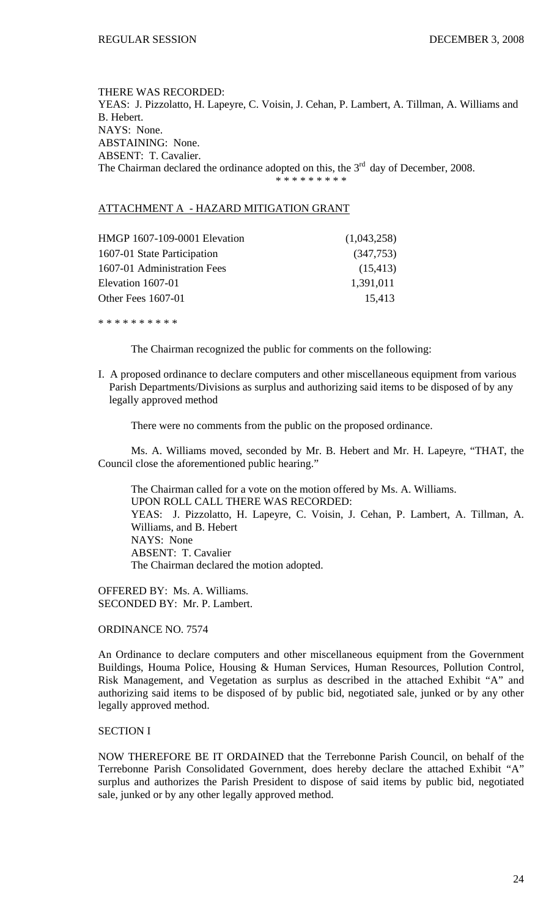THERE WAS RECORDED:
YEAS: J. Pizzolatto, H. Lapeyre, C. Voisin, J. Cehan, P. Lambert, A. Tillman, A. Williams and B. Hebert.
NAYS: None.
ABSTAINING: None.
ABSENT: T. Cavalier.
The Chairman declared the ordinance adopted on this, the 3rd day of December, 2008.

\* \* \* \* \* \* \* \* \*

ATTACHMENT A - HAZARD MITIGATION GRANT

| | |
|---|---|
| HMGP 1607-109-0001 Elevation | (1,043,258) |
| 1607-01 State Participation | (347,753) |
| 1607-01 Administration Fees | (15,413) |
| Elevation 1607-01 | 1,391,011 |
| Other Fees 1607-01 | 15,413 |

\* \* \* \* \* \* \* \* \* \*

The Chairman recognized the public for comments on the following:

I. A proposed ordinance to declare computers and other miscellaneous equipment from various Parish Departments/Divisions as surplus and authorizing said items to be disposed of by any legally approved method

There were no comments from the public on the proposed ordinance.

Ms. A. Williams moved, seconded by Mr. B. Hebert and Mr. H. Lapeyre, "THAT, the Council close the aforementioned public hearing."

The Chairman called for a vote on the motion offered by Ms. A. Williams.
UPON ROLL CALL THERE WAS RECORDED:
YEAS: J. Pizzolatto, H. Lapeyre, C. Voisin, J. Cehan, P. Lambert, A. Tillman, A. Williams, and B. Hebert
NAYS: None
ABSENT: T. Cavalier
The Chairman declared the motion adopted.

OFFERED BY: Ms. A. Williams.
SECONDED BY: Mr. P. Lambert.

ORDINANCE NO. 7574

An Ordinance to declare computers and other miscellaneous equipment from the Government Buildings, Houma Police, Housing & Human Services, Human Resources, Pollution Control, Risk Management, and Vegetation as surplus as described in the attached Exhibit "A" and authorizing said items to be disposed of by public bid, negotiated sale, junked or by any other legally approved method.

SECTION I

NOW THEREFORE BE IT ORDAINED that the Terrebonne Parish Council, on behalf of the Terrebonne Parish Consolidated Government, does hereby declare the attached Exhibit "A" surplus and authorizes the Parish President to dispose of said items by public bid, negotiated sale, junked or by any other legally approved method.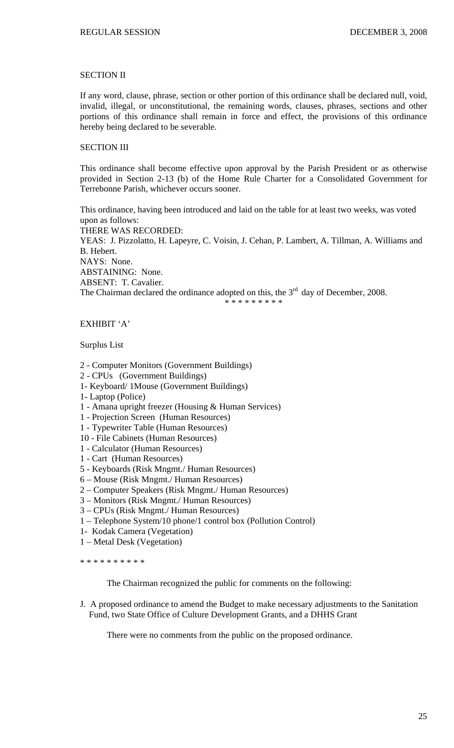SECTION II

If any word, clause, phrase, section or other portion of this ordinance shall be declared null, void, invalid, illegal, or unconstitutional, the remaining words, clauses, phrases, sections and other portions of this ordinance shall remain in force and effect, the provisions of this ordinance hereby being declared to be severable.

SECTION III

This ordinance shall become effective upon approval by the Parish President or as otherwise provided in Section 2-13 (b) of the Home Rule Charter for a Consolidated Government for Terrebonne Parish, whichever occurs sooner.

This ordinance, having been introduced and laid on the table for at least two weeks, was voted upon as follows:
THERE WAS RECORDED:
YEAS: J. Pizzolatto, H. Lapeyre, C. Voisin, J. Cehan, P. Lambert, A. Tillman, A. Williams and B. Hebert.
NAYS: None.
ABSTAINING: None.
ABSENT: T. Cavalier.
The Chairman declared the ordinance adopted on this, the 3rd day of December, 2008.

\* \* \* \* \* \* \* \* \*

EXHIBIT 'A'

Surplus List

2 - Computer Monitors (Government Buildings)
2 - CPUs (Government Buildings)
1- Keyboard/ 1Mouse (Government Buildings)
1- Laptop (Police)
1 - Amana upright freezer (Housing & Human Services)
1 - Projection Screen (Human Resources)
1 - Typewriter Table (Human Resources)
10 - File Cabinets (Human Resources)
1 - Calculator (Human Resources)
1 - Cart (Human Resources)
5 - Keyboards (Risk Mngmt./ Human Resources)
6 – Mouse (Risk Mngmt./ Human Resources)
2 – Computer Speakers (Risk Mngmt./ Human Resources)
3 – Monitors (Risk Mngmt./ Human Resources)
3 – CPUs (Risk Mngmt./ Human Resources)
1 – Telephone System/10 phone/1 control box (Pollution Control)
1- Kodak Camera (Vegetation)
1 – Metal Desk (Vegetation)

\* \* \* \* \* \* \* \* \* \*

The Chairman recognized the public for comments on the following:

J. A proposed ordinance to amend the Budget to make necessary adjustments to the Sanitation Fund, two State Office of Culture Development Grants, and a DHHS Grant

There were no comments from the public on the proposed ordinance.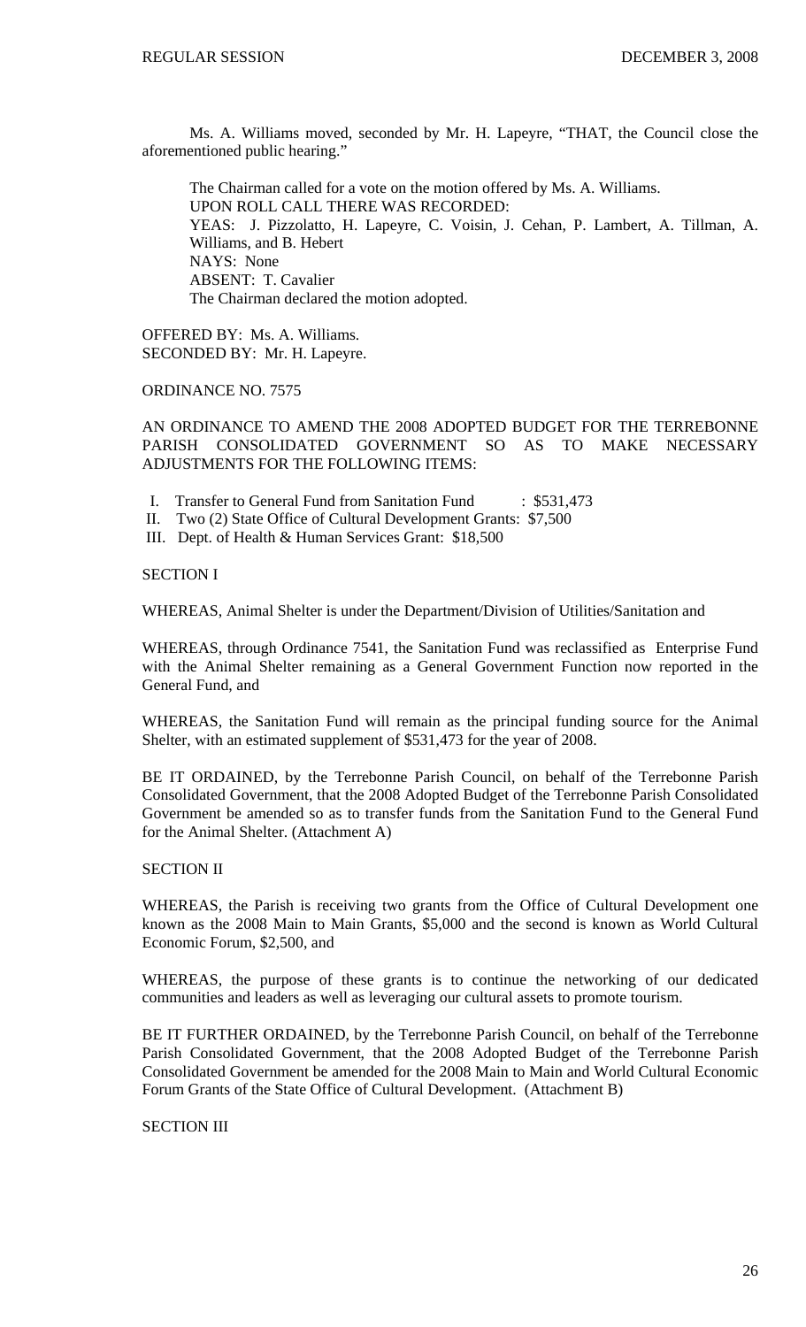Ms. A. Williams moved, seconded by Mr. H. Lapeyre, "THAT, the Council close the aforementioned public hearing."

The Chairman called for a vote on the motion offered by Ms. A. Williams.
UPON ROLL CALL THERE WAS RECORDED:
YEAS: J. Pizzolatto, H. Lapeyre, C. Voisin, J. Cehan, P. Lambert, A. Tillman, A. Williams, and B. Hebert
NAYS: None
ABSENT: T. Cavalier
The Chairman declared the motion adopted.

OFFERED BY: Ms. A. Williams.
SECONDED BY: Mr. H. Lapeyre.

ORDINANCE NO. 7575

AN ORDINANCE TO AMEND THE 2008 ADOPTED BUDGET FOR THE TERREBONNE PARISH CONSOLIDATED GOVERNMENT SO AS TO MAKE NECESSARY ADJUSTMENTS FOR THE FOLLOWING ITEMS:

I. Transfer to General Fund from Sanitation Fund : $531,473
II. Two (2) State Office of Cultural Development Grants: $7,500
III. Dept. of Health & Human Services Grant: $18,500

SECTION I

WHEREAS, Animal Shelter is under the Department/Division of Utilities/Sanitation and

WHEREAS, through Ordinance 7541, the Sanitation Fund was reclassified as Enterprise Fund with the Animal Shelter remaining as a General Government Function now reported in the General Fund, and

WHEREAS, the Sanitation Fund will remain as the principal funding source for the Animal Shelter, with an estimated supplement of $531,473 for the year of 2008.

BE IT ORDAINED, by the Terrebonne Parish Council, on behalf of the Terrebonne Parish Consolidated Government, that the 2008 Adopted Budget of the Terrebonne Parish Consolidated Government be amended so as to transfer funds from the Sanitation Fund to the General Fund for the Animal Shelter. (Attachment A)

SECTION II

WHEREAS, the Parish is receiving two grants from the Office of Cultural Development one known as the 2008 Main to Main Grants, $5,000 and the second is known as World Cultural Economic Forum, $2,500, and

WHEREAS, the purpose of these grants is to continue the networking of our dedicated communities and leaders as well as leveraging our cultural assets to promote tourism.

BE IT FURTHER ORDAINED, by the Terrebonne Parish Council, on behalf of the Terrebonne Parish Consolidated Government, that the 2008 Adopted Budget of the Terrebonne Parish Consolidated Government be amended for the 2008 Main to Main and World Cultural Economic Forum Grants of the State Office of Cultural Development. (Attachment B)

SECTION III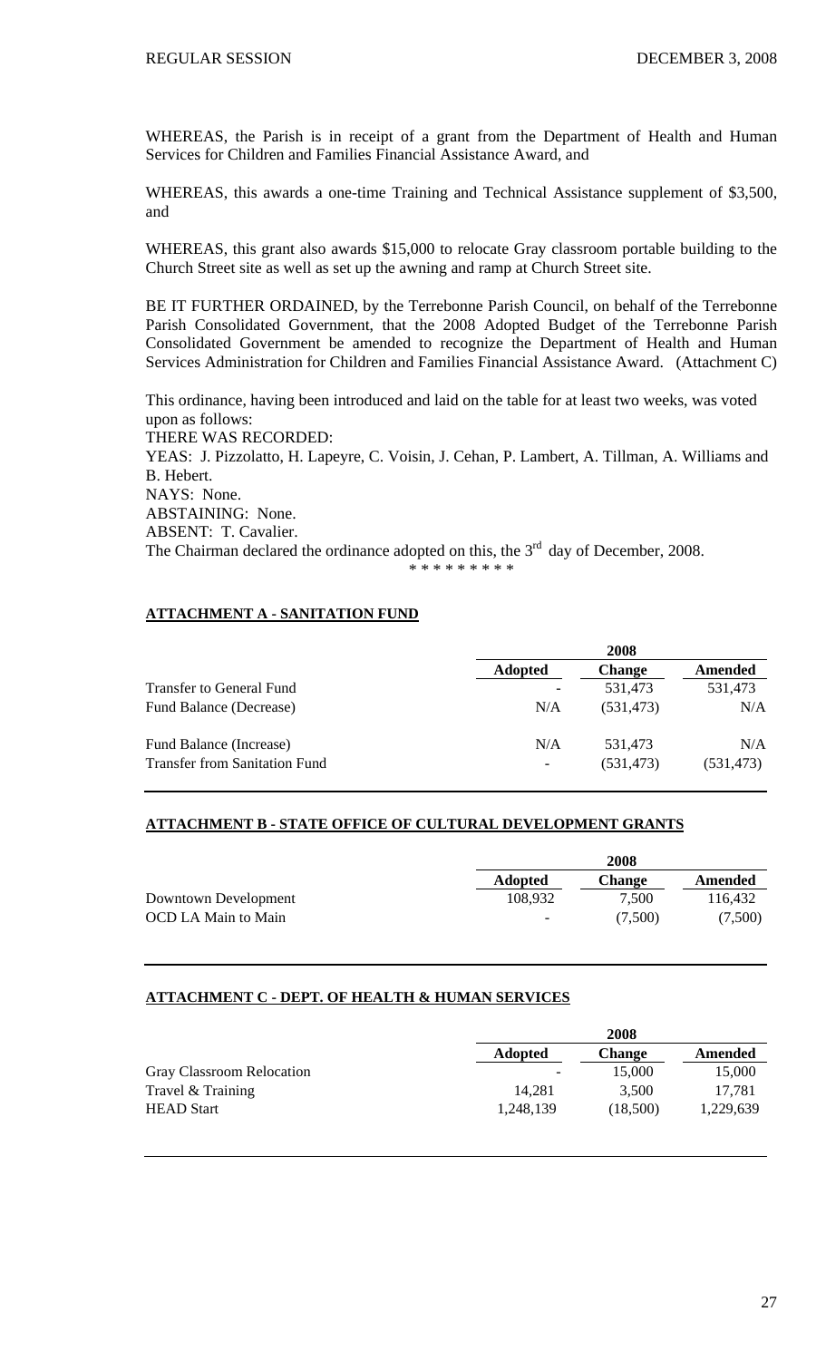WHEREAS, the Parish is in receipt of a grant from the Department of Health and Human Services for Children and Families Financial Assistance Award, and

WHEREAS, this awards a one-time Training and Technical Assistance supplement of $3,500, and

WHEREAS, this grant also awards $15,000 to relocate Gray classroom portable building to the Church Street site as well as set up the awning and ramp at Church Street site.

BE IT FURTHER ORDAINED, by the Terrebonne Parish Council, on behalf of the Terrebonne Parish Consolidated Government, that the 2008 Adopted Budget of the Terrebonne Parish Consolidated Government be amended to recognize the Department of Health and Human Services Administration for Children and Families Financial Assistance Award. (Attachment C)

This ordinance, having been introduced and laid on the table for at least two weeks, was voted upon as follows:

THERE WAS RECORDED:

YEAS: J. Pizzolatto, H. Lapeyre, C. Voisin, J. Cehan, P. Lambert, A. Tillman, A. Williams and B. Hebert.

NAYS: None.

ABSTAINING: None.

ABSENT: T. Cavalier.

The Chairman declared the ordinance adopted on this, the 3rd day of December, 2008.

\* \* \* \* \* \* \* \* \*

**ATTACHMENT A - SANITATION FUND**

| | 2008 | | |
|---|---|---|---|
| | **Adopted** | **Change** | **Amended** |
| Transfer to General Fund | - | 531,473 | 531,473 |
| Fund Balance (Decrease) | N/A | (531,473) | N/A |
| Fund Balance (Increase) | N/A | 531,473 | N/A |
| Transfer from Sanitation Fund | - | (531,473) | (531,473) |

**ATTACHMENT B - STATE OFFICE OF CULTURAL DEVELOPMENT GRANTS**

| | 2008 | | |
|---|---|---|---|
| | **Adopted** | **Change** | **Amended** |
| Downtown Development | 108,932 | 7,500 | 116,432 |
| OCD LA Main to Main | - | (7,500) | (7,500) |

**ATTACHMENT C - DEPT. OF HEALTH & HUMAN SERVICES**

| | 2008 | | |
|---|---|---|---|
| | **Adopted** | **Change** | **Amended** |
| Gray Classroom Relocation | - | 15,000 | 15,000 |
| Travel & Training | 14,281 | 3,500 | 17,781 |
| HEAD Start | 1,248,139 | (18,500) | 1,229,639 |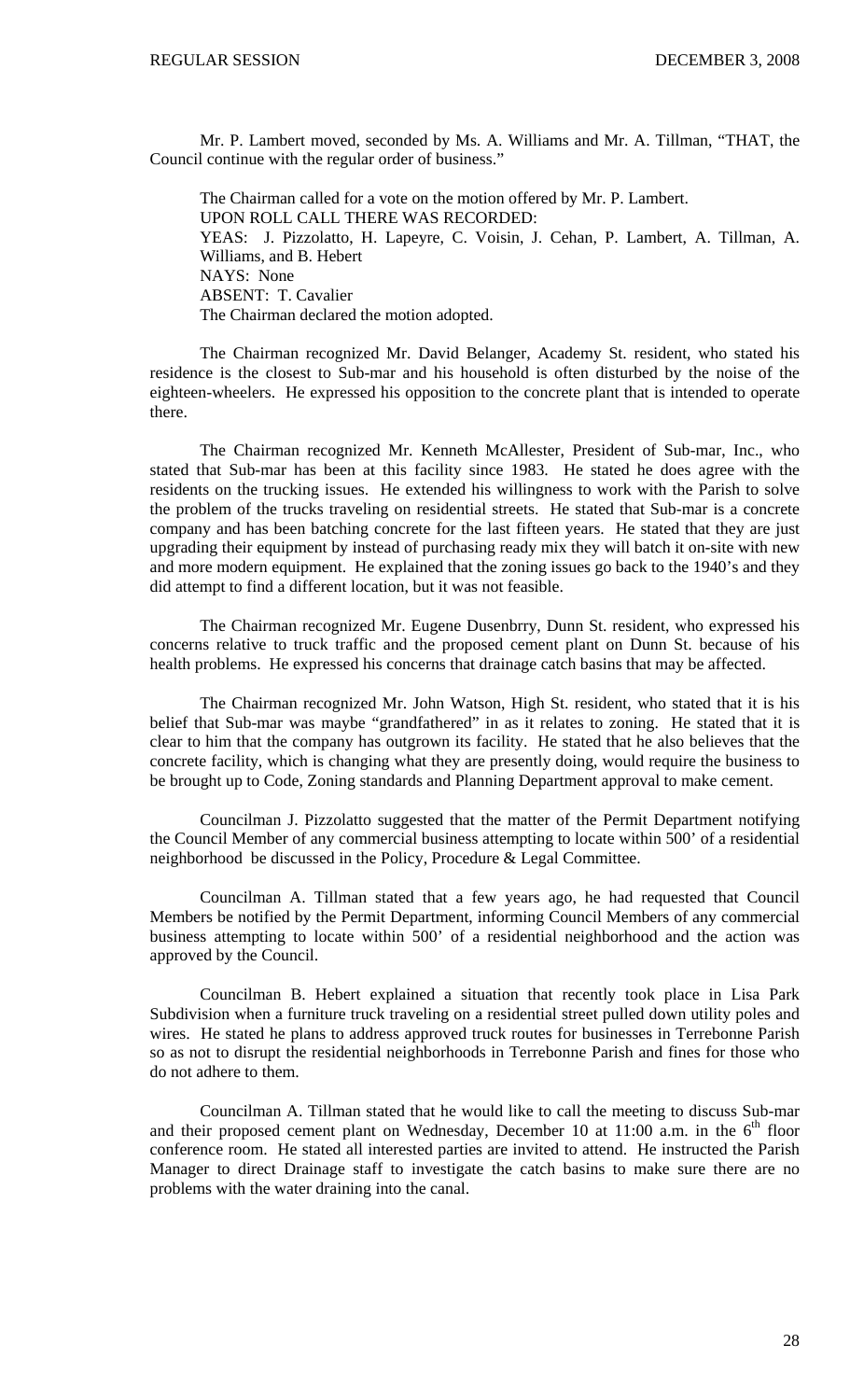Mr. P. Lambert moved, seconded by Ms. A. Williams and Mr. A. Tillman, "THAT, the Council continue with the regular order of business."

The Chairman called for a vote on the motion offered by Mr. P. Lambert.
UPON ROLL CALL THERE WAS RECORDED:
YEAS: J. Pizzolatto, H. Lapeyre, C. Voisin, J. Cehan, P. Lambert, A. Tillman, A. Williams, and B. Hebert
NAYS: None
ABSENT: T. Cavalier
The Chairman declared the motion adopted.

The Chairman recognized Mr. David Belanger, Academy St. resident, who stated his residence is the closest to Sub-mar and his household is often disturbed by the noise of the eighteen-wheelers. He expressed his opposition to the concrete plant that is intended to operate there.

The Chairman recognized Mr. Kenneth McAllester, President of Sub-mar, Inc., who stated that Sub-mar has been at this facility since 1983. He stated he does agree with the residents on the trucking issues. He extended his willingness to work with the Parish to solve the problem of the trucks traveling on residential streets. He stated that Sub-mar is a concrete company and has been batching concrete for the last fifteen years. He stated that they are just upgrading their equipment by instead of purchasing ready mix they will batch it on-site with new and more modern equipment. He explained that the zoning issues go back to the 1940's and they did attempt to find a different location, but it was not feasible.

The Chairman recognized Mr. Eugene Dusenbrry, Dunn St. resident, who expressed his concerns relative to truck traffic and the proposed cement plant on Dunn St. because of his health problems. He expressed his concerns that drainage catch basins that may be affected.

The Chairman recognized Mr. John Watson, High St. resident, who stated that it is his belief that Sub-mar was maybe "grandfathered" in as it relates to zoning. He stated that it is clear to him that the company has outgrown its facility. He stated that he also believes that the concrete facility, which is changing what they are presently doing, would require the business to be brought up to Code, Zoning standards and Planning Department approval to make cement.

Councilman J. Pizzolatto suggested that the matter of the Permit Department notifying the Council Member of any commercial business attempting to locate within 500' of a residential neighborhood be discussed in the Policy, Procedure & Legal Committee.

Councilman A. Tillman stated that a few years ago, he had requested that Council Members be notified by the Permit Department, informing Council Members of any commercial business attempting to locate within 500' of a residential neighborhood and the action was approved by the Council.

Councilman B. Hebert explained a situation that recently took place in Lisa Park Subdivision when a furniture truck traveling on a residential street pulled down utility poles and wires. He stated he plans to address approved truck routes for businesses in Terrebonne Parish so as not to disrupt the residential neighborhoods in Terrebonne Parish and fines for those who do not adhere to them.

Councilman A. Tillman stated that he would like to call the meeting to discuss Sub-mar and their proposed cement plant on Wednesday, December 10 at 11:00 a.m. in the 6th floor conference room. He stated all interested parties are invited to attend. He instructed the Parish Manager to direct Drainage staff to investigate the catch basins to make sure there are no problems with the water draining into the canal.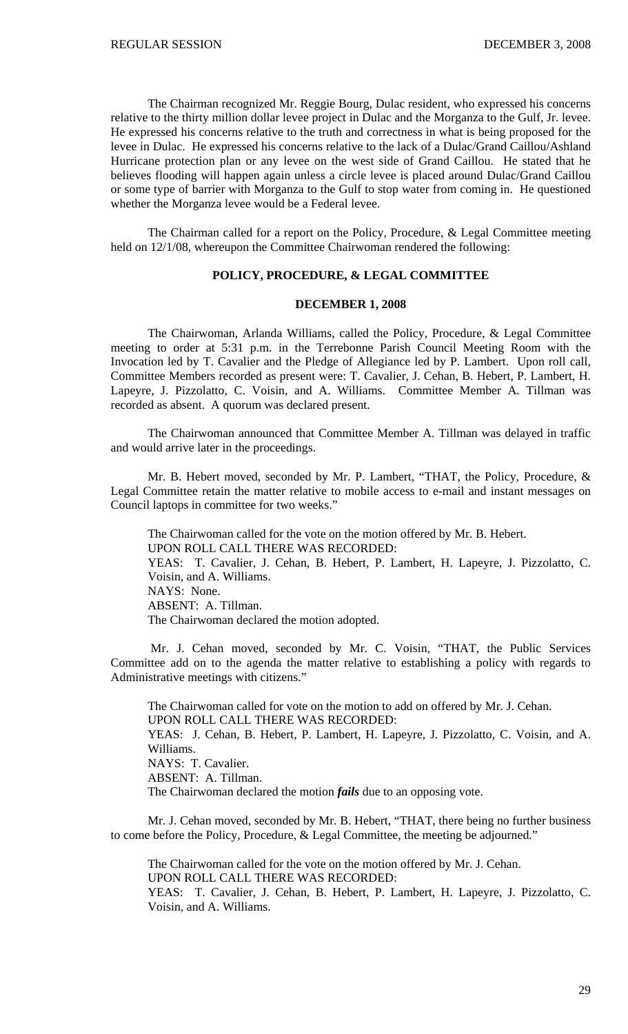The Chairman recognized Mr. Reggie Bourg, Dulac resident, who expressed his concerns relative to the thirty million dollar levee project in Dulac and the Morganza to the Gulf, Jr. levee. He expressed his concerns relative to the truth and correctness in what is being proposed for the levee in Dulac. He expressed his concerns relative to the lack of a Dulac/Grand Caillou/Ashland Hurricane protection plan or any levee on the west side of Grand Caillou. He stated that he believes flooding will happen again unless a circle levee is placed around Dulac/Grand Caillou or some type of barrier with Morganza to the Gulf to stop water from coming in. He questioned whether the Morganza levee would be a Federal levee.

The Chairman called for a report on the Policy, Procedure, & Legal Committee meeting held on 12/1/08, whereupon the Committee Chairwoman rendered the following:

**POLICY, PROCEDURE, & LEGAL COMMITTEE**

**DECEMBER 1, 2008**

The Chairwoman, Arlanda Williams, called the Policy, Procedure, & Legal Committee meeting to order at 5:31 p.m. in the Terrebonne Parish Council Meeting Room with the Invocation led by T. Cavalier and the Pledge of Allegiance led by P. Lambert. Upon roll call, Committee Members recorded as present were: T. Cavalier, J. Cehan, B. Hebert, P. Lambert, H. Lapeyre, J. Pizzolatto, C. Voisin, and A. Williams. Committee Member A. Tillman was recorded as absent. A quorum was declared present.

The Chairwoman announced that Committee Member A. Tillman was delayed in traffic and would arrive later in the proceedings.

Mr. B. Hebert moved, seconded by Mr. P. Lambert, "THAT, the Policy, Procedure, & Legal Committee retain the matter relative to mobile access to e-mail and instant messages on Council laptops in committee for two weeks."

The Chairwoman called for the vote on the motion offered by Mr. B. Hebert.
UPON ROLL CALL THERE WAS RECORDED:
YEAS: T. Cavalier, J. Cehan, B. Hebert, P. Lambert, H. Lapeyre, J. Pizzolatto, C. Voisin, and A. Williams.
NAYS: None.
ABSENT: A. Tillman.
The Chairwoman declared the motion adopted.

Mr. J. Cehan moved, seconded by Mr. C. Voisin, "THAT, the Public Services Committee add on to the agenda the matter relative to establishing a policy with regards to Administrative meetings with citizens."

The Chairwoman called for vote on the motion to add on offered by Mr. J. Cehan.
UPON ROLL CALL THERE WAS RECORDED:
YEAS: J. Cehan, B. Hebert, P. Lambert, H. Lapeyre, J. Pizzolatto, C. Voisin, and A. Williams.
NAYS: T. Cavalier.
ABSENT: A. Tillman.
The Chairwoman declared the motion ***fails*** due to an opposing vote.

Mr. J. Cehan moved, seconded by Mr. B. Hebert, "THAT, there being no further business to come before the Policy, Procedure, & Legal Committee, the meeting be adjourned."

The Chairwoman called for the vote on the motion offered by Mr. J. Cehan.
UPON ROLL CALL THERE WAS RECORDED:
YEAS: T. Cavalier, J. Cehan, B. Hebert, P. Lambert, H. Lapeyre, J. Pizzolatto, C. Voisin, and A. Williams.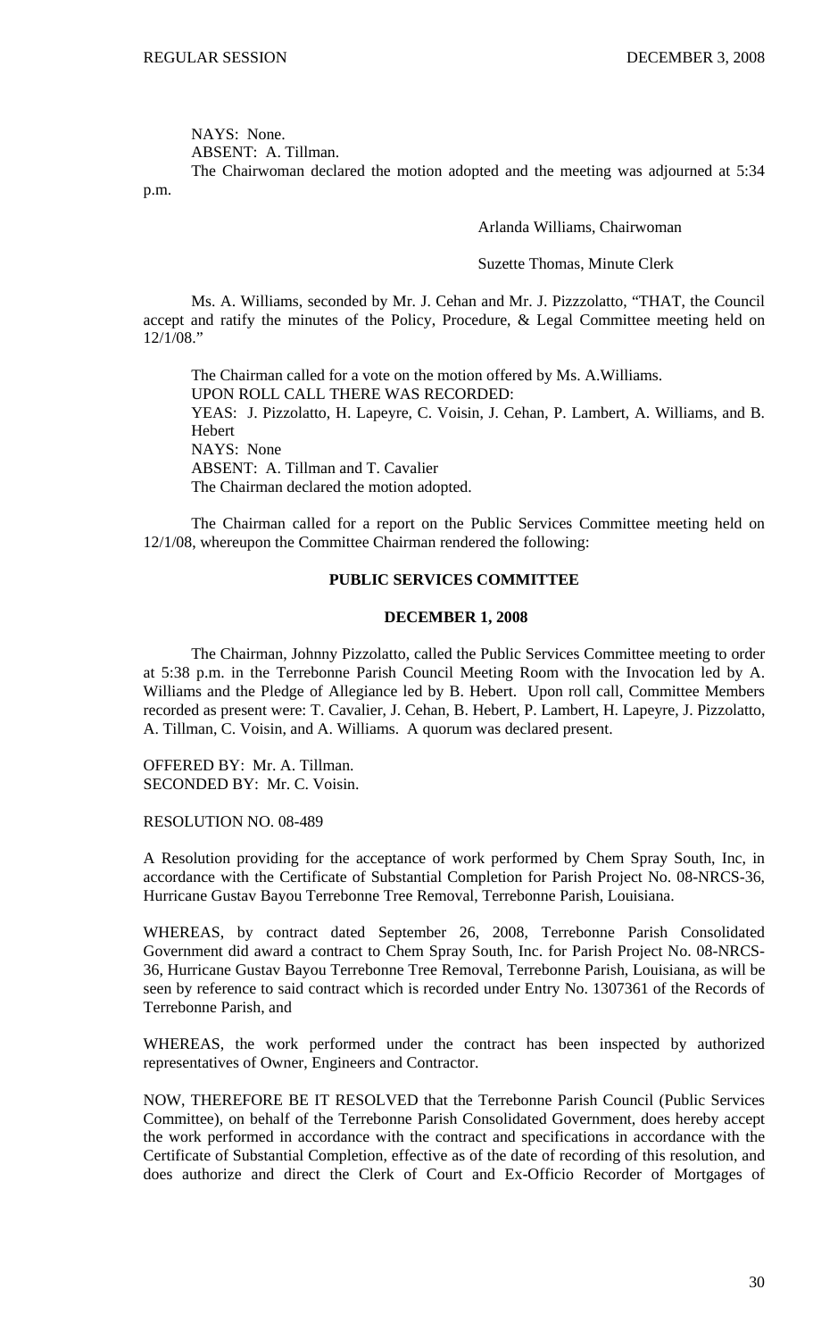NAYS: None.

ABSENT: A. Tillman.

The Chairwoman declared the motion adopted and the meeting was adjourned at 5:34 p.m.

Arlanda Williams, Chairwoman

Suzette Thomas, Minute Clerk

Ms. A. Williams, seconded by Mr. J. Cehan and Mr. J. Pizzzolatto, "THAT, the Council accept and ratify the minutes of the Policy, Procedure, & Legal Committee meeting held on 12/1/08."

The Chairman called for a vote on the motion offered by Ms. A.Williams.

UPON ROLL CALL THERE WAS RECORDED:

YEAS: J. Pizzolatto, H. Lapeyre, C. Voisin, J. Cehan, P. Lambert, A. Williams, and B. Hebert

NAYS: None

ABSENT: A. Tillman and T. Cavalier

The Chairman declared the motion adopted.

The Chairman called for a report on the Public Services Committee meeting held on 12/1/08, whereupon the Committee Chairman rendered the following:

## PUBLIC SERVICES COMMITTEE

### DECEMBER 1, 2008

The Chairman, Johnny Pizzolatto, called the Public Services Committee meeting to order at 5:38 p.m. in the Terrebonne Parish Council Meeting Room with the Invocation led by A. Williams and the Pledge of Allegiance led by B. Hebert. Upon roll call, Committee Members recorded as present were: T. Cavalier, J. Cehan, B. Hebert, P. Lambert, H. Lapeyre, J. Pizzolatto, A. Tillman, C. Voisin, and A. Williams. A quorum was declared present.

OFFERED BY: Mr. A. Tillman.

SECONDED BY: Mr. C. Voisin.

RESOLUTION NO. 08-489

A Resolution providing for the acceptance of work performed by Chem Spray South, Inc, in accordance with the Certificate of Substantial Completion for Parish Project No. 08-NRCS-36, Hurricane Gustav Bayou Terrebonne Tree Removal, Terrebonne Parish, Louisiana.

WHEREAS, by contract dated September 26, 2008, Terrebonne Parish Consolidated Government did award a contract to Chem Spray South, Inc. for Parish Project No. 08-NRCS-36, Hurricane Gustav Bayou Terrebonne Tree Removal, Terrebonne Parish, Louisiana, as will be seen by reference to said contract which is recorded under Entry No. 1307361 of the Records of Terrebonne Parish, and

WHEREAS, the work performed under the contract has been inspected by authorized representatives of Owner, Engineers and Contractor.

NOW, THEREFORE BE IT RESOLVED that the Terrebonne Parish Council (Public Services Committee), on behalf of the Terrebonne Parish Consolidated Government, does hereby accept the work performed in accordance with the contract and specifications in accordance with the Certificate of Substantial Completion, effective as of the date of recording of this resolution, and does authorize and direct the Clerk of Court and Ex-Officio Recorder of Mortgages of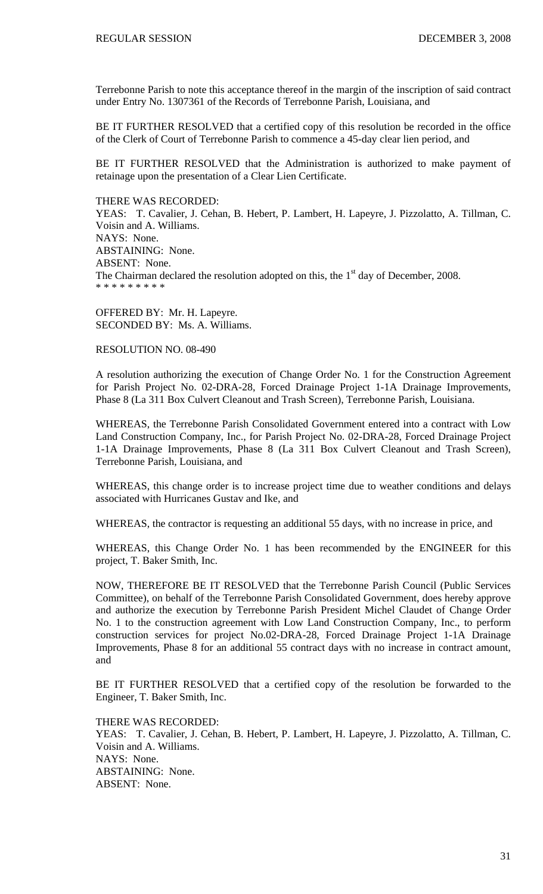Terrebonne Parish to note this acceptance thereof in the margin of the inscription of said contract under Entry No. 1307361 of the Records of Terrebonne Parish, Louisiana, and

BE IT FURTHER RESOLVED that a certified copy of this resolution be recorded in the office of the Clerk of Court of Terrebonne Parish to commence a 45-day clear lien period, and

BE IT FURTHER RESOLVED that the Administration is authorized to make payment of retainage upon the presentation of a Clear Lien Certificate.

THERE WAS RECORDED:
YEAS: T. Cavalier, J. Cehan, B. Hebert, P. Lambert, H. Lapeyre, J. Pizzolatto, A. Tillman, C. Voisin and A. Williams.
NAYS: None.
ABSTAINING: None.
ABSENT: None.
The Chairman declared the resolution adopted on this, the 1st day of December, 2008.
* * * * * * * * *

OFFERED BY: Mr. H. Lapeyre.
SECONDED BY: Ms. A. Williams.

RESOLUTION NO. 08-490

A resolution authorizing the execution of Change Order No. 1 for the Construction Agreement for Parish Project No. 02-DRA-28, Forced Drainage Project 1-1A Drainage Improvements, Phase 8 (La 311 Box Culvert Cleanout and Trash Screen), Terrebonne Parish, Louisiana.

WHEREAS, the Terrebonne Parish Consolidated Government entered into a contract with Low Land Construction Company, Inc., for Parish Project No. 02-DRA-28, Forced Drainage Project 1-1A Drainage Improvements, Phase 8 (La 311 Box Culvert Cleanout and Trash Screen), Terrebonne Parish, Louisiana, and

WHEREAS, this change order is to increase project time due to weather conditions and delays associated with Hurricanes Gustav and Ike, and

WHEREAS, the contractor is requesting an additional 55 days, with no increase in price, and

WHEREAS, this Change Order No. 1 has been recommended by the ENGINEER for this project, T. Baker Smith, Inc.

NOW, THEREFORE BE IT RESOLVED that the Terrebonne Parish Council (Public Services Committee), on behalf of the Terrebonne Parish Consolidated Government, does hereby approve and authorize the execution by Terrebonne Parish President Michel Claudet of Change Order No. 1 to the construction agreement with Low Land Construction Company, Inc., to perform construction services for project No.02-DRA-28, Forced Drainage Project 1-1A Drainage Improvements, Phase 8 for an additional 55 contract days with no increase in contract amount, and

BE IT FURTHER RESOLVED that a certified copy of the resolution be forwarded to the Engineer, T. Baker Smith, Inc.

THERE WAS RECORDED:
YEAS: T. Cavalier, J. Cehan, B. Hebert, P. Lambert, H. Lapeyre, J. Pizzolatto, A. Tillman, C. Voisin and A. Williams.
NAYS: None.
ABSTAINING: None.
ABSENT: None.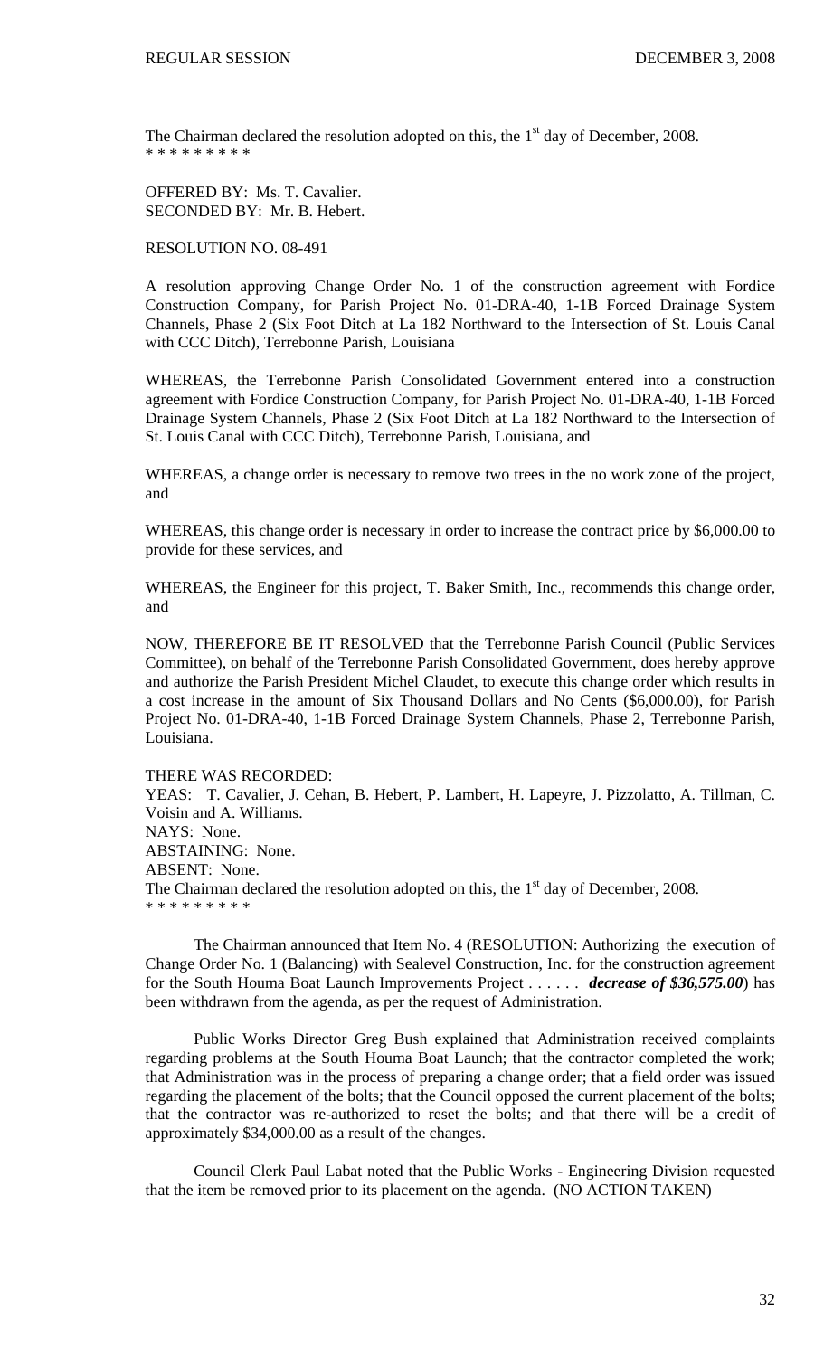The Chairman declared the resolution adopted on this, the 1st day of December, 2008.
\* \* \* \* \* \* \* \* \*

OFFERED BY: Ms. T. Cavalier.
SECONDED BY: Mr. B. Hebert.

RESOLUTION NO. 08-491

A resolution approving Change Order No. 1 of the construction agreement with Fordice Construction Company, for Parish Project No. 01-DRA-40, 1-1B Forced Drainage System Channels, Phase 2 (Six Foot Ditch at La 182 Northward to the Intersection of St. Louis Canal with CCC Ditch), Terrebonne Parish, Louisiana

WHEREAS, the Terrebonne Parish Consolidated Government entered into a construction agreement with Fordice Construction Company, for Parish Project No. 01-DRA-40, 1-1B Forced Drainage System Channels, Phase 2 (Six Foot Ditch at La 182 Northward to the Intersection of St. Louis Canal with CCC Ditch), Terrebonne Parish, Louisiana, and

WHEREAS, a change order is necessary to remove two trees in the no work zone of the project, and

WHEREAS, this change order is necessary in order to increase the contract price by $6,000.00 to provide for these services, and

WHEREAS, the Engineer for this project, T. Baker Smith, Inc., recommends this change order, and

NOW, THEREFORE BE IT RESOLVED that the Terrebonne Parish Council (Public Services Committee), on behalf of the Terrebonne Parish Consolidated Government, does hereby approve and authorize the Parish President Michel Claudet, to execute this change order which results in a cost increase in the amount of Six Thousand Dollars and No Cents ($6,000.00), for Parish Project No. 01-DRA-40, 1-1B Forced Drainage System Channels, Phase 2, Terrebonne Parish, Louisiana.

THERE WAS RECORDED:
YEAS: T. Cavalier, J. Cehan, B. Hebert, P. Lambert, H. Lapeyre, J. Pizzolatto, A. Tillman, C. Voisin and A. Williams.
NAYS: None.
ABSTAINING: None.
ABSENT: None.
The Chairman declared the resolution adopted on this, the 1st day of December, 2008.
\* \* \* \* \* \* \* \* \*

The Chairman announced that Item No. 4 (RESOLUTION: Authorizing the execution of Change Order No. 1 (Balancing) with Sealevel Construction, Inc. for the construction agreement for the South Houma Boat Launch Improvements Project . . . . . . ***decrease of $36,575.00***) has been withdrawn from the agenda, as per the request of Administration.

Public Works Director Greg Bush explained that Administration received complaints regarding problems at the South Houma Boat Launch; that the contractor completed the work; that Administration was in the process of preparing a change order; that a field order was issued regarding the placement of the bolts; that the Council opposed the current placement of the bolts; that the contractor was re-authorized to reset the bolts; and that there will be a credit of approximately $34,000.00 as a result of the changes.

Council Clerk Paul Labat noted that the Public Works - Engineering Division requested that the item be removed prior to its placement on the agenda. (NO ACTION TAKEN)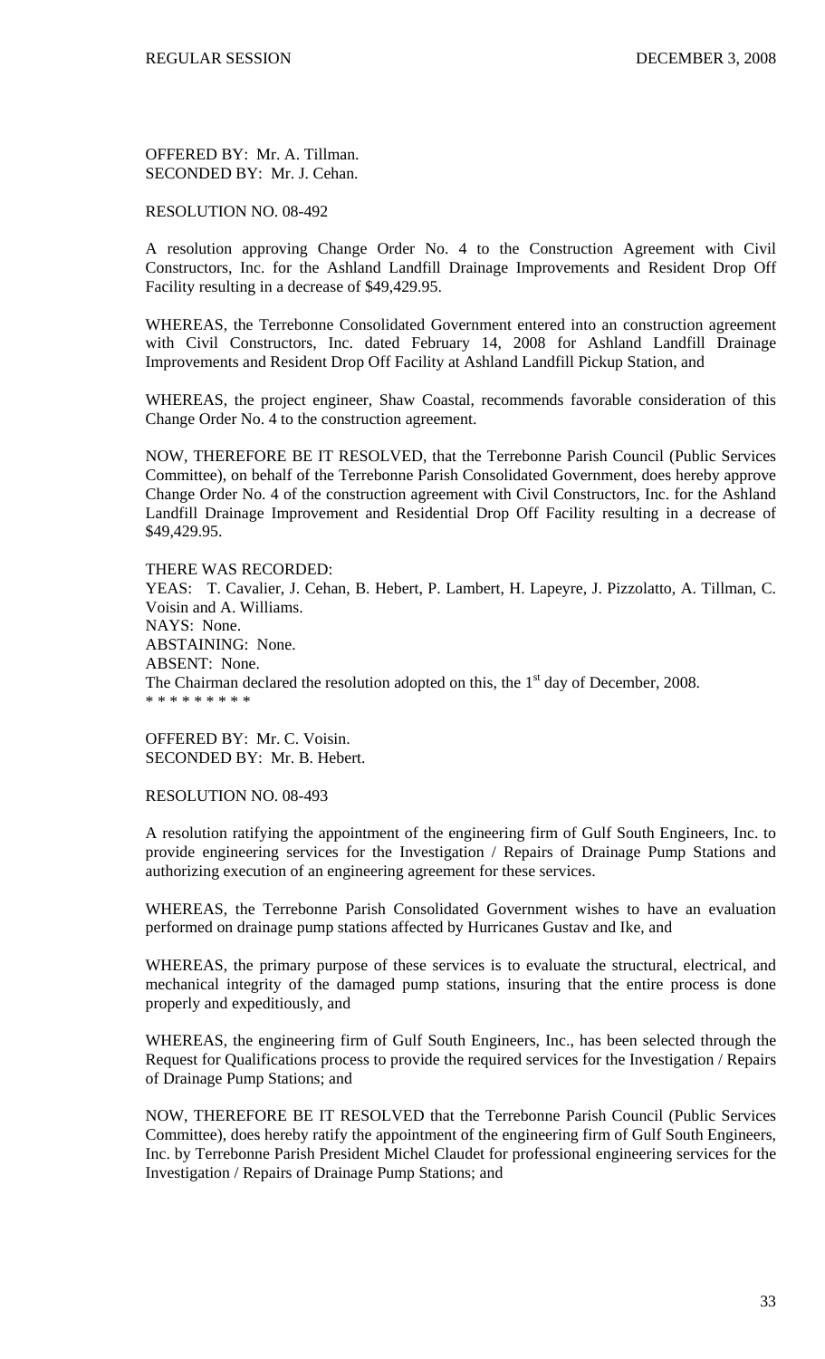OFFERED BY: Mr. A. Tillman.
SECONDED BY: Mr. J. Cehan.

RESOLUTION NO. 08-492

A resolution approving Change Order No. 4 to the Construction Agreement with Civil Constructors, Inc. for the Ashland Landfill Drainage Improvements and Resident Drop Off Facility resulting in a decrease of $49,429.95.

WHEREAS, the Terrebonne Consolidated Government entered into an construction agreement with Civil Constructors, Inc. dated February 14, 2008 for Ashland Landfill Drainage Improvements and Resident Drop Off Facility at Ashland Landfill Pickup Station, and

WHEREAS, the project engineer, Shaw Coastal, recommends favorable consideration of this Change Order No. 4 to the construction agreement.

NOW, THEREFORE BE IT RESOLVED, that the Terrebonne Parish Council (Public Services Committee), on behalf of the Terrebonne Parish Consolidated Government, does hereby approve Change Order No. 4 of the construction agreement with Civil Constructors, Inc. for the Ashland Landfill Drainage Improvement and Residential Drop Off Facility resulting in a decrease of $49,429.95.

THERE WAS RECORDED:
YEAS: T. Cavalier, J. Cehan, B. Hebert, P. Lambert, H. Lapeyre, J. Pizzolatto, A. Tillman, C. Voisin and A. Williams.
NAYS: None.
ABSTAINING: None.
ABSENT: None.
The Chairman declared the resolution adopted on this, the 1st day of December, 2008.
* * * * * * * * *

OFFERED BY: Mr. C. Voisin.
SECONDED BY: Mr. B. Hebert.

RESOLUTION NO. 08-493

A resolution ratifying the appointment of the engineering firm of Gulf South Engineers, Inc. to provide engineering services for the Investigation / Repairs of Drainage Pump Stations and authorizing execution of an engineering agreement for these services.

WHEREAS, the Terrebonne Parish Consolidated Government wishes to have an evaluation performed on drainage pump stations affected by Hurricanes Gustav and Ike, and

WHEREAS, the primary purpose of these services is to evaluate the structural, electrical, and mechanical integrity of the damaged pump stations, insuring that the entire process is done properly and expeditiously, and

WHEREAS, the engineering firm of Gulf South Engineers, Inc., has been selected through the Request for Qualifications process to provide the required services for the Investigation / Repairs of Drainage Pump Stations; and

NOW, THEREFORE BE IT RESOLVED that the Terrebonne Parish Council (Public Services Committee), does hereby ratify the appointment of the engineering firm of Gulf South Engineers, Inc. by Terrebonne Parish President Michel Claudet for professional engineering services for the Investigation / Repairs of Drainage Pump Stations; and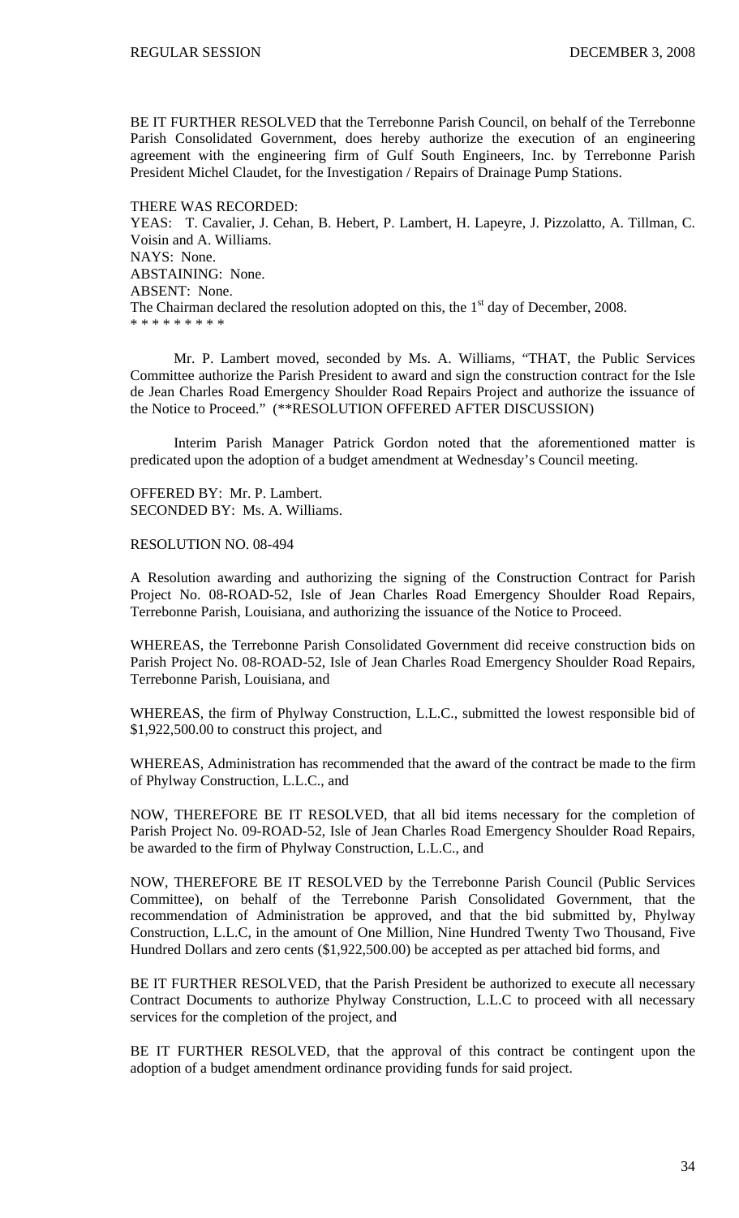BE IT FURTHER RESOLVED that the Terrebonne Parish Council, on behalf of the Terrebonne Parish Consolidated Government, does hereby authorize the execution of an engineering agreement with the engineering firm of Gulf South Engineers, Inc. by Terrebonne Parish President Michel Claudet, for the Investigation / Repairs of Drainage Pump Stations.

THERE WAS RECORDED:
YEAS: T. Cavalier, J. Cehan, B. Hebert, P. Lambert, H. Lapeyre, J. Pizzolatto, A. Tillman, C. Voisin and A. Williams.
NAYS: None.
ABSTAINING: None.
ABSENT: None.
The Chairman declared the resolution adopted on this, the 1st day of December, 2008.
* * * * * * * * *

Mr. P. Lambert moved, seconded by Ms. A. Williams, "THAT, the Public Services Committee authorize the Parish President to award and sign the construction contract for the Isle de Jean Charles Road Emergency Shoulder Road Repairs Project and authorize the issuance of the Notice to Proceed." (**RESOLUTION OFFERED AFTER DISCUSSION)

Interim Parish Manager Patrick Gordon noted that the aforementioned matter is predicated upon the adoption of a budget amendment at Wednesday's Council meeting.

OFFERED BY: Mr. P. Lambert.
SECONDED BY: Ms. A. Williams.

RESOLUTION NO. 08-494

A Resolution awarding and authorizing the signing of the Construction Contract for Parish Project No. 08-ROAD-52, Isle of Jean Charles Road Emergency Shoulder Road Repairs, Terrebonne Parish, Louisiana, and authorizing the issuance of the Notice to Proceed.

WHEREAS, the Terrebonne Parish Consolidated Government did receive construction bids on Parish Project No. 08-ROAD-52, Isle of Jean Charles Road Emergency Shoulder Road Repairs, Terrebonne Parish, Louisiana, and

WHEREAS, the firm of Phylway Construction, L.L.C., submitted the lowest responsible bid of $1,922,500.00 to construct this project, and

WHEREAS, Administration has recommended that the award of the contract be made to the firm of Phylway Construction, L.L.C., and

NOW, THEREFORE BE IT RESOLVED, that all bid items necessary for the completion of Parish Project No. 09-ROAD-52, Isle of Jean Charles Road Emergency Shoulder Road Repairs, be awarded to the firm of Phylway Construction, L.L.C., and

NOW, THEREFORE BE IT RESOLVED by the Terrebonne Parish Council (Public Services Committee), on behalf of the Terrebonne Parish Consolidated Government, that the recommendation of Administration be approved, and that the bid submitted by, Phylway Construction, L.L.C, in the amount of One Million, Nine Hundred Twenty Two Thousand, Five Hundred Dollars and zero cents ($1,922,500.00) be accepted as per attached bid forms, and

BE IT FURTHER RESOLVED, that the Parish President be authorized to execute all necessary Contract Documents to authorize Phylway Construction, L.L.C to proceed with all necessary services for the completion of the project, and

BE IT FURTHER RESOLVED, that the approval of this contract be contingent upon the adoption of a budget amendment ordinance providing funds for said project.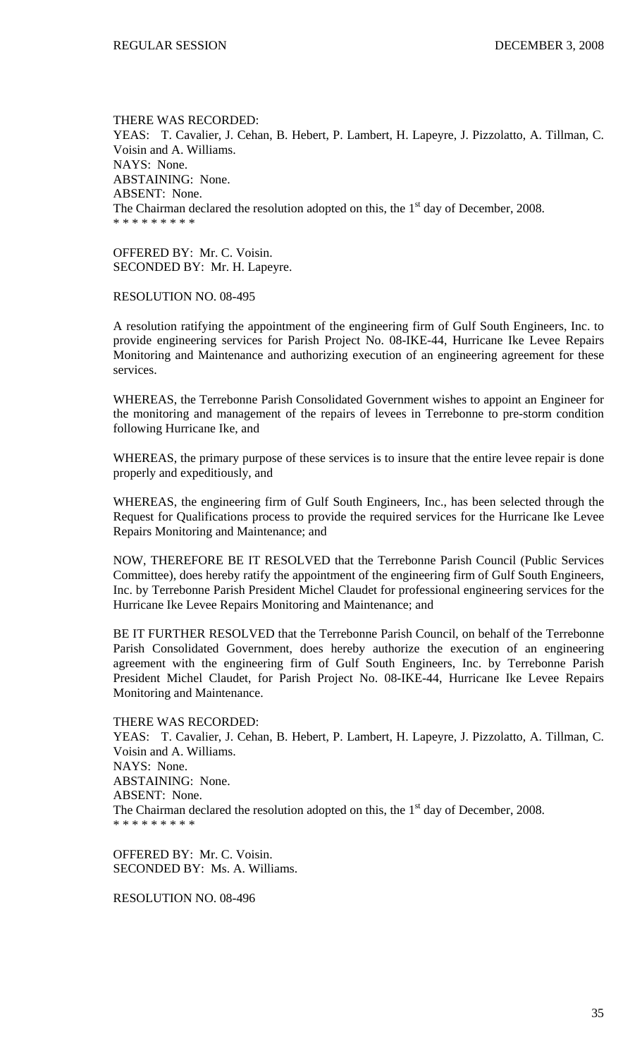THERE WAS RECORDED:
YEAS: T. Cavalier, J. Cehan, B. Hebert, P. Lambert, H. Lapeyre, J. Pizzolatto, A. Tillman, C. Voisin and A. Williams.
NAYS: None.
ABSTAINING: None.
ABSENT: None.
The Chairman declared the resolution adopted on this, the 1st day of December, 2008.
\* \* \* \* \* \* \* \* \*

OFFERED BY: Mr. C. Voisin.
SECONDED BY: Mr. H. Lapeyre.

RESOLUTION NO. 08-495

A resolution ratifying the appointment of the engineering firm of Gulf South Engineers, Inc. to provide engineering services for Parish Project No. 08-IKE-44, Hurricane Ike Levee Repairs Monitoring and Maintenance and authorizing execution of an engineering agreement for these services.

WHEREAS, the Terrebonne Parish Consolidated Government wishes to appoint an Engineer for the monitoring and management of the repairs of levees in Terrebonne to pre-storm condition following Hurricane Ike, and

WHEREAS, the primary purpose of these services is to insure that the entire levee repair is done properly and expeditiously, and

WHEREAS, the engineering firm of Gulf South Engineers, Inc., has been selected through the Request for Qualifications process to provide the required services for the Hurricane Ike Levee Repairs Monitoring and Maintenance; and

NOW, THEREFORE BE IT RESOLVED that the Terrebonne Parish Council (Public Services Committee), does hereby ratify the appointment of the engineering firm of Gulf South Engineers, Inc. by Terrebonne Parish President Michel Claudet for professional engineering services for the Hurricane Ike Levee Repairs Monitoring and Maintenance; and

BE IT FURTHER RESOLVED that the Terrebonne Parish Council, on behalf of the Terrebonne Parish Consolidated Government, does hereby authorize the execution of an engineering agreement with the engineering firm of Gulf South Engineers, Inc. by Terrebonne Parish President Michel Claudet, for Parish Project No. 08-IKE-44, Hurricane Ike Levee Repairs Monitoring and Maintenance.

THERE WAS RECORDED:
YEAS: T. Cavalier, J. Cehan, B. Hebert, P. Lambert, H. Lapeyre, J. Pizzolatto, A. Tillman, C. Voisin and A. Williams.
NAYS: None.
ABSTAINING: None.
ABSENT: None.
The Chairman declared the resolution adopted on this, the 1st day of December, 2008.
\* \* \* \* \* \* \* \* \*

OFFERED BY: Mr. C. Voisin.
SECONDED BY: Ms. A. Williams.

RESOLUTION NO. 08-496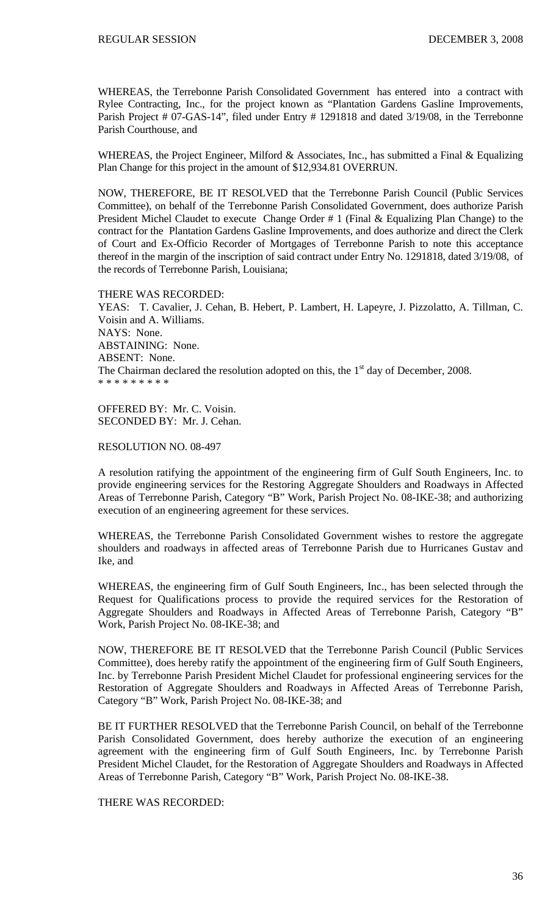WHEREAS, the Terrebonne Parish Consolidated Government has entered into a contract with Rylee Contracting, Inc., for the project known as "Plantation Gardens Gasline Improvements, Parish Project # 07-GAS-14", filed under Entry # 1291818 and dated 3/19/08, in the Terrebonne Parish Courthouse, and

WHEREAS, the Project Engineer, Milford & Associates, Inc., has submitted a Final & Equalizing Plan Change for this project in the amount of $12,934.81 OVERRUN.

NOW, THEREFORE, BE IT RESOLVED that the Terrebonne Parish Council (Public Services Committee), on behalf of the Terrebonne Parish Consolidated Government, does authorize Parish President Michel Claudet to execute Change Order # 1 (Final & Equalizing Plan Change) to the contract for the Plantation Gardens Gasline Improvements, and does authorize and direct the Clerk of Court and Ex-Officio Recorder of Mortgages of Terrebonne Parish to note this acceptance thereof in the margin of the inscription of said contract under Entry No. 1291818, dated 3/19/08, of the records of Terrebonne Parish, Louisiana;

THERE WAS RECORDED:
YEAS: T. Cavalier, J. Cehan, B. Hebert, P. Lambert, H. Lapeyre, J. Pizzolatto, A. Tillman, C. Voisin and A. Williams.
NAYS: None.
ABSTAINING: None.
ABSENT: None.
The Chairman declared the resolution adopted on this, the 1st day of December, 2008.
* * * * * * * * *

OFFERED BY: Mr. C. Voisin.
SECONDED BY: Mr. J. Cehan.

RESOLUTION NO. 08-497

A resolution ratifying the appointment of the engineering firm of Gulf South Engineers, Inc. to provide engineering services for the Restoring Aggregate Shoulders and Roadways in Affected Areas of Terrebonne Parish, Category "B" Work, Parish Project No. 08-IKE-38; and authorizing execution of an engineering agreement for these services.

WHEREAS, the Terrebonne Parish Consolidated Government wishes to restore the aggregate shoulders and roadways in affected areas of Terrebonne Parish due to Hurricanes Gustav and Ike, and

WHEREAS, the engineering firm of Gulf South Engineers, Inc., has been selected through the Request for Qualifications process to provide the required services for the Restoration of Aggregate Shoulders and Roadways in Affected Areas of Terrebonne Parish, Category "B" Work, Parish Project No. 08-IKE-38; and

NOW, THEREFORE BE IT RESOLVED that the Terrebonne Parish Council (Public Services Committee), does hereby ratify the appointment of the engineering firm of Gulf South Engineers, Inc. by Terrebonne Parish President Michel Claudet for professional engineering services for the Restoration of Aggregate Shoulders and Roadways in Affected Areas of Terrebonne Parish, Category "B" Work, Parish Project No. 08-IKE-38; and

BE IT FURTHER RESOLVED that the Terrebonne Parish Council, on behalf of the Terrebonne Parish Consolidated Government, does hereby authorize the execution of an engineering agreement with the engineering firm of Gulf South Engineers, Inc. by Terrebonne Parish President Michel Claudet, for the Restoration of Aggregate Shoulders and Roadways in Affected Areas of Terrebonne Parish, Category "B" Work, Parish Project No. 08-IKE-38.

THERE WAS RECORDED: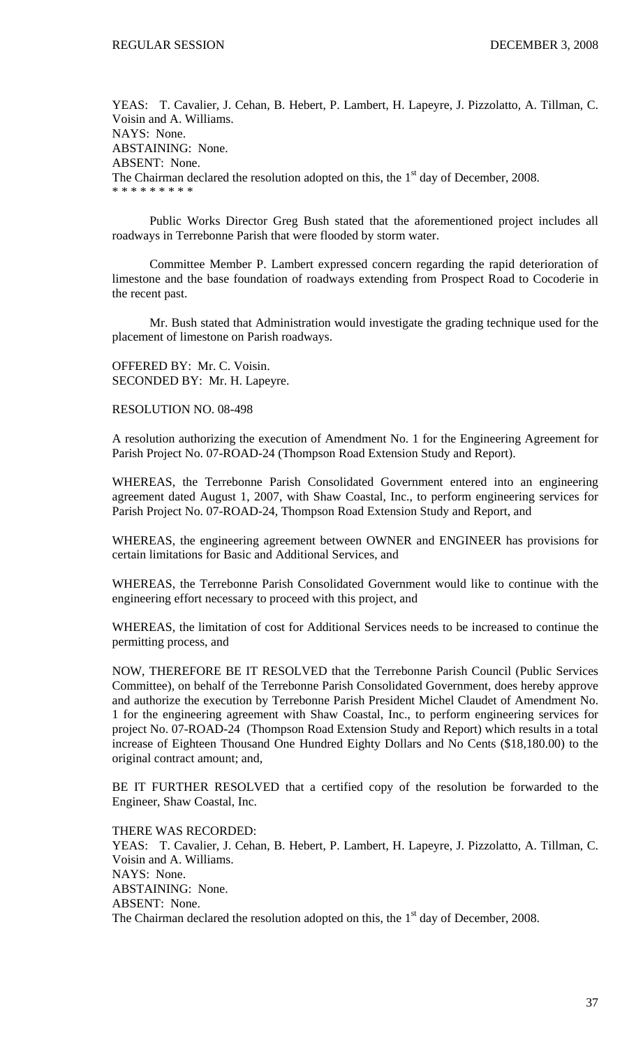YEAS: T. Cavalier, J. Cehan, B. Hebert, P. Lambert, H. Lapeyre, J. Pizzolatto, A. Tillman, C. Voisin and A. Williams.
NAYS: None.
ABSTAINING: None.
ABSENT: None.
The Chairman declared the resolution adopted on this, the 1st day of December, 2008.
* * * * * * * * *

Public Works Director Greg Bush stated that the aforementioned project includes all roadways in Terrebonne Parish that were flooded by storm water.

Committee Member P. Lambert expressed concern regarding the rapid deterioration of limestone and the base foundation of roadways extending from Prospect Road to Cocoderie in the recent past.

Mr. Bush stated that Administration would investigate the grading technique used for the placement of limestone on Parish roadways.

OFFERED BY: Mr. C. Voisin.
SECONDED BY: Mr. H. Lapeyre.

RESOLUTION NO. 08-498

A resolution authorizing the execution of Amendment No. 1 for the Engineering Agreement for Parish Project No. 07-ROAD-24 (Thompson Road Extension Study and Report).

WHEREAS, the Terrebonne Parish Consolidated Government entered into an engineering agreement dated August 1, 2007, with Shaw Coastal, Inc., to perform engineering services for Parish Project No. 07-ROAD-24, Thompson Road Extension Study and Report, and

WHEREAS, the engineering agreement between OWNER and ENGINEER has provisions for certain limitations for Basic and Additional Services, and

WHEREAS, the Terrebonne Parish Consolidated Government would like to continue with the engineering effort necessary to proceed with this project, and

WHEREAS, the limitation of cost for Additional Services needs to be increased to continue the permitting process, and

NOW, THEREFORE BE IT RESOLVED that the Terrebonne Parish Council (Public Services Committee), on behalf of the Terrebonne Parish Consolidated Government, does hereby approve and authorize the execution by Terrebonne Parish President Michel Claudet of Amendment No. 1 for the engineering agreement with Shaw Coastal, Inc., to perform engineering services for project No. 07-ROAD-24 (Thompson Road Extension Study and Report) which results in a total increase of Eighteen Thousand One Hundred Eighty Dollars and No Cents ($18,180.00) to the original contract amount; and,

BE IT FURTHER RESOLVED that a certified copy of the resolution be forwarded to the Engineer, Shaw Coastal, Inc.

THERE WAS RECORDED:
YEAS: T. Cavalier, J. Cehan, B. Hebert, P. Lambert, H. Lapeyre, J. Pizzolatto, A. Tillman, C. Voisin and A. Williams.
NAYS: None.
ABSTAINING: None.
ABSENT: None.
The Chairman declared the resolution adopted on this, the 1st day of December, 2008.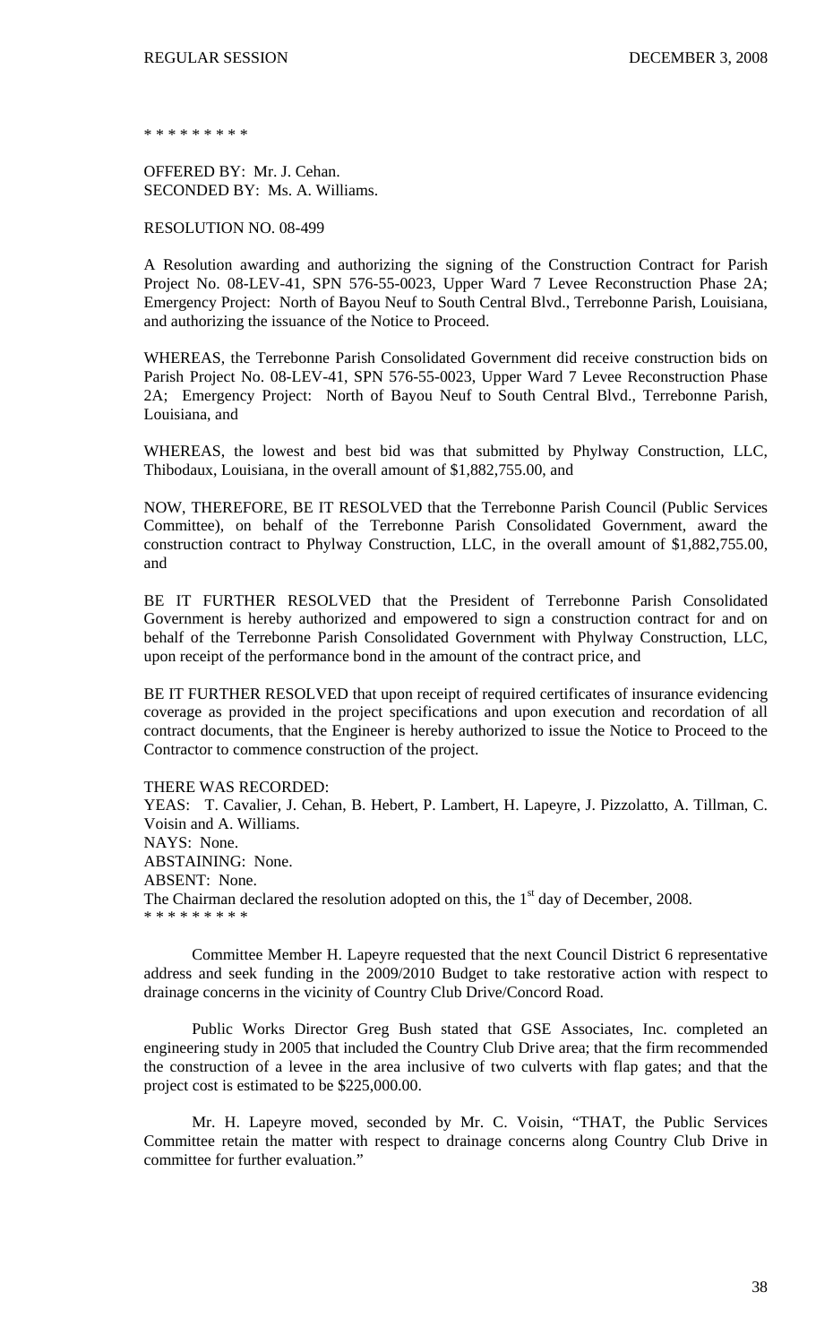\* \* \* \* \* \* \* \* \*

OFFERED BY: Mr. J. Cehan.
SECONDED BY: Ms. A. Williams.

RESOLUTION NO. 08-499

A Resolution awarding and authorizing the signing of the Construction Contract for Parish Project No. 08-LEV-41, SPN 576-55-0023, Upper Ward 7 Levee Reconstruction Phase 2A; Emergency Project: North of Bayou Neuf to South Central Blvd., Terrebonne Parish, Louisiana, and authorizing the issuance of the Notice to Proceed.

WHEREAS, the Terrebonne Parish Consolidated Government did receive construction bids on Parish Project No. 08-LEV-41, SPN 576-55-0023, Upper Ward 7 Levee Reconstruction Phase 2A; Emergency Project: North of Bayou Neuf to South Central Blvd., Terrebonne Parish, Louisiana, and

WHEREAS, the lowest and best bid was that submitted by Phylway Construction, LLC, Thibodaux, Louisiana, in the overall amount of $1,882,755.00, and

NOW, THEREFORE, BE IT RESOLVED that the Terrebonne Parish Council (Public Services Committee), on behalf of the Terrebonne Parish Consolidated Government, award the construction contract to Phylway Construction, LLC, in the overall amount of $1,882,755.00, and

BE IT FURTHER RESOLVED that the President of Terrebonne Parish Consolidated Government is hereby authorized and empowered to sign a construction contract for and on behalf of the Terrebonne Parish Consolidated Government with Phylway Construction, LLC, upon receipt of the performance bond in the amount of the contract price, and

BE IT FURTHER RESOLVED that upon receipt of required certificates of insurance evidencing coverage as provided in the project specifications and upon execution and recordation of all contract documents, that the Engineer is hereby authorized to issue the Notice to Proceed to the Contractor to commence construction of the project.

THERE WAS RECORDED:
YEAS: T. Cavalier, J. Cehan, B. Hebert, P. Lambert, H. Lapeyre, J. Pizzolatto, A. Tillman, C. Voisin and A. Williams.
NAYS: None.
ABSTAINING: None.
ABSENT: None.
The Chairman declared the resolution adopted on this, the 1st day of December, 2008.
\* \* \* \* \* \* \* \* \*

Committee Member H. Lapeyre requested that the next Council District 6 representative address and seek funding in the 2009/2010 Budget to take restorative action with respect to drainage concerns in the vicinity of Country Club Drive/Concord Road.

Public Works Director Greg Bush stated that GSE Associates, Inc. completed an engineering study in 2005 that included the Country Club Drive area; that the firm recommended the construction of a levee in the area inclusive of two culverts with flap gates; and that the project cost is estimated to be $225,000.00.

Mr. H. Lapeyre moved, seconded by Mr. C. Voisin, "THAT, the Public Services Committee retain the matter with respect to drainage concerns along Country Club Drive in committee for further evaluation."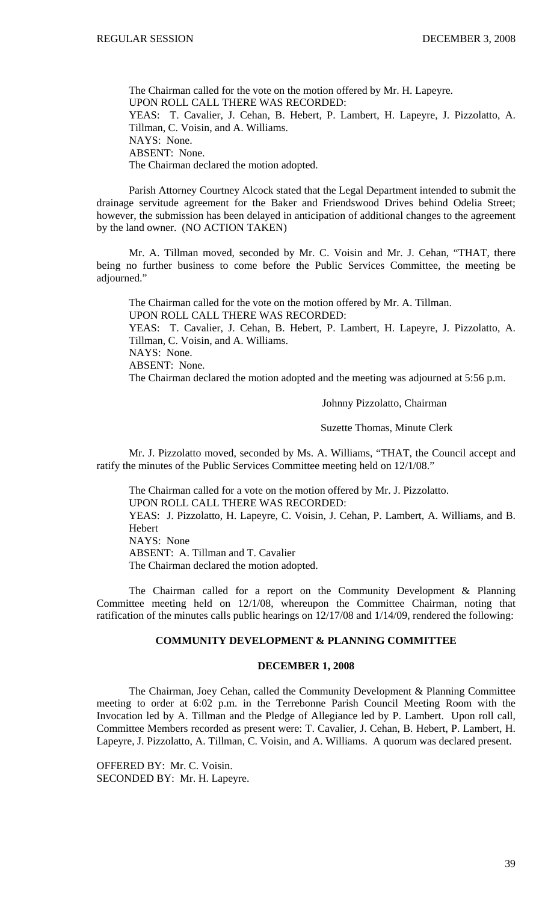The Chairman called for the vote on the motion offered by Mr. H. Lapeyre.
UPON ROLL CALL THERE WAS RECORDED:
YEAS: T. Cavalier, J. Cehan, B. Hebert, P. Lambert, H. Lapeyre, J. Pizzolatto, A. Tillman, C. Voisin, and A. Williams.
NAYS: None.
ABSENT: None.
The Chairman declared the motion adopted.

Parish Attorney Courtney Alcock stated that the Legal Department intended to submit the drainage servitude agreement for the Baker and Friendswood Drives behind Odelia Street; however, the submission has been delayed in anticipation of additional changes to the agreement by the land owner. (NO ACTION TAKEN)

Mr. A. Tillman moved, seconded by Mr. C. Voisin and Mr. J. Cehan, "THAT, there being no further business to come before the Public Services Committee, the meeting be adjourned."

The Chairman called for the vote on the motion offered by Mr. A. Tillman.
UPON ROLL CALL THERE WAS RECORDED:
YEAS: T. Cavalier, J. Cehan, B. Hebert, P. Lambert, H. Lapeyre, J. Pizzolatto, A. Tillman, C. Voisin, and A. Williams.
NAYS: None.
ABSENT: None.
The Chairman declared the motion adopted and the meeting was adjourned at 5:56 p.m.

Johnny Pizzolatto, Chairman

Suzette Thomas, Minute Clerk

Mr. J. Pizzolatto moved, seconded by Ms. A. Williams, "THAT, the Council accept and ratify the minutes of the Public Services Committee meeting held on 12/1/08."

The Chairman called for a vote on the motion offered by Mr. J. Pizzolatto.
UPON ROLL CALL THERE WAS RECORDED:
YEAS: J. Pizzolatto, H. Lapeyre, C. Voisin, J. Cehan, P. Lambert, A. Williams, and B. Hebert
NAYS: None
ABSENT: A. Tillman and T. Cavalier
The Chairman declared the motion adopted.

The Chairman called for a report on the Community Development & Planning Committee meeting held on 12/1/08, whereupon the Committee Chairman, noting that ratification of the minutes calls public hearings on 12/17/08 and 1/14/09, rendered the following:

## COMMUNITY DEVELOPMENT & PLANNING COMMITTEE

### DECEMBER 1, 2008

The Chairman, Joey Cehan, called the Community Development & Planning Committee meeting to order at 6:02 p.m. in the Terrebonne Parish Council Meeting Room with the Invocation led by A. Tillman and the Pledge of Allegiance led by P. Lambert. Upon roll call, Committee Members recorded as present were: T. Cavalier, J. Cehan, B. Hebert, P. Lambert, H. Lapeyre, J. Pizzolatto, A. Tillman, C. Voisin, and A. Williams. A quorum was declared present.

OFFERED BY: Mr. C. Voisin.
SECONDED BY: Mr. H. Lapeyre.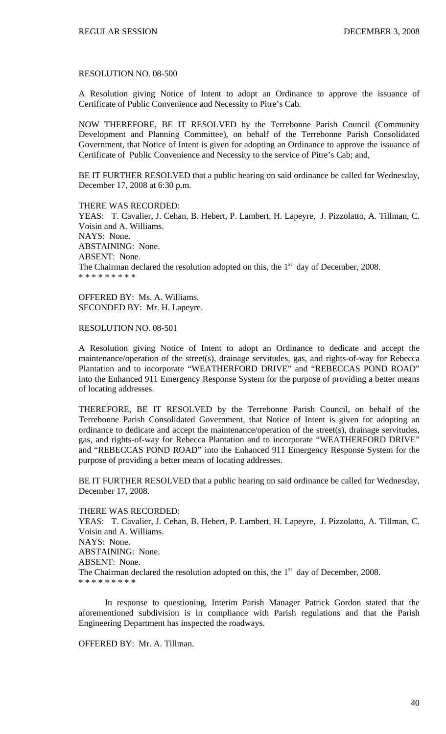RESOLUTION NO. 08-500

A Resolution giving Notice of Intent to adopt an Ordinance to approve the issuance of Certificate of Public Convenience and Necessity to Pitre's Cab.

NOW THEREFORE, BE IT RESOLVED by the Terrebonne Parish Council (Community Development and Planning Committee), on behalf of the Terrebonne Parish Consolidated Government, that Notice of Intent is given for adopting an Ordinance to approve the issuance of Certificate of Public Convenience and Necessity to the service of Pitre's Cab; and,

BE IT FURTHER RESOLVED that a public hearing on said ordinance be called for Wednesday, December 17, 2008 at 6:30 p.m.

THERE WAS RECORDED:
YEAS: T. Cavalier, J. Cehan, B. Hebert, P. Lambert, H. Lapeyre, J. Pizzolatto, A. Tillman, C. Voisin and A. Williams.
NAYS: None.
ABSTAINING: None.
ABSENT: None.
The Chairman declared the resolution adopted on this, the 1st day of December, 2008.
* * * * * * * * *

OFFERED BY: Ms. A. Williams.
SECONDED BY: Mr. H. Lapeyre.

RESOLUTION NO. 08-501

A Resolution giving Notice of Intent to adopt an Ordinance to dedicate and accept the maintenance/operation of the street(s), drainage servitudes, gas, and rights-of-way for Rebecca Plantation and to incorporate "WEATHERFORD DRIVE" and "REBECCAS POND ROAD" into the Enhanced 911 Emergency Response System for the purpose of providing a better means of locating addresses.

THEREFORE, BE IT RESOLVED by the Terrebonne Parish Council, on behalf of the Terrebonne Parish Consolidated Government, that Notice of Intent is given for adopting an ordinance to dedicate and accept the maintenance/operation of the street(s), drainage servitudes, gas, and rights-of-way for Rebecca Plantation and to incorporate "WEATHERFORD DRIVE" and "REBECCAS POND ROAD" into the Enhanced 911 Emergency Response System for the purpose of providing a better means of locating addresses.

BE IT FURTHER RESOLVED that a public hearing on said ordinance be called for Wednesday, December 17, 2008.

THERE WAS RECORDED:
YEAS: T. Cavalier, J. Cehan, B. Hebert, P. Lambert, H. Lapeyre, J. Pizzolatto, A. Tillman, C. Voisin and A. Williams.
NAYS: None.
ABSTAINING: None.
ABSENT: None.
The Chairman declared the resolution adopted on this, the 1st day of December, 2008.
* * * * * * * * *

In response to questioning, Interim Parish Manager Patrick Gordon stated that the aforementioned subdivision is in compliance with Parish regulations and that the Parish Engineering Department has inspected the roadways.

OFFERED BY: Mr. A. Tillman.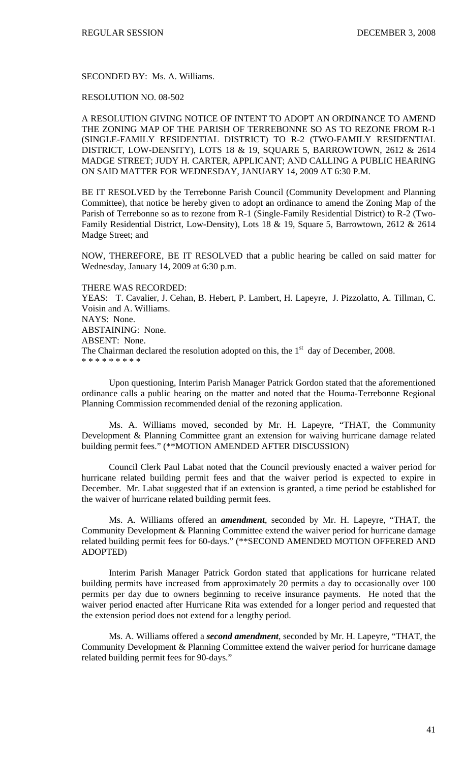SECONDED BY: Ms. A. Williams.

RESOLUTION NO. 08-502

A RESOLUTION GIVING NOTICE OF INTENT TO ADOPT AN ORDINANCE TO AMEND THE ZONING MAP OF THE PARISH OF TERREBONNE SO AS TO REZONE FROM R-1 (SINGLE-FAMILY RESIDENTIAL DISTRICT) TO R-2 (TWO-FAMILY RESIDENTIAL DISTRICT, LOW-DENSITY), LOTS 18 & 19, SQUARE 5, BARROWTOWN, 2612 & 2614 MADGE STREET; JUDY H. CARTER, APPLICANT; AND CALLING A PUBLIC HEARING ON SAID MATTER FOR WEDNESDAY, JANUARY 14, 2009 AT 6:30 P.M.

BE IT RESOLVED by the Terrebonne Parish Council (Community Development and Planning Committee), that notice be hereby given to adopt an ordinance to amend the Zoning Map of the Parish of Terrebonne so as to rezone from R-1 (Single-Family Residential District) to R-2 (Two-Family Residential District, Low-Density), Lots 18 & 19, Square 5, Barrowtown, 2612 & 2614 Madge Street; and

NOW, THEREFORE, BE IT RESOLVED that a public hearing be called on said matter for Wednesday, January 14, 2009 at 6:30 p.m.

THERE WAS RECORDED:
YEAS: T. Cavalier, J. Cehan, B. Hebert, P. Lambert, H. Lapeyre, J. Pizzolatto, A. Tillman, C. Voisin and A. Williams.
NAYS: None.
ABSTAINING: None.
ABSENT: None.
The Chairman declared the resolution adopted on this, the 1st day of December, 2008.
\* \* \* \* \* \* \* \* \*

Upon questioning, Interim Parish Manager Patrick Gordon stated that the aforementioned ordinance calls a public hearing on the matter and noted that the Houma-Terrebonne Regional Planning Commission recommended denial of the rezoning application.

Ms. A. Williams moved, seconded by Mr. H. Lapeyre, "THAT, the Community Development & Planning Committee grant an extension for waiving hurricane damage related building permit fees." (**MOTION AMENDED AFTER DISCUSSION)

Council Clerk Paul Labat noted that the Council previously enacted a waiver period for hurricane related building permit fees and that the waiver period is expected to expire in December. Mr. Labat suggested that if an extension is granted, a time period be established for the waiver of hurricane related building permit fees.

Ms. A. Williams offered an ***amendment***, seconded by Mr. H. Lapeyre, "THAT, the Community Development & Planning Committee extend the waiver period for hurricane damage related building permit fees for 60-days." (**SECOND AMENDED MOTION OFFERED AND ADOPTED)

Interim Parish Manager Patrick Gordon stated that applications for hurricane related building permits have increased from approximately 20 permits a day to occasionally over 100 permits per day due to owners beginning to receive insurance payments. He noted that the waiver period enacted after Hurricane Rita was extended for a longer period and requested that the extension period does not extend for a lengthy period.

Ms. A. Williams offered a ***second amendment***, seconded by Mr. H. Lapeyre, "THAT, the Community Development & Planning Committee extend the waiver period for hurricane damage related building permit fees for 90-days."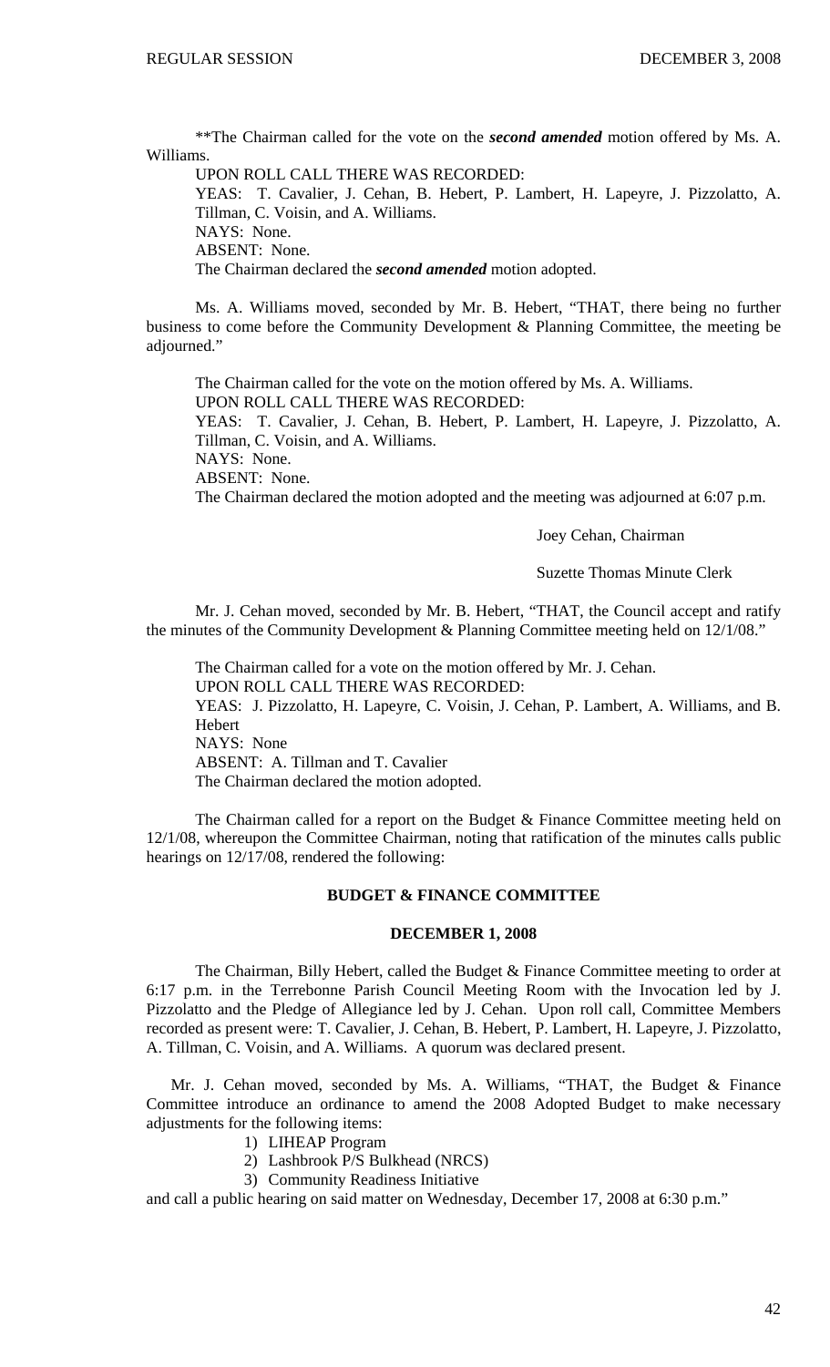**The Chairman called for the vote on the ***second amended*** motion offered by Ms. A. Williams.

UPON ROLL CALL THERE WAS RECORDED:

YEAS: T. Cavalier, J. Cehan, B. Hebert, P. Lambert, H. Lapeyre, J. Pizzolatto, A. Tillman, C. Voisin, and A. Williams.

NAYS: None.

ABSENT: None.

The Chairman declared the ***second amended*** motion adopted.

Ms. A. Williams moved, seconded by Mr. B. Hebert, "THAT, there being no further business to come before the Community Development & Planning Committee, the meeting be adjourned."

The Chairman called for the vote on the motion offered by Ms. A. Williams.

UPON ROLL CALL THERE WAS RECORDED:

YEAS: T. Cavalier, J. Cehan, B. Hebert, P. Lambert, H. Lapeyre, J. Pizzolatto, A. Tillman, C. Voisin, and A. Williams.

NAYS: None.

ABSENT: None.

The Chairman declared the motion adopted and the meeting was adjourned at 6:07 p.m.

Joey Cehan, Chairman

Suzette Thomas Minute Clerk

Mr. J. Cehan moved, seconded by Mr. B. Hebert, "THAT, the Council accept and ratify the minutes of the Community Development & Planning Committee meeting held on 12/1/08."

The Chairman called for a vote on the motion offered by Mr. J. Cehan.

UPON ROLL CALL THERE WAS RECORDED:

YEAS: J. Pizzolatto, H. Lapeyre, C. Voisin, J. Cehan, P. Lambert, A. Williams, and B. Hebert

NAYS: None

ABSENT: A. Tillman and T. Cavalier

The Chairman declared the motion adopted.

The Chairman called for a report on the Budget & Finance Committee meeting held on 12/1/08, whereupon the Committee Chairman, noting that ratification of the minutes calls public hearings on 12/17/08, rendered the following:

## BUDGET & FINANCE COMMITTEE

### DECEMBER 1, 2008

The Chairman, Billy Hebert, called the Budget & Finance Committee meeting to order at 6:17 p.m. in the Terrebonne Parish Council Meeting Room with the Invocation led by J. Pizzolatto and the Pledge of Allegiance led by J. Cehan. Upon roll call, Committee Members recorded as present were: T. Cavalier, J. Cehan, B. Hebert, P. Lambert, H. Lapeyre, J. Pizzolatto, A. Tillman, C. Voisin, and A. Williams. A quorum was declared present.

Mr. J. Cehan moved, seconded by Ms. A. Williams, "THAT, the Budget & Finance Committee introduce an ordinance to amend the 2008 Adopted Budget to make necessary adjustments for the following items:

1) LIHEAP Program
2) Lashbrook P/S Bulkhead (NRCS)
3) Community Readiness Initiative

and call a public hearing on said matter on Wednesday, December 17, 2008 at 6:30 p.m."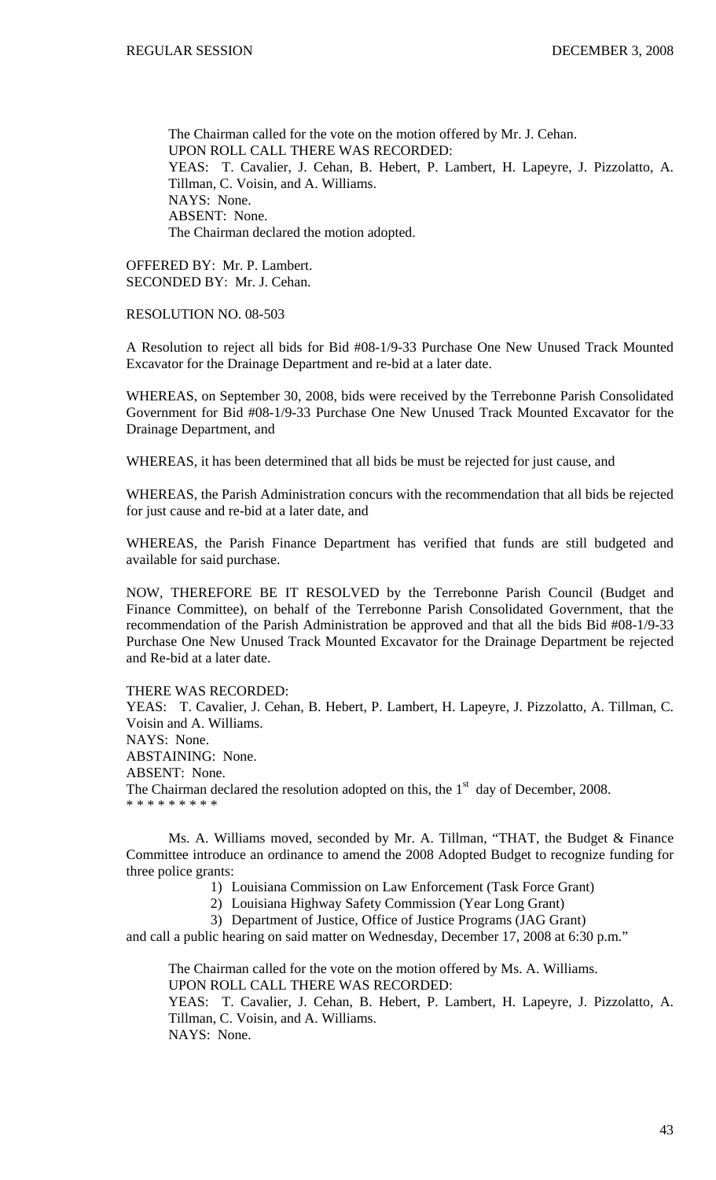The Chairman called for the vote on the motion offered by Mr. J. Cehan.
UPON ROLL CALL THERE WAS RECORDED:
YEAS: T. Cavalier, J. Cehan, B. Hebert, P. Lambert, H. Lapeyre, J. Pizzolatto, A. Tillman, C. Voisin, and A. Williams.
NAYS: None.
ABSENT: None.
The Chairman declared the motion adopted.

OFFERED BY: Mr. P. Lambert.
SECONDED BY: Mr. J. Cehan.

RESOLUTION NO. 08-503

A Resolution to reject all bids for Bid #08-1/9-33 Purchase One New Unused Track Mounted Excavator for the Drainage Department and re-bid at a later date.

WHEREAS, on September 30, 2008, bids were received by the Terrebonne Parish Consolidated Government for Bid #08-1/9-33 Purchase One New Unused Track Mounted Excavator for the Drainage Department, and

WHEREAS, it has been determined that all bids be must be rejected for just cause, and

WHEREAS, the Parish Administration concurs with the recommendation that all bids be rejected for just cause and re-bid at a later date, and

WHEREAS, the Parish Finance Department has verified that funds are still budgeted and available for said purchase.

NOW, THEREFORE BE IT RESOLVED by the Terrebonne Parish Council (Budget and Finance Committee), on behalf of the Terrebonne Parish Consolidated Government, that the recommendation of the Parish Administration be approved and that all the bids Bid #08-1/9-33 Purchase One New Unused Track Mounted Excavator for the Drainage Department be rejected and Re-bid at a later date.

THERE WAS RECORDED:
YEAS: T. Cavalier, J. Cehan, B. Hebert, P. Lambert, H. Lapeyre, J. Pizzolatto, A. Tillman, C. Voisin and A. Williams.
NAYS: None.
ABSTAINING: None.
ABSENT: None.
The Chairman declared the resolution adopted on this, the 1st day of December, 2008.
\* \* \* \* \* \* \* \* \*

Ms. A. Williams moved, seconded by Mr. A. Tillman, "THAT, the Budget & Finance Committee introduce an ordinance to amend the 2008 Adopted Budget to recognize funding for three police grants:

1) Louisiana Commission on Law Enforcement (Task Force Grant)
2) Louisiana Highway Safety Commission (Year Long Grant)
3) Department of Justice, Office of Justice Programs (JAG Grant)

and call a public hearing on said matter on Wednesday, December 17, 2008 at 6:30 p.m."

The Chairman called for the vote on the motion offered by Ms. A. Williams.
UPON ROLL CALL THERE WAS RECORDED:
YEAS: T. Cavalier, J. Cehan, B. Hebert, P. Lambert, H. Lapeyre, J. Pizzolatto, A. Tillman, C. Voisin, and A. Williams.
NAYS: None.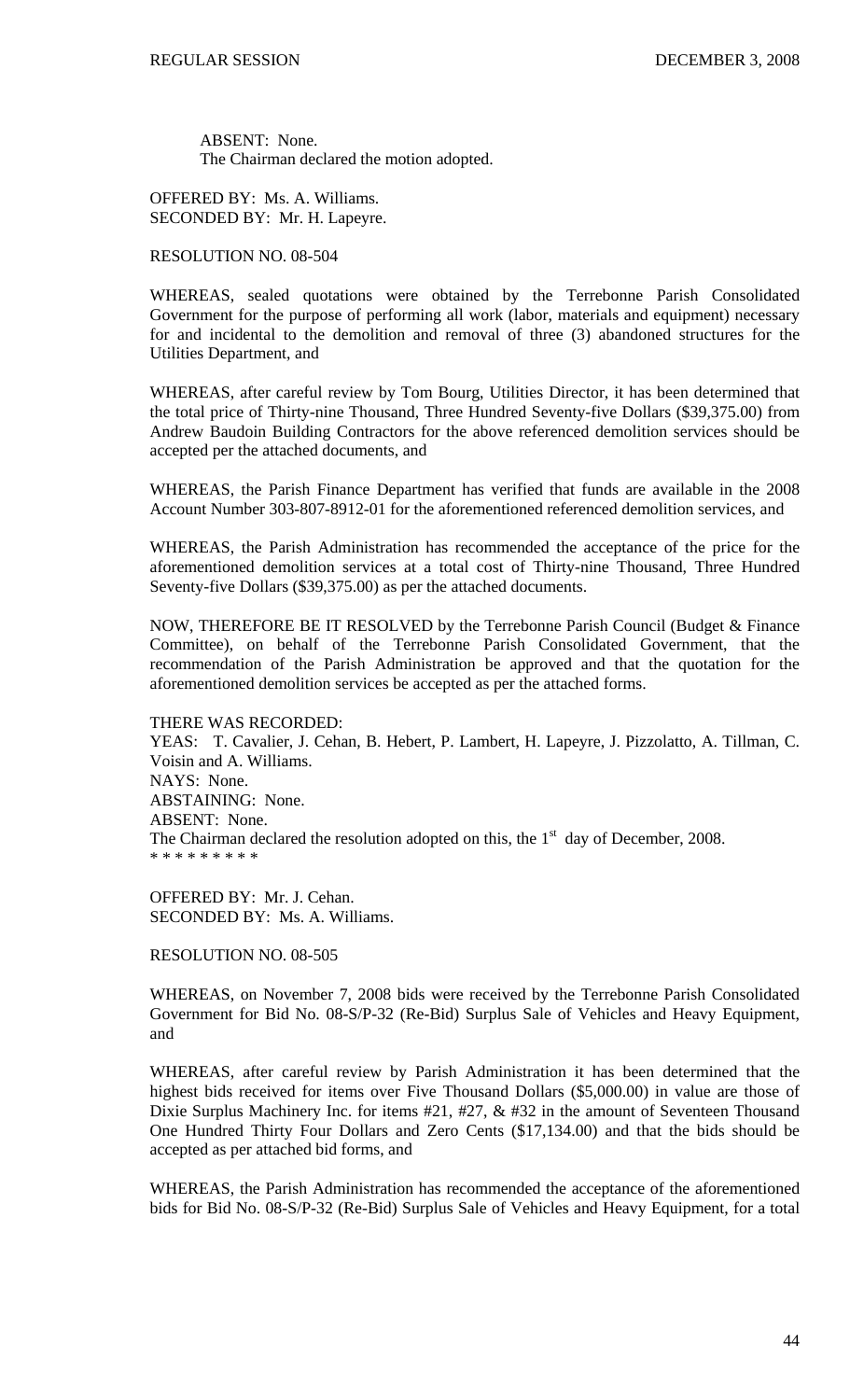ABSENT: None.
The Chairman declared the motion adopted.

OFFERED BY: Ms. A. Williams.
SECONDED BY: Mr. H. Lapeyre.

RESOLUTION NO. 08-504

WHEREAS, sealed quotations were obtained by the Terrebonne Parish Consolidated Government for the purpose of performing all work (labor, materials and equipment) necessary for and incidental to the demolition and removal of three (3) abandoned structures for the Utilities Department, and

WHEREAS, after careful review by Tom Bourg, Utilities Director, it has been determined that the total price of Thirty-nine Thousand, Three Hundred Seventy-five Dollars ($39,375.00) from Andrew Baudoin Building Contractors for the above referenced demolition services should be accepted per the attached documents, and

WHEREAS, the Parish Finance Department has verified that funds are available in the 2008 Account Number 303-807-8912-01 for the aforementioned referenced demolition services, and

WHEREAS, the Parish Administration has recommended the acceptance of the price for the aforementioned demolition services at a total cost of Thirty-nine Thousand, Three Hundred Seventy-five Dollars ($39,375.00) as per the attached documents.

NOW, THEREFORE BE IT RESOLVED by the Terrebonne Parish Council (Budget & Finance Committee), on behalf of the Terrebonne Parish Consolidated Government, that the recommendation of the Parish Administration be approved and that the quotation for the aforementioned demolition services be accepted as per the attached forms.

THERE WAS RECORDED:
YEAS: T. Cavalier, J. Cehan, B. Hebert, P. Lambert, H. Lapeyre, J. Pizzolatto, A. Tillman, C. Voisin and A. Williams.
NAYS: None.
ABSTAINING: None.
ABSENT: None.
The Chairman declared the resolution adopted on this, the 1st day of December, 2008.
* * * * * * * * *

OFFERED BY: Mr. J. Cehan.
SECONDED BY: Ms. A. Williams.

RESOLUTION NO. 08-505

WHEREAS, on November 7, 2008 bids were received by the Terrebonne Parish Consolidated Government for Bid No. 08-S/P-32 (Re-Bid) Surplus Sale of Vehicles and Heavy Equipment, and

WHEREAS, after careful review by Parish Administration it has been determined that the highest bids received for items over Five Thousand Dollars ($5,000.00) in value are those of Dixie Surplus Machinery Inc. for items #21, #27, & #32 in the amount of Seventeen Thousand One Hundred Thirty Four Dollars and Zero Cents ($17,134.00) and that the bids should be accepted as per attached bid forms, and

WHEREAS, the Parish Administration has recommended the acceptance of the aforementioned bids for Bid No. 08-S/P-32 (Re-Bid) Surplus Sale of Vehicles and Heavy Equipment, for a total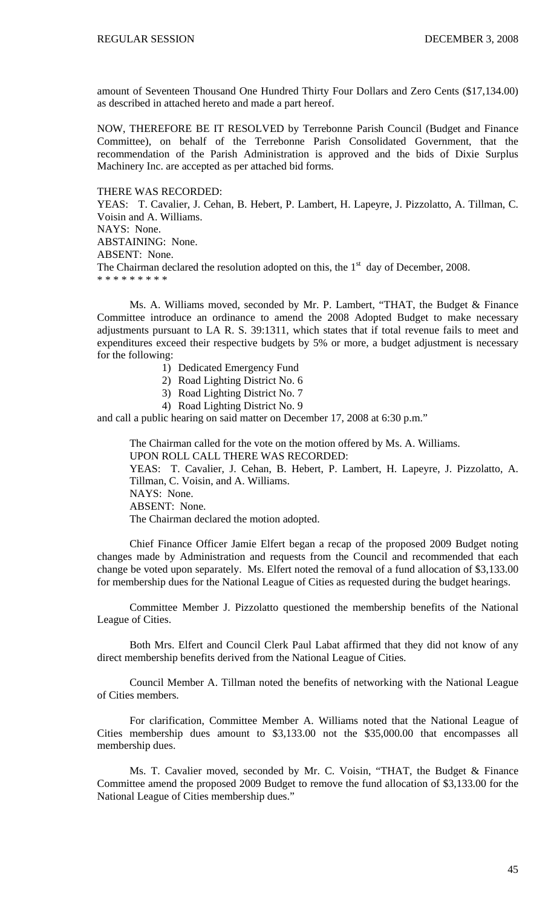amount of Seventeen Thousand One Hundred Thirty Four Dollars and Zero Cents ($17,134.00) as described in attached hereto and made a part hereof.

NOW, THEREFORE BE IT RESOLVED by Terrebonne Parish Council (Budget and Finance Committee), on behalf of the Terrebonne Parish Consolidated Government, that the recommendation of the Parish Administration is approved and the bids of Dixie Surplus Machinery Inc. are accepted as per attached bid forms.

THERE WAS RECORDED:
YEAS: T. Cavalier, J. Cehan, B. Hebert, P. Lambert, H. Lapeyre, J. Pizzolatto, A. Tillman, C. Voisin and A. Williams.
NAYS: None.
ABSTAINING: None.
ABSENT: None.
The Chairman declared the resolution adopted on this, the 1st day of December, 2008.
* * * * * * * * *

Ms. A. Williams moved, seconded by Mr. P. Lambert, "THAT, the Budget & Finance Committee introduce an ordinance to amend the 2008 Adopted Budget to make necessary adjustments pursuant to LA R. S. 39:1311, which states that if total revenue fails to meet and expenditures exceed their respective budgets by 5% or more, a budget adjustment is necessary for the following:

1) Dedicated Emergency Fund
2) Road Lighting District No. 6
3) Road Lighting District No. 7
4) Road Lighting District No. 9

and call a public hearing on said matter on December 17, 2008 at 6:30 p.m."

The Chairman called for the vote on the motion offered by Ms. A. Williams.
UPON ROLL CALL THERE WAS RECORDED:
YEAS: T. Cavalier, J. Cehan, B. Hebert, P. Lambert, H. Lapeyre, J. Pizzolatto, A. Tillman, C. Voisin, and A. Williams.
NAYS: None.
ABSENT: None.
The Chairman declared the motion adopted.

Chief Finance Officer Jamie Elfert began a recap of the proposed 2009 Budget noting changes made by Administration and requests from the Council and recommended that each change be voted upon separately. Ms. Elfert noted the removal of a fund allocation of $3,133.00 for membership dues for the National League of Cities as requested during the budget hearings.

Committee Member J. Pizzolatto questioned the membership benefits of the National League of Cities.

Both Mrs. Elfert and Council Clerk Paul Labat affirmed that they did not know of any direct membership benefits derived from the National League of Cities.

Council Member A. Tillman noted the benefits of networking with the National League of Cities members.

For clarification, Committee Member A. Williams noted that the National League of Cities membership dues amount to $3,133.00 not the $35,000.00 that encompasses all membership dues.

Ms. T. Cavalier moved, seconded by Mr. C. Voisin, "THAT, the Budget & Finance Committee amend the proposed 2009 Budget to remove the fund allocation of $3,133.00 for the National League of Cities membership dues."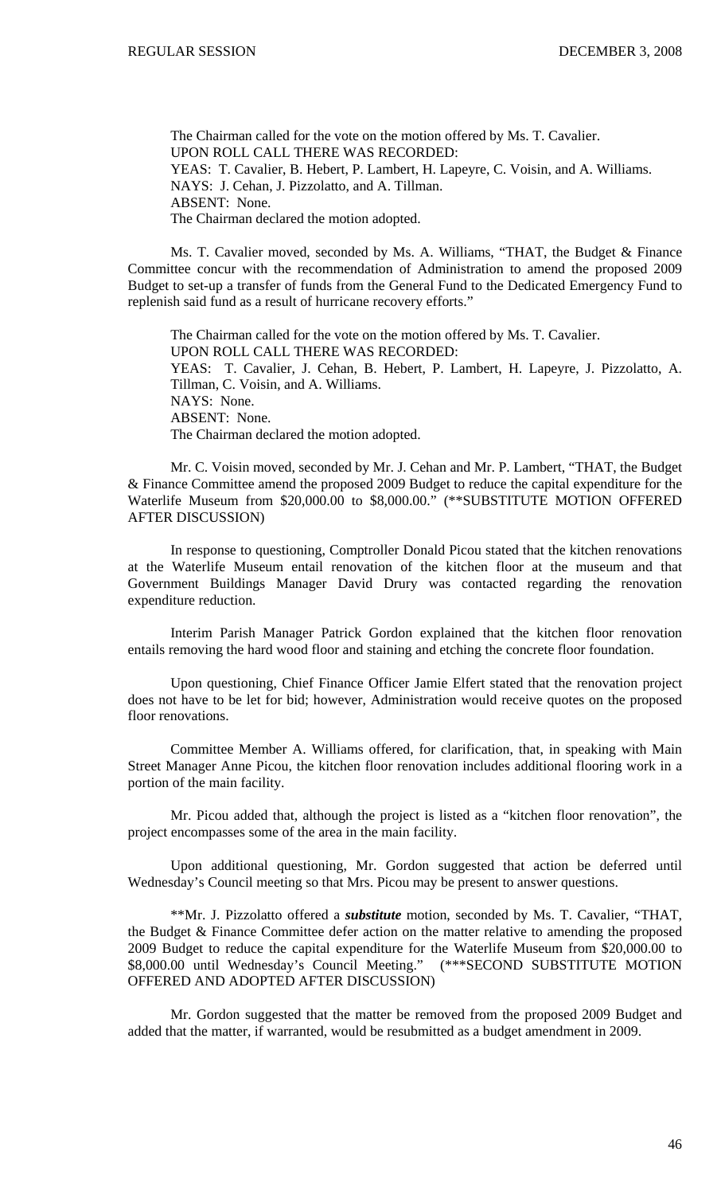The Chairman called for the vote on the motion offered by Ms. T. Cavalier.
UPON ROLL CALL THERE WAS RECORDED:
YEAS: T. Cavalier, B. Hebert, P. Lambert, H. Lapeyre, C. Voisin, and A. Williams.
NAYS: J. Cehan, J. Pizzolatto, and A. Tillman.
ABSENT: None.
The Chairman declared the motion adopted.

Ms. T. Cavalier moved, seconded by Ms. A. Williams, "THAT, the Budget & Finance Committee concur with the recommendation of Administration to amend the proposed 2009 Budget to set-up a transfer of funds from the General Fund to the Dedicated Emergency Fund to replenish said fund as a result of hurricane recovery efforts."

The Chairman called for the vote on the motion offered by Ms. T. Cavalier.
UPON ROLL CALL THERE WAS RECORDED:
YEAS: T. Cavalier, J. Cehan, B. Hebert, P. Lambert, H. Lapeyre, J. Pizzolatto, A. Tillman, C. Voisin, and A. Williams.
NAYS: None.
ABSENT: None.
The Chairman declared the motion adopted.

Mr. C. Voisin moved, seconded by Mr. J. Cehan and Mr. P. Lambert, "THAT, the Budget & Finance Committee amend the proposed 2009 Budget to reduce the capital expenditure for the Waterlife Museum from $20,000.00 to $8,000.00." (**SUBSTITUTE MOTION OFFERED AFTER DISCUSSION)

In response to questioning, Comptroller Donald Picou stated that the kitchen renovations at the Waterlife Museum entail renovation of the kitchen floor at the museum and that Government Buildings Manager David Drury was contacted regarding the renovation expenditure reduction.

Interim Parish Manager Patrick Gordon explained that the kitchen floor renovation entails removing the hard wood floor and staining and etching the concrete floor foundation.

Upon questioning, Chief Finance Officer Jamie Elfert stated that the renovation project does not have to be let for bid; however, Administration would receive quotes on the proposed floor renovations.

Committee Member A. Williams offered, for clarification, that, in speaking with Main Street Manager Anne Picou, the kitchen floor renovation includes additional flooring work in a portion of the main facility.

Mr. Picou added that, although the project is listed as a "kitchen floor renovation", the project encompasses some of the area in the main facility.

Upon additional questioning, Mr. Gordon suggested that action be deferred until Wednesday's Council meeting so that Mrs. Picou may be present to answer questions.

**Mr. J. Pizzolatto offered a ***substitute*** motion, seconded by Ms. T. Cavalier, "THAT, the Budget & Finance Committee defer action on the matter relative to amending the proposed 2009 Budget to reduce the capital expenditure for the Waterlife Museum from $20,000.00 to $8,000.00 until Wednesday's Council Meeting." (***SECOND SUBSTITUTE MOTION OFFERED AND ADOPTED AFTER DISCUSSION)

Mr. Gordon suggested that the matter be removed from the proposed 2009 Budget and added that the matter, if warranted, would be resubmitted as a budget amendment in 2009.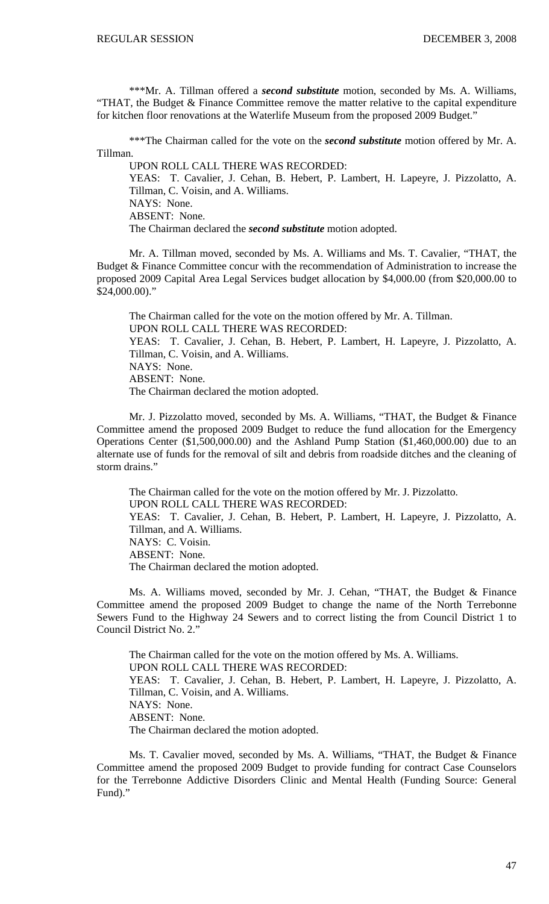\*\*\*Mr. A. Tillman offered a ***second substitute*** motion, seconded by Ms. A. Williams, "THAT, the Budget & Finance Committee remove the matter relative to the capital expenditure for kitchen floor renovations at the Waterlife Museum from the proposed 2009 Budget."

\*\*\*The Chairman called for the vote on the ***second substitute*** motion offered by Mr. A. Tillman.

UPON ROLL CALL THERE WAS RECORDED:
YEAS: T. Cavalier, J. Cehan, B. Hebert, P. Lambert, H. Lapeyre, J. Pizzolatto, A. Tillman, C. Voisin, and A. Williams.
NAYS: None.
ABSENT: None.
The Chairman declared the ***second substitute*** motion adopted.

Mr. A. Tillman moved, seconded by Ms. A. Williams and Ms. T. Cavalier, "THAT, the Budget & Finance Committee concur with the recommendation of Administration to increase the proposed 2009 Capital Area Legal Services budget allocation by $4,000.00 (from $20,000.00 to $24,000.00)."

The Chairman called for the vote on the motion offered by Mr. A. Tillman.
UPON ROLL CALL THERE WAS RECORDED:
YEAS: T. Cavalier, J. Cehan, B. Hebert, P. Lambert, H. Lapeyre, J. Pizzolatto, A. Tillman, C. Voisin, and A. Williams.
NAYS: None.
ABSENT: None.
The Chairman declared the motion adopted.

Mr. J. Pizzolatto moved, seconded by Ms. A. Williams, "THAT, the Budget & Finance Committee amend the proposed 2009 Budget to reduce the fund allocation for the Emergency Operations Center ($1,500,000.00) and the Ashland Pump Station ($1,460,000.00) due to an alternate use of funds for the removal of silt and debris from roadside ditches and the cleaning of storm drains."

The Chairman called for the vote on the motion offered by Mr. J. Pizzolatto.
UPON ROLL CALL THERE WAS RECORDED:
YEAS: T. Cavalier, J. Cehan, B. Hebert, P. Lambert, H. Lapeyre, J. Pizzolatto, A. Tillman, and A. Williams.
NAYS: C. Voisin.
ABSENT: None.
The Chairman declared the motion adopted.

Ms. A. Williams moved, seconded by Mr. J. Cehan, "THAT, the Budget & Finance Committee amend the proposed 2009 Budget to change the name of the North Terrebonne Sewers Fund to the Highway 24 Sewers and to correct listing the from Council District 1 to Council District No. 2."

The Chairman called for the vote on the motion offered by Ms. A. Williams.
UPON ROLL CALL THERE WAS RECORDED:
YEAS: T. Cavalier, J. Cehan, B. Hebert, P. Lambert, H. Lapeyre, J. Pizzolatto, A. Tillman, C. Voisin, and A. Williams.
NAYS: None.
ABSENT: None.
The Chairman declared the motion adopted.

Ms. T. Cavalier moved, seconded by Ms. A. Williams, "THAT, the Budget & Finance Committee amend the proposed 2009 Budget to provide funding for contract Case Counselors for the Terrebonne Addictive Disorders Clinic and Mental Health (Funding Source: General Fund)."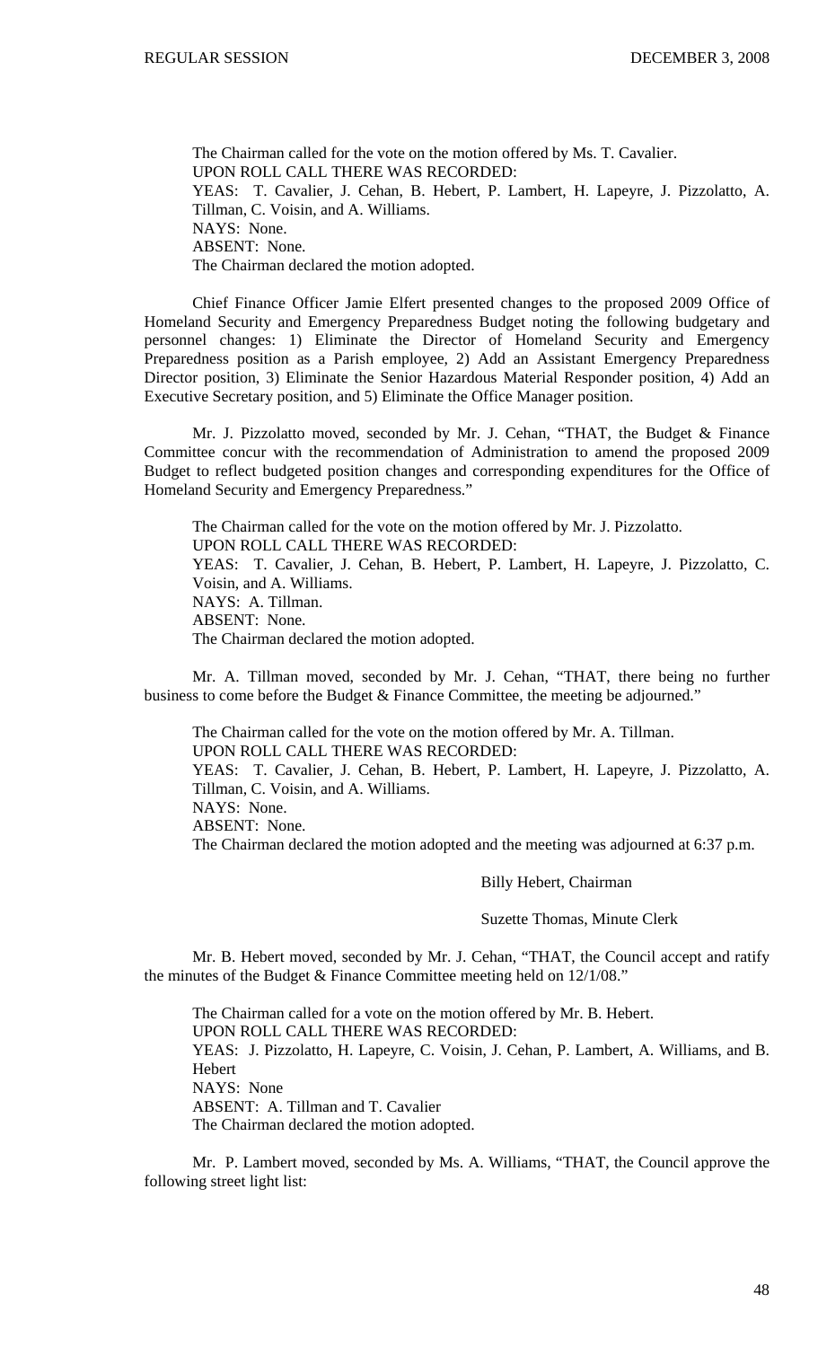The Chairman called for the vote on the motion offered by Ms. T. Cavalier.
UPON ROLL CALL THERE WAS RECORDED:
YEAS: T. Cavalier, J. Cehan, B. Hebert, P. Lambert, H. Lapeyre, J. Pizzolatto, A. Tillman, C. Voisin, and A. Williams.
NAYS: None.
ABSENT: None.
The Chairman declared the motion adopted.

Chief Finance Officer Jamie Elfert presented changes to the proposed 2009 Office of Homeland Security and Emergency Preparedness Budget noting the following budgetary and personnel changes: 1) Eliminate the Director of Homeland Security and Emergency Preparedness position as a Parish employee, 2) Add an Assistant Emergency Preparedness Director position, 3) Eliminate the Senior Hazardous Material Responder position, 4) Add an Executive Secretary position, and 5) Eliminate the Office Manager position.

Mr. J. Pizzolatto moved, seconded by Mr. J. Cehan, "THAT, the Budget & Finance Committee concur with the recommendation of Administration to amend the proposed 2009 Budget to reflect budgeted position changes and corresponding expenditures for the Office of Homeland Security and Emergency Preparedness."

The Chairman called for the vote on the motion offered by Mr. J. Pizzolatto.
UPON ROLL CALL THERE WAS RECORDED:
YEAS: T. Cavalier, J. Cehan, B. Hebert, P. Lambert, H. Lapeyre, J. Pizzolatto, C. Voisin, and A. Williams.
NAYS: A. Tillman.
ABSENT: None.
The Chairman declared the motion adopted.

Mr. A. Tillman moved, seconded by Mr. J. Cehan, "THAT, there being no further business to come before the Budget & Finance Committee, the meeting be adjourned."

The Chairman called for the vote on the motion offered by Mr. A. Tillman.
UPON ROLL CALL THERE WAS RECORDED:
YEAS: T. Cavalier, J. Cehan, B. Hebert, P. Lambert, H. Lapeyre, J. Pizzolatto, A. Tillman, C. Voisin, and A. Williams.
NAYS: None.
ABSENT: None.
The Chairman declared the motion adopted and the meeting was adjourned at 6:37 p.m.

Billy Hebert, Chairman

Suzette Thomas, Minute Clerk

Mr. B. Hebert moved, seconded by Mr. J. Cehan, "THAT, the Council accept and ratify the minutes of the Budget & Finance Committee meeting held on 12/1/08."

The Chairman called for a vote on the motion offered by Mr. B. Hebert.
UPON ROLL CALL THERE WAS RECORDED:
YEAS: J. Pizzolatto, H. Lapeyre, C. Voisin, J. Cehan, P. Lambert, A. Williams, and B. Hebert
NAYS: None
ABSENT: A. Tillman and T. Cavalier
The Chairman declared the motion adopted.

Mr. P. Lambert moved, seconded by Ms. A. Williams, "THAT, the Council approve the following street light list: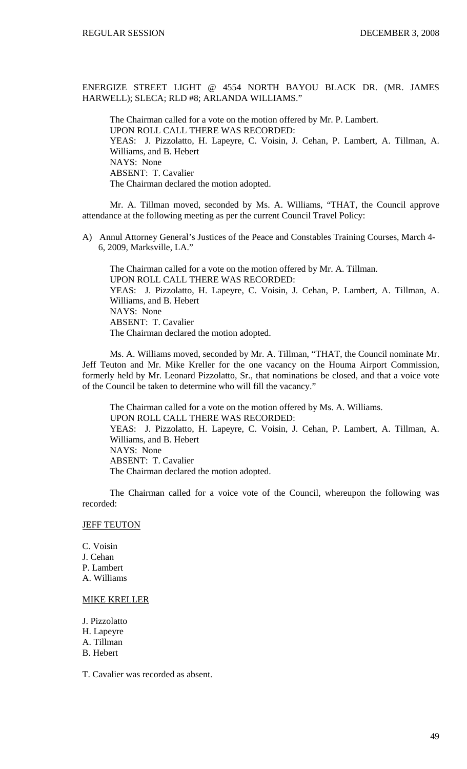ENERGIZE STREET LIGHT @ 4554 NORTH BAYOU BLACK DR. (MR. JAMES HARWELL); SLECA; RLD #8; ARLANDA WILLIAMS."

The Chairman called for a vote on the motion offered by Mr. P. Lambert.
UPON ROLL CALL THERE WAS RECORDED:
YEAS: J. Pizzolatto, H. Lapeyre, C. Voisin, J. Cehan, P. Lambert, A. Tillman, A. Williams, and B. Hebert
NAYS: None
ABSENT: T. Cavalier
The Chairman declared the motion adopted.

Mr. A. Tillman moved, seconded by Ms. A. Williams, "THAT, the Council approve attendance at the following meeting as per the current Council Travel Policy:

A) Annul Attorney General's Justices of the Peace and Constables Training Courses, March 4-6, 2009, Marksville, LA."

The Chairman called for a vote on the motion offered by Mr. A. Tillman.
UPON ROLL CALL THERE WAS RECORDED:
YEAS: J. Pizzolatto, H. Lapeyre, C. Voisin, J. Cehan, P. Lambert, A. Tillman, A. Williams, and B. Hebert
NAYS: None
ABSENT: T. Cavalier
The Chairman declared the motion adopted.

Ms. A. Williams moved, seconded by Mr. A. Tillman, "THAT, the Council nominate Mr. Jeff Teuton and Mr. Mike Kreller for the one vacancy on the Houma Airport Commission, formerly held by Mr. Leonard Pizzolatto, Sr., that nominations be closed, and that a voice vote of the Council be taken to determine who will fill the vacancy."

The Chairman called for a vote on the motion offered by Ms. A. Williams.
UPON ROLL CALL THERE WAS RECORDED:
YEAS: J. Pizzolatto, H. Lapeyre, C. Voisin, J. Cehan, P. Lambert, A. Tillman, A. Williams, and B. Hebert
NAYS: None
ABSENT: T. Cavalier
The Chairman declared the motion adopted.

The Chairman called for a voice vote of the Council, whereupon the following was recorded:

JEFF TEUTON

C. Voisin
J. Cehan
P. Lambert
A. Williams

MIKE KRELLER

J. Pizzolatto
H. Lapeyre
A. Tillman
B. Hebert

T. Cavalier was recorded as absent.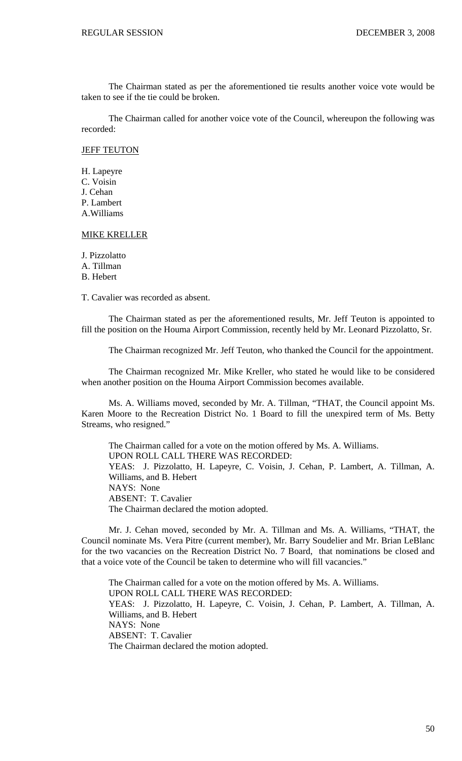The Chairman stated as per the aforementioned tie results another voice vote would be taken to see if the tie could be broken.

The Chairman called for another voice vote of the Council, whereupon the following was recorded:

<u>JEFF TEUTON</u>

H. Lapeyre
C. Voisin
J. Cehan
P. Lambert
A.Williams

<u>MIKE KRELLER</u>

J. Pizzolatto
A. Tillman
B. Hebert

T. Cavalier was recorded as absent.

The Chairman stated as per the aforementioned results, Mr. Jeff Teuton is appointed to fill the position on the Houma Airport Commission, recently held by Mr. Leonard Pizzolatto, Sr.

The Chairman recognized Mr. Jeff Teuton, who thanked the Council for the appointment.

The Chairman recognized Mr. Mike Kreller, who stated he would like to be considered when another position on the Houma Airport Commission becomes available.

Ms. A. Williams moved, seconded by Mr. A. Tillman, "THAT, the Council appoint Ms. Karen Moore to the Recreation District No. 1 Board to fill the unexpired term of Ms. Betty Streams, who resigned."

The Chairman called for a vote on the motion offered by Ms. A. Williams.
UPON ROLL CALL THERE WAS RECORDED:
YEAS: J. Pizzolatto, H. Lapeyre, C. Voisin, J. Cehan, P. Lambert, A. Tillman, A. Williams, and B. Hebert
NAYS: None
ABSENT: T. Cavalier
The Chairman declared the motion adopted.

Mr. J. Cehan moved, seconded by Mr. A. Tillman and Ms. A. Williams, "THAT, the Council nominate Ms. Vera Pitre (current member), Mr. Barry Soudelier and Mr. Brian LeBlanc for the two vacancies on the Recreation District No. 7 Board, that nominations be closed and that a voice vote of the Council be taken to determine who will fill vacancies."

The Chairman called for a vote on the motion offered by Ms. A. Williams.
UPON ROLL CALL THERE WAS RECORDED:
YEAS: J. Pizzolatto, H. Lapeyre, C. Voisin, J. Cehan, P. Lambert, A. Tillman, A. Williams, and B. Hebert
NAYS: None
ABSENT: T. Cavalier
The Chairman declared the motion adopted.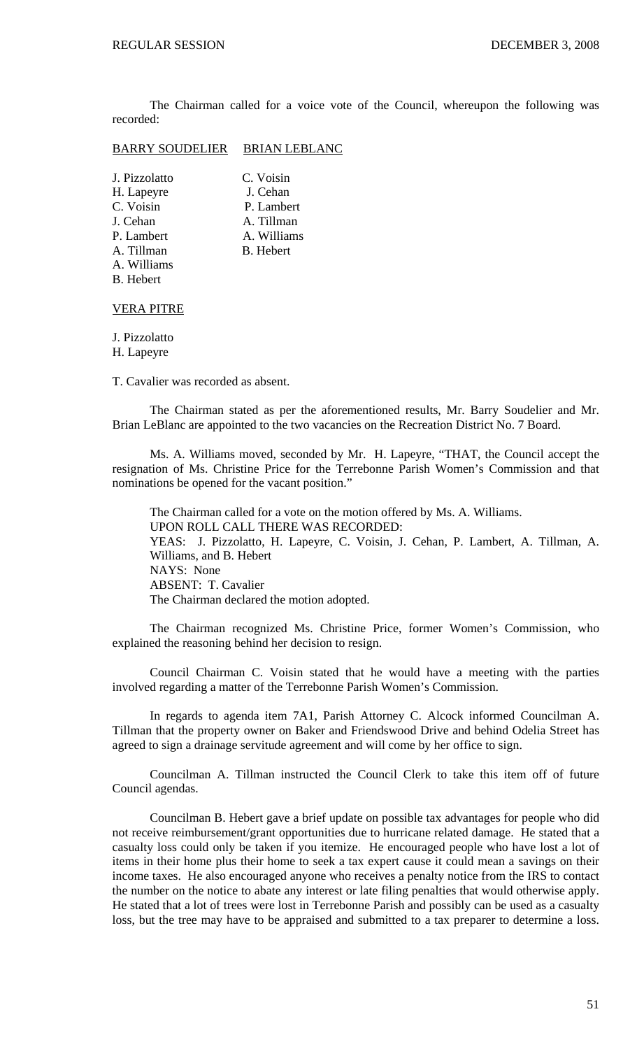The Chairman called for a voice vote of the Council, whereupon the following was recorded:

| <u>BARRY SOUDELIER</u> | <u>BRIAN LEBLANC</u> |
|---|---|
| J. Pizzolatto | C. Voisin |
| H. Lapeyre | J. Cehan |
| C. Voisin | P. Lambert |
| J. Cehan | A. Tillman |
| P. Lambert | A. Williams |
| A. Tillman | B. Hebert |
| A. Williams | |
| B. Hebert | |

<u>VERA PITRE</u>

J. Pizzolatto
H. Lapeyre

T. Cavalier was recorded as absent.

The Chairman stated as per the aforementioned results, Mr. Barry Soudelier and Mr. Brian LeBlanc are appointed to the two vacancies on the Recreation District No. 7 Board.

Ms. A. Williams moved, seconded by Mr. H. Lapeyre, "THAT, the Council accept the resignation of Ms. Christine Price for the Terrebonne Parish Women's Commission and that nominations be opened for the vacant position."

The Chairman called for a vote on the motion offered by Ms. A. Williams.
UPON ROLL CALL THERE WAS RECORDED:
YEAS: J. Pizzolatto, H. Lapeyre, C. Voisin, J. Cehan, P. Lambert, A. Tillman, A. Williams, and B. Hebert
NAYS: None
ABSENT: T. Cavalier
The Chairman declared the motion adopted.

The Chairman recognized Ms. Christine Price, former Women's Commission, who explained the reasoning behind her decision to resign.

Council Chairman C. Voisin stated that he would have a meeting with the parties involved regarding a matter of the Terrebonne Parish Women's Commission.

In regards to agenda item 7A1, Parish Attorney C. Alcock informed Councilman A. Tillman that the property owner on Baker and Friendswood Drive and behind Odelia Street has agreed to sign a drainage servitude agreement and will come by her office to sign.

Councilman A. Tillman instructed the Council Clerk to take this item off of future Council agendas.

Councilman B. Hebert gave a brief update on possible tax advantages for people who did not receive reimbursement/grant opportunities due to hurricane related damage. He stated that a casualty loss could only be taken if you itemize. He encouraged people who have lost a lot of items in their home plus their home to seek a tax expert cause it could mean a savings on their income taxes. He also encouraged anyone who receives a penalty notice from the IRS to contact the number on the notice to abate any interest or late filing penalties that would otherwise apply. He stated that a lot of trees were lost in Terrebonne Parish and possibly can be used as a casualty loss, but the tree may have to be appraised and submitted to a tax preparer to determine a loss.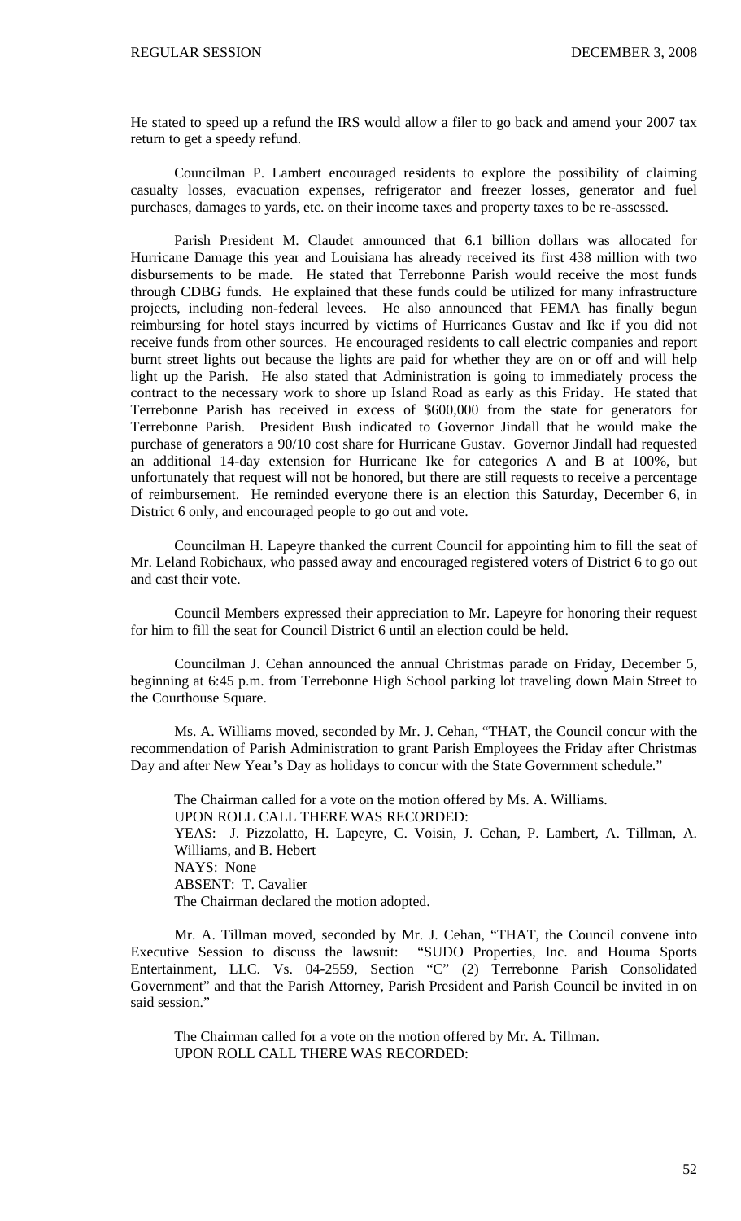He stated to speed up a refund the IRS would allow a filer to go back and amend your 2007 tax return to get a speedy refund.

Councilman P. Lambert encouraged residents to explore the possibility of claiming casualty losses, evacuation expenses, refrigerator and freezer losses, generator and fuel purchases, damages to yards, etc. on their income taxes and property taxes to be re-assessed.

Parish President M. Claudet announced that 6.1 billion dollars was allocated for Hurricane Damage this year and Louisiana has already received its first 438 million with two disbursements to be made. He stated that Terrebonne Parish would receive the most funds through CDBG funds. He explained that these funds could be utilized for many infrastructure projects, including non-federal levees. He also announced that FEMA has finally begun reimbursing for hotel stays incurred by victims of Hurricanes Gustav and Ike if you did not receive funds from other sources. He encouraged residents to call electric companies and report burnt street lights out because the lights are paid for whether they are on or off and will help light up the Parish. He also stated that Administration is going to immediately process the contract to the necessary work to shore up Island Road as early as this Friday. He stated that Terrebonne Parish has received in excess of $600,000 from the state for generators for Terrebonne Parish. President Bush indicated to Governor Jindall that he would make the purchase of generators a 90/10 cost share for Hurricane Gustav. Governor Jindall had requested an additional 14-day extension for Hurricane Ike for categories A and B at 100%, but unfortunately that request will not be honored, but there are still requests to receive a percentage of reimbursement. He reminded everyone there is an election this Saturday, December 6, in District 6 only, and encouraged people to go out and vote.

Councilman H. Lapeyre thanked the current Council for appointing him to fill the seat of Mr. Leland Robichaux, who passed away and encouraged registered voters of District 6 to go out and cast their vote.

Council Members expressed their appreciation to Mr. Lapeyre for honoring their request for him to fill the seat for Council District 6 until an election could be held.

Councilman J. Cehan announced the annual Christmas parade on Friday, December 5, beginning at 6:45 p.m. from Terrebonne High School parking lot traveling down Main Street to the Courthouse Square.

Ms. A. Williams moved, seconded by Mr. J. Cehan, "THAT, the Council concur with the recommendation of Parish Administration to grant Parish Employees the Friday after Christmas Day and after New Year's Day as holidays to concur with the State Government schedule."

The Chairman called for a vote on the motion offered by Ms. A. Williams.
UPON ROLL CALL THERE WAS RECORDED:
YEAS: J. Pizzolatto, H. Lapeyre, C. Voisin, J. Cehan, P. Lambert, A. Tillman, A. Williams, and B. Hebert
NAYS: None
ABSENT: T. Cavalier
The Chairman declared the motion adopted.

Mr. A. Tillman moved, seconded by Mr. J. Cehan, "THAT, the Council convene into Executive Session to discuss the lawsuit: "SUDO Properties, Inc. and Houma Sports Entertainment, LLC. Vs. 04-2559, Section "C" (2) Terrebonne Parish Consolidated Government" and that the Parish Attorney, Parish President and Parish Council be invited in on said session."

The Chairman called for a vote on the motion offered by Mr. A. Tillman.
UPON ROLL CALL THERE WAS RECORDED: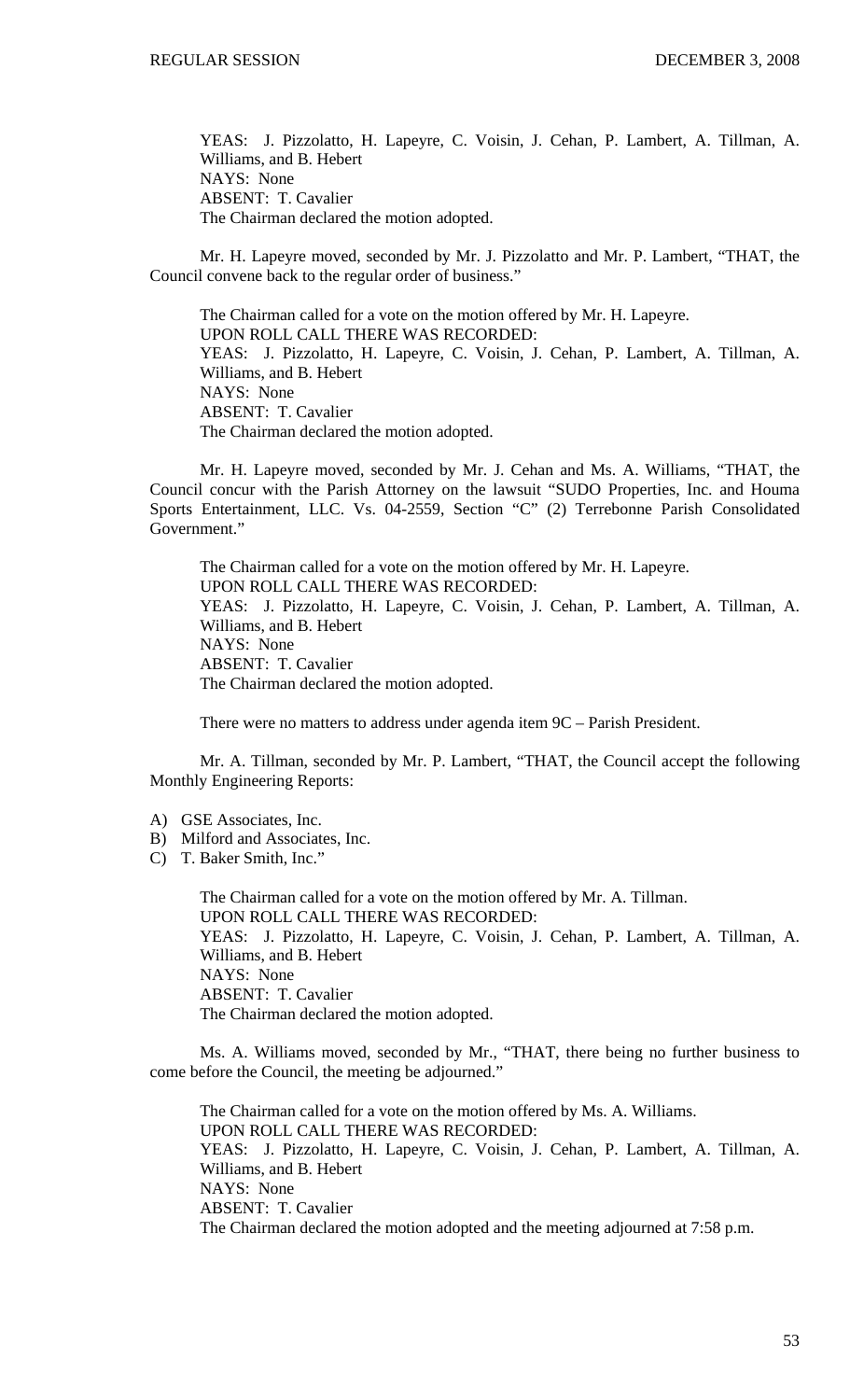YEAS: J. Pizzolatto, H. Lapeyre, C. Voisin, J. Cehan, P. Lambert, A. Tillman, A. Williams, and B. Hebert
NAYS: None
ABSENT: T. Cavalier
The Chairman declared the motion adopted.

Mr. H. Lapeyre moved, seconded by Mr. J. Pizzolatto and Mr. P. Lambert, "THAT, the Council convene back to the regular order of business."

The Chairman called for a vote on the motion offered by Mr. H. Lapeyre.
UPON ROLL CALL THERE WAS RECORDED:
YEAS: J. Pizzolatto, H. Lapeyre, C. Voisin, J. Cehan, P. Lambert, A. Tillman, A. Williams, and B. Hebert
NAYS: None
ABSENT: T. Cavalier
The Chairman declared the motion adopted.

Mr. H. Lapeyre moved, seconded by Mr. J. Cehan and Ms. A. Williams, "THAT, the Council concur with the Parish Attorney on the lawsuit "SUDO Properties, Inc. and Houma Sports Entertainment, LLC. Vs. 04-2559, Section "C" (2) Terrebonne Parish Consolidated Government."

The Chairman called for a vote on the motion offered by Mr. H. Lapeyre.
UPON ROLL CALL THERE WAS RECORDED:
YEAS: J. Pizzolatto, H. Lapeyre, C. Voisin, J. Cehan, P. Lambert, A. Tillman, A. Williams, and B. Hebert
NAYS: None
ABSENT: T. Cavalier
The Chairman declared the motion adopted.

There were no matters to address under agenda item 9C – Parish President.

Mr. A. Tillman, seconded by Mr. P. Lambert, "THAT, the Council accept the following Monthly Engineering Reports:

A) GSE Associates, Inc.
B) Milford and Associates, Inc.
C) T. Baker Smith, Inc."

The Chairman called for a vote on the motion offered by Mr. A. Tillman.
UPON ROLL CALL THERE WAS RECORDED:
YEAS: J. Pizzolatto, H. Lapeyre, C. Voisin, J. Cehan, P. Lambert, A. Tillman, A. Williams, and B. Hebert
NAYS: None
ABSENT: T. Cavalier
The Chairman declared the motion adopted.

Ms. A. Williams moved, seconded by Mr., "THAT, there being no further business to come before the Council, the meeting be adjourned."

The Chairman called for a vote on the motion offered by Ms. A. Williams.
UPON ROLL CALL THERE WAS RECORDED:
YEAS: J. Pizzolatto, H. Lapeyre, C. Voisin, J. Cehan, P. Lambert, A. Tillman, A. Williams, and B. Hebert
NAYS: None
ABSENT: T. Cavalier
The Chairman declared the motion adopted and the meeting adjourned at 7:58 p.m.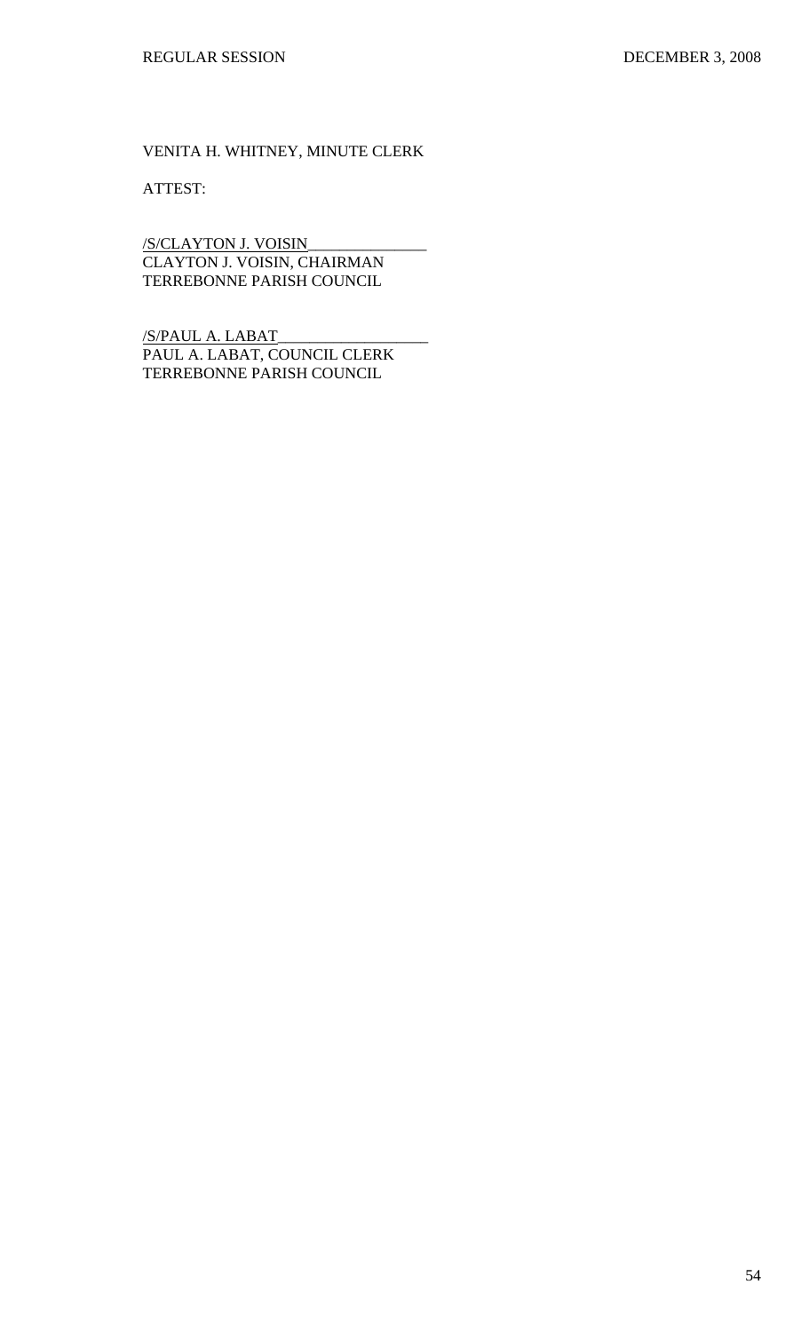VENITA H. WHITNEY, MINUTE CLERK

ATTEST:

/S/CLAYTON J. VOISIN_______________
CLAYTON J. VOISIN, CHAIRMAN
TERREBONNE PARISH COUNCIL

/S/PAUL A. LABAT___________________
PAUL A. LABAT, COUNCIL CLERK
TERREBONNE PARISH COUNCIL